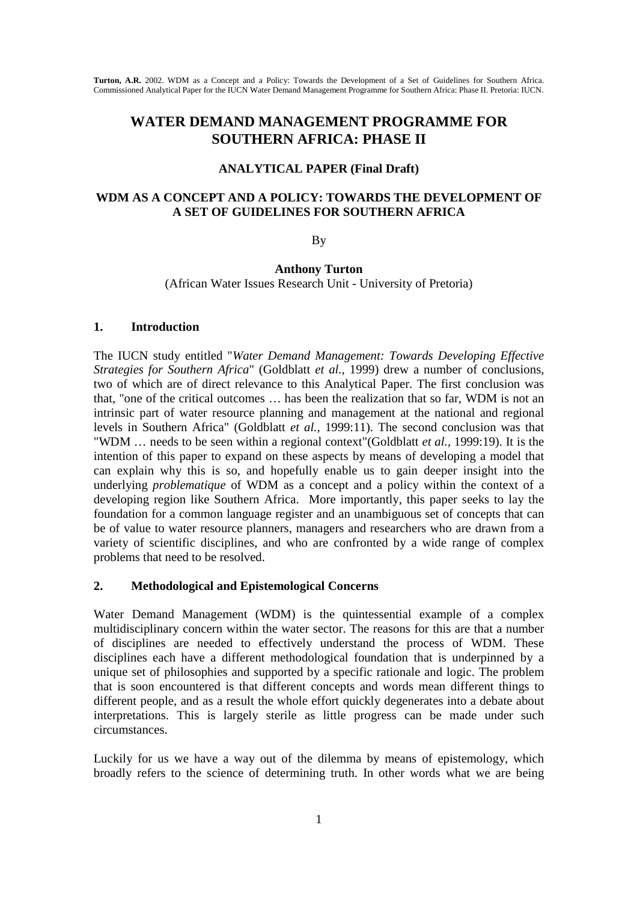**Turton, A.R.** 2002. WDM as a Concept and a Policy: Towards the Development of a Set of Guidelines for Southern Africa. Commissioned Analytical Paper for the IUCN Water Demand Management Programme for Southern Africa: Phase II. Pretoria: IUCN.

# WATER DEMAND MANAGEMENT PROGRAMME FOR SOUTHERN AFRICA: PHASE II

### ANALYTICAL PAPER (Final Draft)

### WDM AS A CONCEPT AND A POLICY: TOWARDS THE DEVELOPMENT OF A SET OF GUIDELINES FOR SOUTHERN AFRICA

By

**Anthony Turton**

(African Water Issues Research Unit - University of Pretoria)

## 1. Introduction

The IUCN study entitled "*Water Demand Management: Towards Developing Effective Strategies for Southern Africa*" (Goldblatt *et al.*, 1999) drew a number of conclusions, two of which are of direct relevance to this Analytical Paper. The first conclusion was that, "one of the critical outcomes … has been the realization that so far, WDM is not an intrinsic part of water resource planning and management at the national and regional levels in Southern Africa" (Goldblatt *et al.*, 1999:11). The second conclusion was that "WDM … needs to be seen within a regional context"(Goldblatt *et al.*, 1999:19). It is the intention of this paper to expand on these aspects by means of developing a model that can explain why this is so, and hopefully enable us to gain deeper insight into the underlying *problematique* of WDM as a concept and a policy within the context of a developing region like Southern Africa. More importantly, this paper seeks to lay the foundation for a common language register and an unambiguous set of concepts that can be of value to water resource planners, managers and researchers who are drawn from a variety of scientific disciplines, and who are confronted by a wide range of complex problems that need to be resolved.

## 2. Methodological and Epistemological Concerns

Water Demand Management (WDM) is the quintessential example of a complex multidisciplinary concern within the water sector. The reasons for this are that a number of disciplines are needed to effectively understand the process of WDM. These disciplines each have a different methodological foundation that is underpinned by a unique set of philosophies and supported by a specific rationale and logic. The problem that is soon encountered is that different concepts and words mean different things to different people, and as a result the whole effort quickly degenerates into a debate about interpretations. This is largely sterile as little progress can be made under such circumstances.

Luckily for us we have a way out of the dilemma by means of epistemology, which broadly refers to the science of determining truth. In other words what we are being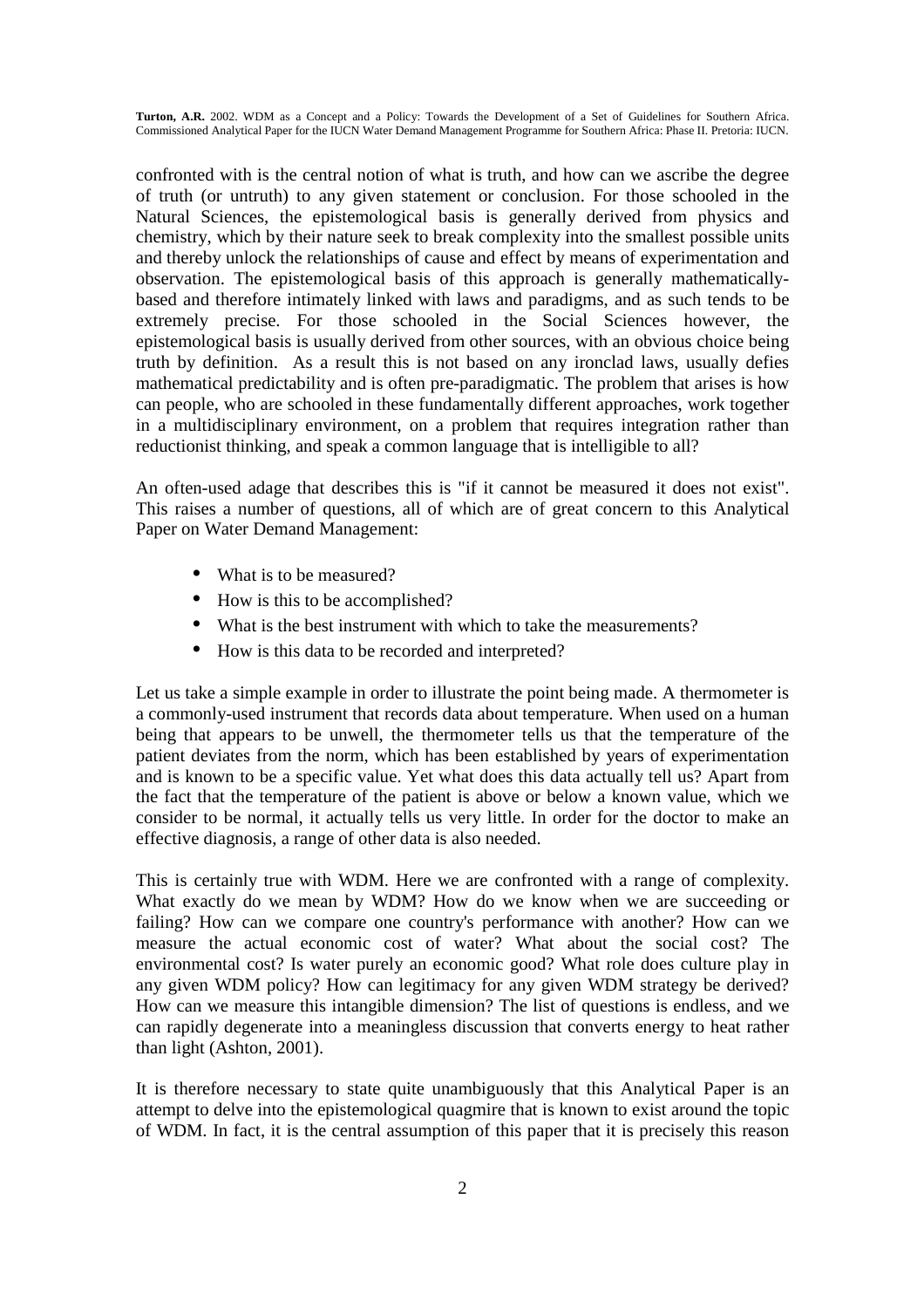confronted with is the central notion of what is truth, and how can we ascribe the degree of truth (or untruth) to any given statement or conclusion. For those schooled in the Natural Sciences, the epistemological basis is generally derived from physics and chemistry, which by their nature seek to break complexity into the smallest possible units and thereby unlock the relationships of cause and effect by means of experimentation and observation. The epistemological basis of this approach is generally mathematically-based and therefore intimately linked with laws and paradigms, and as such tends to be extremely precise. For those schooled in the Social Sciences however, the epistemological basis is usually derived from other sources, with an obvious choice being truth by definition. As a result this is not based on any ironclad laws, usually defies mathematical predictability and is often pre-paradigmatic. The problem that arises is how can people, who are schooled in these fundamentally different approaches, work together in a multidisciplinary environment, on a problem that requires integration rather than reductionist thinking, and speak a common language that is intelligible to all?

An often-used adage that describes this is "if it cannot be measured it does not exist". This raises a number of questions, all of which are of great concern to this Analytical Paper on Water Demand Management:

- What is to be measured?
- How is this to be accomplished?
- What is the best instrument with which to take the measurements?
- How is this data to be recorded and interpreted?

Let us take a simple example in order to illustrate the point being made. A thermometer is a commonly-used instrument that records data about temperature. When used on a human being that appears to be unwell, the thermometer tells us that the temperature of the patient deviates from the norm, which has been established by years of experimentation and is known to be a specific value. Yet what does this data actually tell us? Apart from the fact that the temperature of the patient is above or below a known value, which we consider to be normal, it actually tells us very little. In order for the doctor to make an effective diagnosis, a range of other data is also needed.

This is certainly true with WDM. Here we are confronted with a range of complexity. What exactly do we mean by WDM? How do we know when we are succeeding or failing? How can we compare one country's performance with another? How can we measure the actual economic cost of water? What about the social cost? The environmental cost? Is water purely an economic good? What role does culture play in any given WDM policy? How can legitimacy for any given WDM strategy be derived? How can we measure this intangible dimension? The list of questions is endless, and we can rapidly degenerate into a meaningless discussion that converts energy to heat rather than light (Ashton, 2001).

It is therefore necessary to state quite unambiguously that this Analytical Paper is an attempt to delve into the epistemological quagmire that is known to exist around the topic of WDM. In fact, it is the central assumption of this paper that it is precisely this reason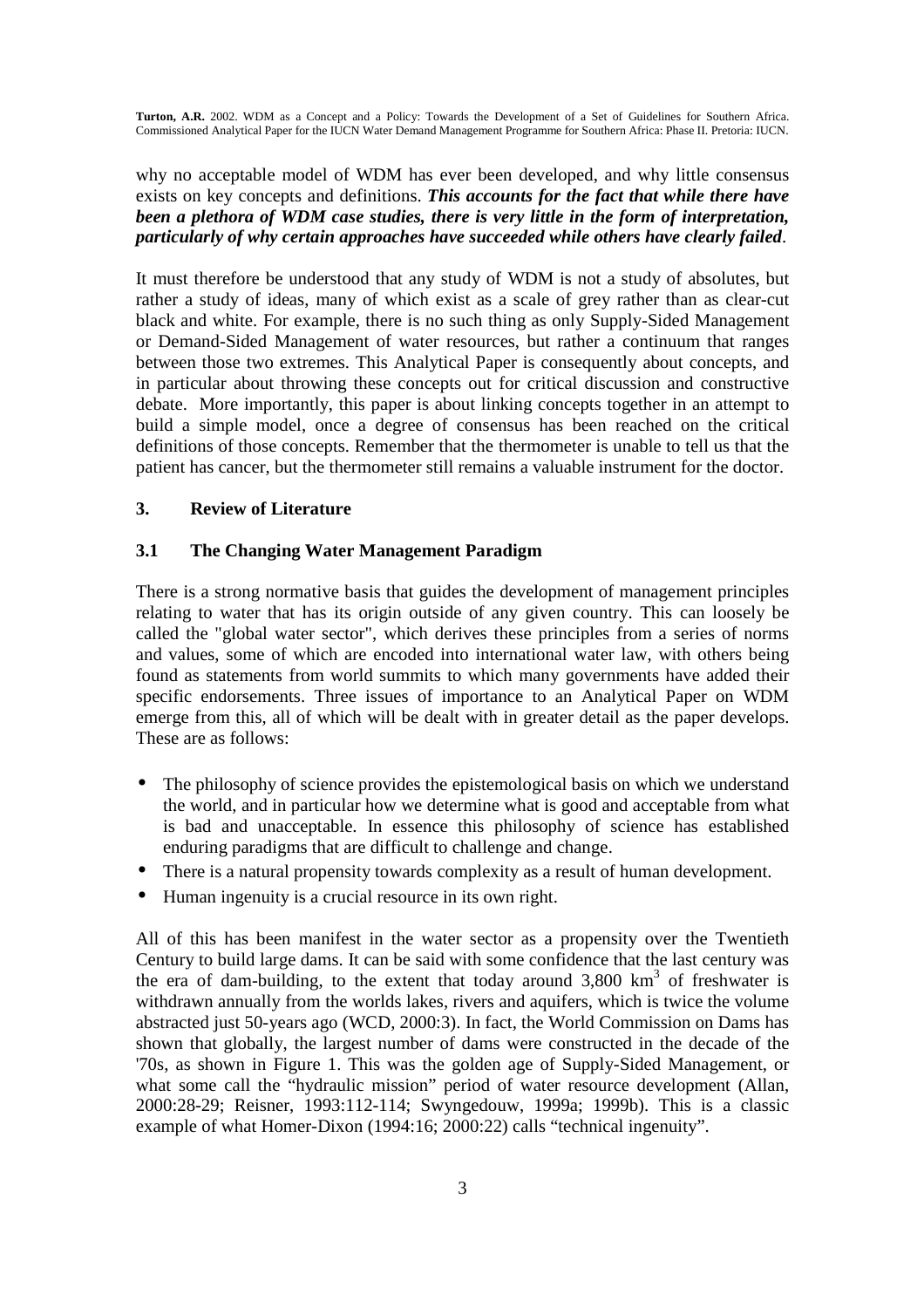why no acceptable model of WDM has ever been developed, and why little consensus exists on key concepts and definitions. ***This accounts for the fact that while there have been a plethora of WDM case studies, there is very little in the form of interpretation, particularly of why certain approaches have succeeded while others have clearly failed***.

It must therefore be understood that any study of WDM is not a study of absolutes, but rather a study of ideas, many of which exist as a scale of grey rather than as clear-cut black and white. For example, there is no such thing as only Supply-Sided Management or Demand-Sided Management of water resources, but rather a continuum that ranges between those two extremes. This Analytical Paper is consequently about concepts, and in particular about throwing these concepts out for critical discussion and constructive debate. More importantly, this paper is about linking concepts together in an attempt to build a simple model, once a degree of consensus has been reached on the critical definitions of those concepts. Remember that the thermometer is unable to tell us that the patient has cancer, but the thermometer still remains a valuable instrument for the doctor.

## 3. Review of Literature

### 3.1 The Changing Water Management Paradigm

There is a strong normative basis that guides the development of management principles relating to water that has its origin outside of any given country. This can loosely be called the "global water sector", which derives these principles from a series of norms and values, some of which are encoded into international water law, with others being found as statements from world summits to which many governments have added their specific endorsements. Three issues of importance to an Analytical Paper on WDM emerge from this, all of which will be dealt with in greater detail as the paper develops. These are as follows:

- The philosophy of science provides the epistemological basis on which we understand the world, and in particular how we determine what is good and acceptable from what is bad and unacceptable. In essence this philosophy of science has established enduring paradigms that are difficult to challenge and change.
- There is a natural propensity towards complexity as a result of human development.
- Human ingenuity is a crucial resource in its own right.

All of this has been manifest in the water sector as a propensity over the Twentieth Century to build large dams. It can be said with some confidence that the last century was the era of dam-building, to the extent that today around 3,800 $km^3$ of freshwater is withdrawn annually from the worlds lakes, rivers and aquifers, which is twice the volume abstracted just 50-years ago (WCD, 2000:3). In fact, the World Commission on Dams has shown that globally, the largest number of dams were constructed in the decade of the '70s, as shown in Figure 1. This was the golden age of Supply-Sided Management, or what some call the "hydraulic mission" period of water resource development (Allan, 2000:28-29; Reisner, 1993:112-114; Swyngedouw, 1999a; 1999b). This is a classic example of what Homer-Dixon (1994:16; 2000:22) calls "technical ingenuity".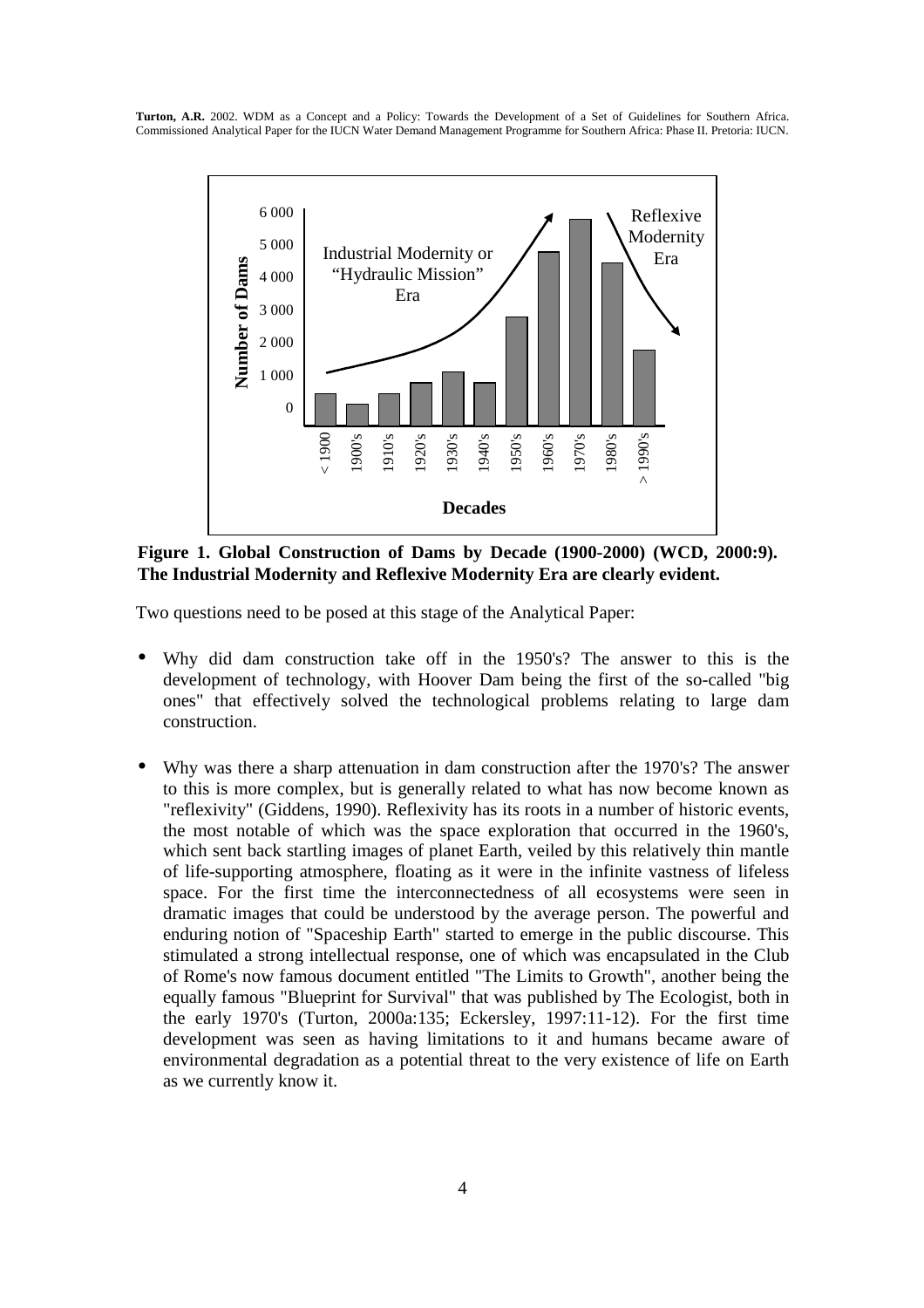**Figure 1. Global Construction of Dams by Decade (1900-2000) (WCD, 2000:9). The Industrial Modernity and Reflexive Modernity Era are clearly evident.**

Two questions need to be posed at this stage of the Analytical Paper:

- Why did dam construction take off in the 1950's? The answer to this is the development of technology, with Hoover Dam being the first of the so-called "big ones" that effectively solved the technological problems relating to large dam construction.

- Why was there a sharp attenuation in dam construction after the 1970's? The answer to this is more complex, but is generally related to what has now become known as "reflexivity" (Giddens, 1990). Reflexivity has its roots in a number of historic events, the most notable of which was the space exploration that occurred in the 1960's, which sent back startling images of planet Earth, veiled by this relatively thin mantle of life-supporting atmosphere, floating as it were in the infinite vastness of lifeless space. For the first time the interconnectedness of all ecosystems were seen in dramatic images that could be understood by the average person. The powerful and enduring notion of "Spaceship Earth" started to emerge in the public discourse. This stimulated a strong intellectual response, one of which was encapsulated in the Club of Rome's now famous document entitled "The Limits to Growth", another being the equally famous "Blueprint for Survival" that was published by The Ecologist, both in the early 1970's (Turton, 2000a:135; Eckersley, 1997:11-12). For the first time development was seen as having limitations to it and humans became aware of environmental degradation as a potential threat to the very existence of life on Earth as we currently know it.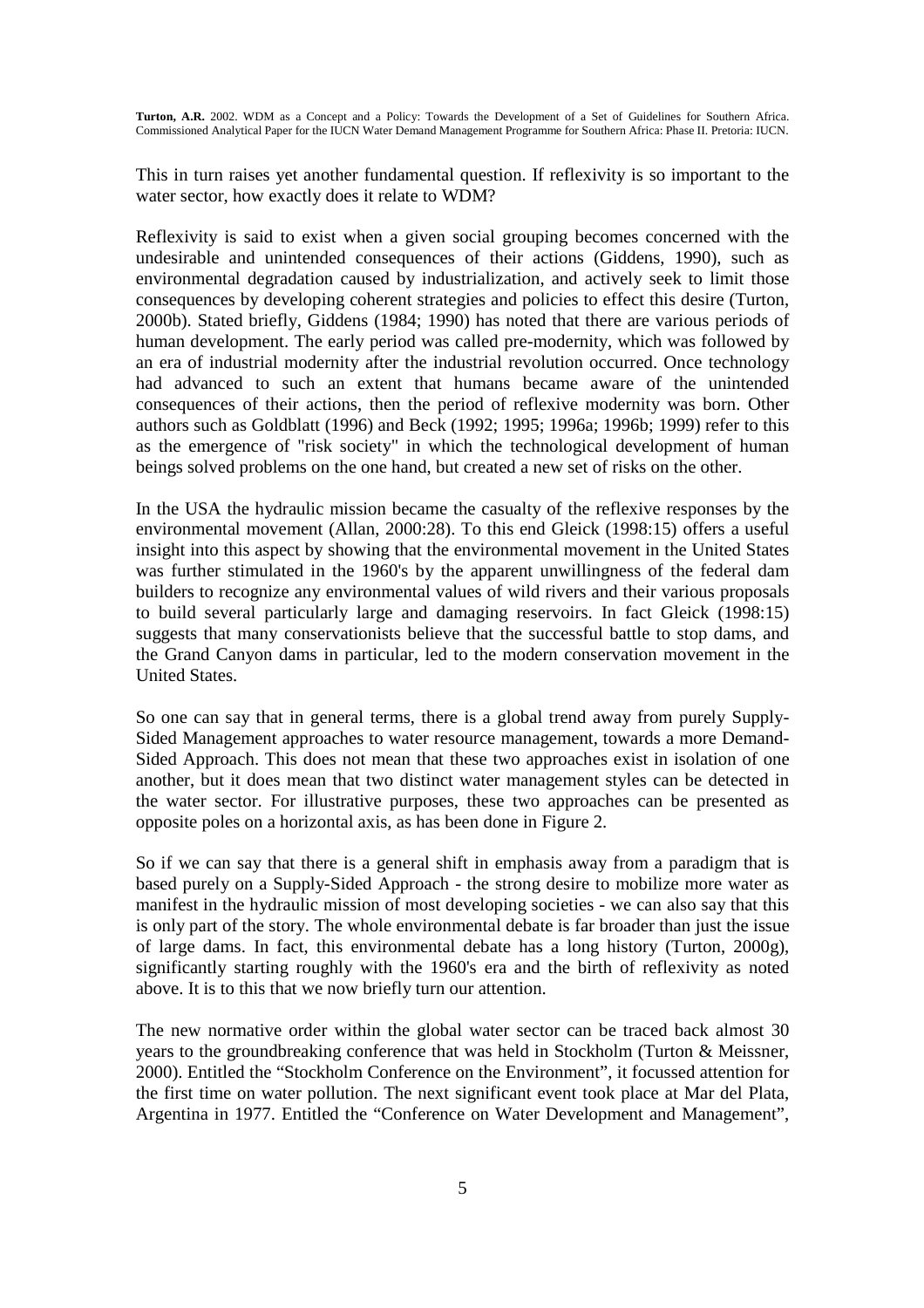This in turn raises yet another fundamental question. If reflexivity is so important to the water sector, how exactly does it relate to WDM?

Reflexivity is said to exist when a given social grouping becomes concerned with the undesirable and unintended consequences of their actions (Giddens, 1990), such as environmental degradation caused by industrialization, and actively seek to limit those consequences by developing coherent strategies and policies to effect this desire (Turton, 2000b). Stated briefly, Giddens (1984; 1990) has noted that there are various periods of human development. The early period was called pre-modernity, which was followed by an era of industrial modernity after the industrial revolution occurred. Once technology had advanced to such an extent that humans became aware of the unintended consequences of their actions, then the period of reflexive modernity was born. Other authors such as Goldblatt (1996) and Beck (1992; 1995; 1996a; 1996b; 1999) refer to this as the emergence of "risk society" in which the technological development of human beings solved problems on the one hand, but created a new set of risks on the other.

In the USA the hydraulic mission became the casualty of the reflexive responses by the environmental movement (Allan, 2000:28). To this end Gleick (1998:15) offers a useful insight into this aspect by showing that the environmental movement in the United States was further stimulated in the 1960's by the apparent unwillingness of the federal dam builders to recognize any environmental values of wild rivers and their various proposals to build several particularly large and damaging reservoirs. In fact Gleick (1998:15) suggests that many conservationists believe that the successful battle to stop dams, and the Grand Canyon dams in particular, led to the modern conservation movement in the United States.

So one can say that in general terms, there is a global trend away from purely Supply-Sided Management approaches to water resource management, towards a more Demand-Sided Approach. This does not mean that these two approaches exist in isolation of one another, but it does mean that two distinct water management styles can be detected in the water sector. For illustrative purposes, these two approaches can be presented as opposite poles on a horizontal axis, as has been done in Figure 2.

So if we can say that there is a general shift in emphasis away from a paradigm that is based purely on a Supply-Sided Approach - the strong desire to mobilize more water as manifest in the hydraulic mission of most developing societies - we can also say that this is only part of the story. The whole environmental debate is far broader than just the issue of large dams. In fact, this environmental debate has a long history (Turton, 2000g), significantly starting roughly with the 1960's era and the birth of reflexivity as noted above. It is to this that we now briefly turn our attention.

The new normative order within the global water sector can be traced back almost 30 years to the groundbreaking conference that was held in Stockholm (Turton & Meissner, 2000). Entitled the "Stockholm Conference on the Environment", it focussed attention for the first time on water pollution. The next significant event took place at Mar del Plata, Argentina in 1977. Entitled the "Conference on Water Development and Management",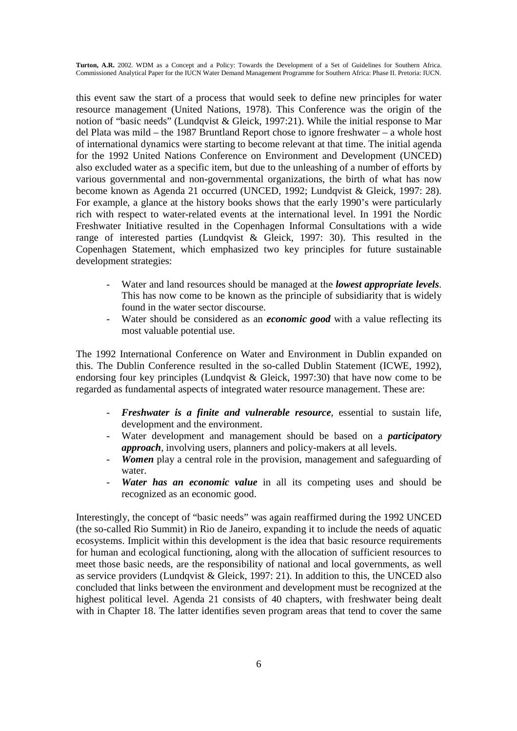this event saw the start of a process that would seek to define new principles for water resource management (United Nations, 1978). This Conference was the origin of the notion of "basic needs" (Lundqvist & Gleick, 1997:21). While the initial response to Mar del Plata was mild – the 1987 Bruntland Report chose to ignore freshwater – a whole host of international dynamics were starting to become relevant at that time. The initial agenda for the 1992 United Nations Conference on Environment and Development (UNCED) also excluded water as a specific item, but due to the unleashing of a number of efforts by various governmental and non-governmental organizations, the birth of what has now become known as Agenda 21 occurred (UNCED, 1992; Lundqvist & Gleick, 1997: 28). For example, a glance at the history books shows that the early 1990's were particularly rich with respect to water-related events at the international level. In 1991 the Nordic Freshwater Initiative resulted in the Copenhagen Informal Consultations with a wide range of interested parties (Lundqvist & Gleick, 1997: 30). This resulted in the Copenhagen Statement, which emphasized two key principles for future sustainable development strategies:

- Water and land resources should be managed at the ***lowest appropriate levels***. This has now come to be known as the principle of subsidiarity that is widely found in the water sector discourse.
- Water should be considered as an ***economic good*** with a value reflecting its most valuable potential use.

The 1992 International Conference on Water and Environment in Dublin expanded on this. The Dublin Conference resulted in the so-called Dublin Statement (ICWE, 1992), endorsing four key principles (Lundqvist & Gleick, 1997:30) that have now come to be regarded as fundamental aspects of integrated water resource management. These are:

- ***Freshwater is a finite and vulnerable resource***, essential to sustain life, development and the environment.
- Water development and management should be based on a ***participatory approach***, involving users, planners and policy-makers at all levels.
- ***Women*** play a central role in the provision, management and safeguarding of water.
- ***Water has an economic value*** in all its competing uses and should be recognized as an economic good.

Interestingly, the concept of "basic needs" was again reaffirmed during the 1992 UNCED (the so-called Rio Summit) in Rio de Janeiro, expanding it to include the needs of aquatic ecosystems. Implicit within this development is the idea that basic resource requirements for human and ecological functioning, along with the allocation of sufficient resources to meet those basic needs, are the responsibility of national and local governments, as well as service providers (Lundqvist & Gleick, 1997: 21). In addition to this, the UNCED also concluded that links between the environment and development must be recognized at the highest political level. Agenda 21 consists of 40 chapters, with freshwater being dealt with in Chapter 18. The latter identifies seven program areas that tend to cover the same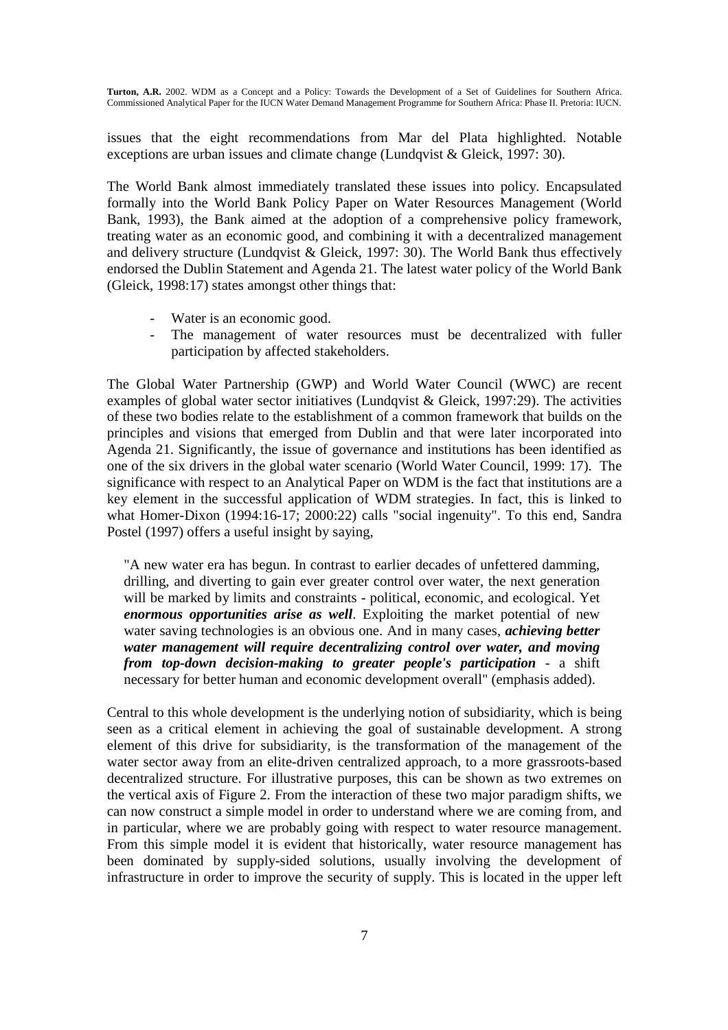issues that the eight recommendations from Mar del Plata highlighted. Notable exceptions are urban issues and climate change (Lundqvist & Gleick, 1997: 30).

The World Bank almost immediately translated these issues into policy. Encapsulated formally into the World Bank Policy Paper on Water Resources Management (World Bank, 1993), the Bank aimed at the adoption of a comprehensive policy framework, treating water as an economic good, and combining it with a decentralized management and delivery structure (Lundqvist & Gleick, 1997: 30). The World Bank thus effectively endorsed the Dublin Statement and Agenda 21. The latest water policy of the World Bank (Gleick, 1998:17) states amongst other things that:

- Water is an economic good.
- The management of water resources must be decentralized with fuller participation by affected stakeholders.

The Global Water Partnership (GWP) and World Water Council (WWC) are recent examples of global water sector initiatives (Lundqvist & Gleick, 1997:29). The activities of these two bodies relate to the establishment of a common framework that builds on the principles and visions that emerged from Dublin and that were later incorporated into Agenda 21. Significantly, the issue of governance and institutions has been identified as one of the six drivers in the global water scenario (World Water Council, 1999: 17). The significance with respect to an Analytical Paper on WDM is the fact that institutions are a key element in the successful application of WDM strategies. In fact, this is linked to what Homer-Dixon (1994:16-17; 2000:22) calls "social ingenuity". To this end, Sandra Postel (1997) offers a useful insight by saying,

> "A new water era has begun. In contrast to earlier decades of unfettered damming, drilling, and diverting to gain ever greater control over water, the next generation will be marked by limits and constraints - political, economic, and ecological. Yet ***enormous opportunities arise as well***. Exploiting the market potential of new water saving technologies is an obvious one. And in many cases, ***achieving better water management will require decentralizing control over water, and moving from top-down decision-making to greater people's participation*** - a shift necessary for better human and economic development overall" (emphasis added).

Central to this whole development is the underlying notion of subsidiarity, which is being seen as a critical element in achieving the goal of sustainable development. A strong element of this drive for subsidiarity, is the transformation of the management of the water sector away from an elite-driven centralized approach, to a more grassroots-based decentralized structure. For illustrative purposes, this can be shown as two extremes on the vertical axis of Figure 2. From the interaction of these two major paradigm shifts, we can now construct a simple model in order to understand where we are coming from, and in particular, where we are probably going with respect to water resource management. From this simple model it is evident that historically, water resource management has been dominated by supply-sided solutions, usually involving the development of infrastructure in order to improve the security of supply. This is located in the upper left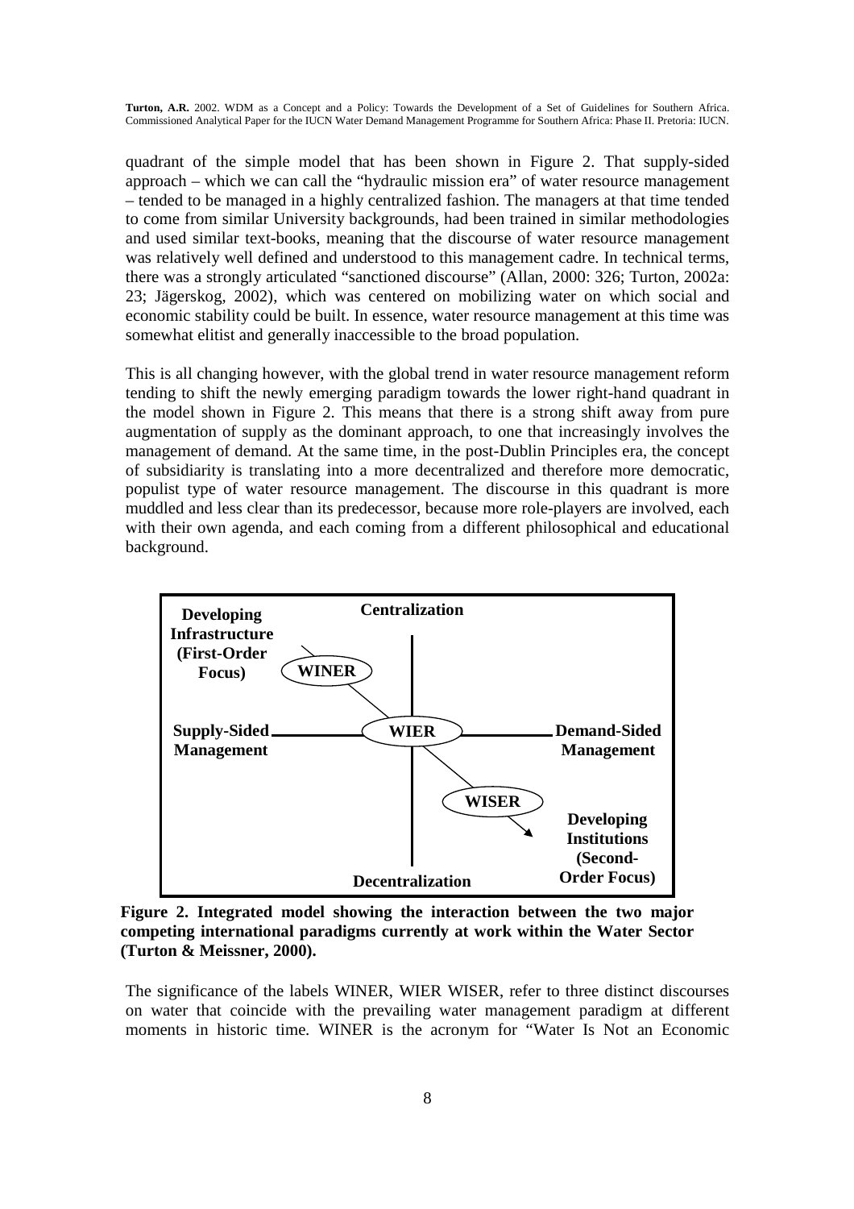quadrant of the simple model that has been shown in Figure 2. That supply-sided approach – which we can call the "hydraulic mission era" of water resource management – tended to be managed in a highly centralized fashion. The managers at that time tended to come from similar University backgrounds, had been trained in similar methodologies and used similar text-books, meaning that the discourse of water resource management was relatively well defined and understood to this management cadre. In technical terms, there was a strongly articulated "sanctioned discourse" (Allan, 2000: 326; Turton, 2002a: 23; Jägerskog, 2002), which was centered on mobilizing water on which social and economic stability could be built. In essence, water resource management at this time was somewhat elitist and generally inaccessible to the broad population.

This is all changing however, with the global trend in water resource management reform tending to shift the newly emerging paradigm towards the lower right-hand quadrant in the model shown in Figure 2. This means that there is a strong shift away from pure augmentation of supply as the dominant approach, to one that increasingly involves the management of demand. At the same time, in the post-Dublin Principles era, the concept of subsidiarity is translating into a more decentralized and therefore more democratic, populist type of water resource management. The discourse in this quadrant is more muddled and less clear than its predecessor, because more role-players are involved, each with their own agenda, and each coming from a different philosophical and educational background.

**Figure 2. Integrated model showing the interaction between the two major competing international paradigms currently at work within the Water Sector (Turton & Meissner, 2000).**

The significance of the labels WINER, WIER WISER, refer to three distinct discourses on water that coincide with the prevailing water management paradigm at different moments in historic time. WINER is the acronym for "Water Is Not an Economic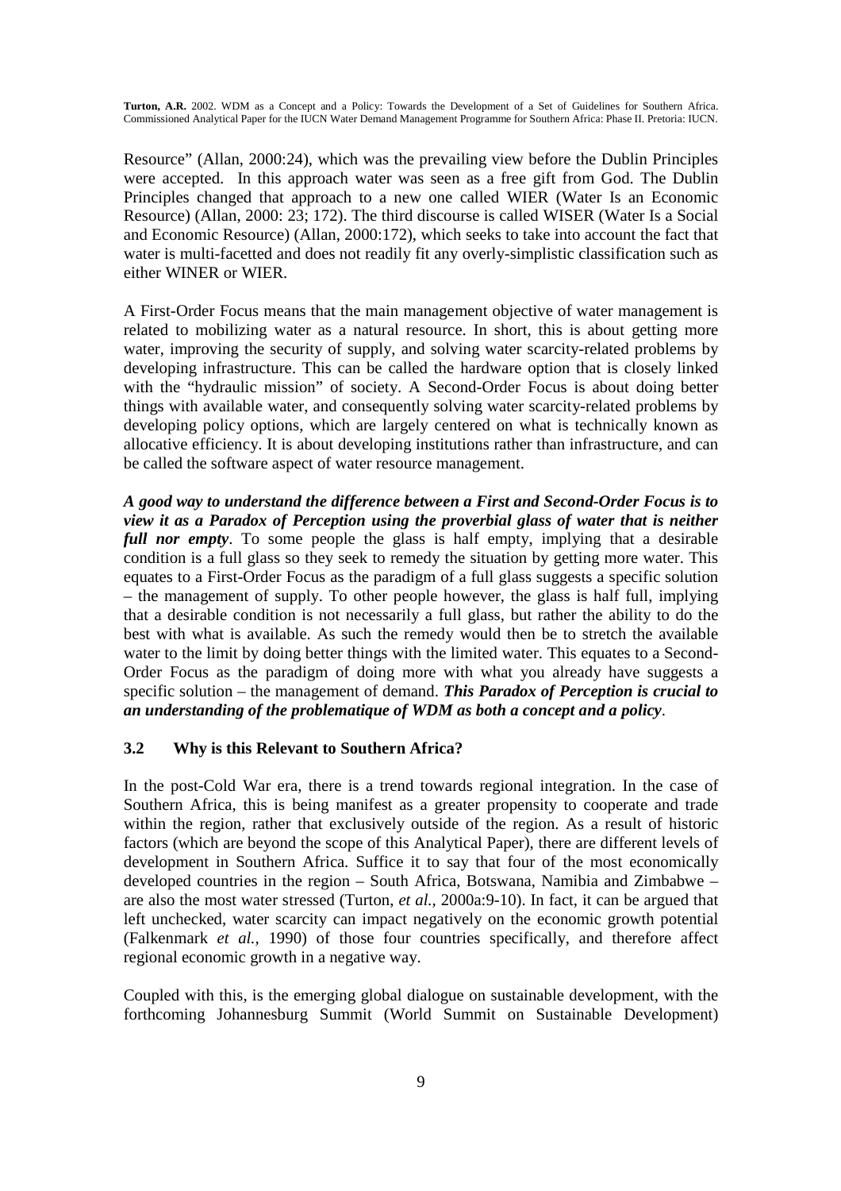Resource" (Allan, 2000:24), which was the prevailing view before the Dublin Principles were accepted. In this approach water was seen as a free gift from God. The Dublin Principles changed that approach to a new one called WIER (Water Is an Economic Resource) (Allan, 2000: 23; 172). The third discourse is called WISER (Water Is a Social and Economic Resource) (Allan, 2000:172), which seeks to take into account the fact that water is multi-facetted and does not readily fit any overly-simplistic classification such as either WINER or WIER.

A First-Order Focus means that the main management objective of water management is related to mobilizing water as a natural resource. In short, this is about getting more water, improving the security of supply, and solving water scarcity-related problems by developing infrastructure. This can be called the hardware option that is closely linked with the "hydraulic mission" of society. A Second-Order Focus is about doing better things with available water, and consequently solving water scarcity-related problems by developing policy options, which are largely centered on what is technically known as allocative efficiency. It is about developing institutions rather than infrastructure, and can be called the software aspect of water resource management.

***A good way to understand the difference between a First and Second-Order Focus is to view it as a Paradox of Perception using the proverbial glass of water that is neither full nor empty***. To some people the glass is half empty, implying that a desirable condition is a full glass so they seek to remedy the situation by getting more water. This equates to a First-Order Focus as the paradigm of a full glass suggests a specific solution – the management of supply. To other people however, the glass is half full, implying that a desirable condition is not necessarily a full glass, but rather the ability to do the best with what is available. As such the remedy would then be to stretch the available water to the limit by doing better things with the limited water. This equates to a Second-Order Focus as the paradigm of doing more with what you already have suggests a specific solution – the management of demand. ***This Paradox of Perception is crucial to an understanding of the problematique of WDM as both a concept and a policy***.

### 3.2 Why is this Relevant to Southern Africa?

In the post-Cold War era, there is a trend towards regional integration. In the case of Southern Africa, this is being manifest as a greater propensity to cooperate and trade within the region, rather that exclusively outside of the region. As a result of historic factors (which are beyond the scope of this Analytical Paper), there are different levels of development in Southern Africa. Suffice it to say that four of the most economically developed countries in the region – South Africa, Botswana, Namibia and Zimbabwe – are also the most water stressed (Turton, *et al.*, 2000a:9-10). In fact, it can be argued that left unchecked, water scarcity can impact negatively on the economic growth potential (Falkenmark *et al.*, 1990) of those four countries specifically, and therefore affect regional economic growth in a negative way.

Coupled with this, is the emerging global dialogue on sustainable development, with the forthcoming Johannesburg Summit (World Summit on Sustainable Development)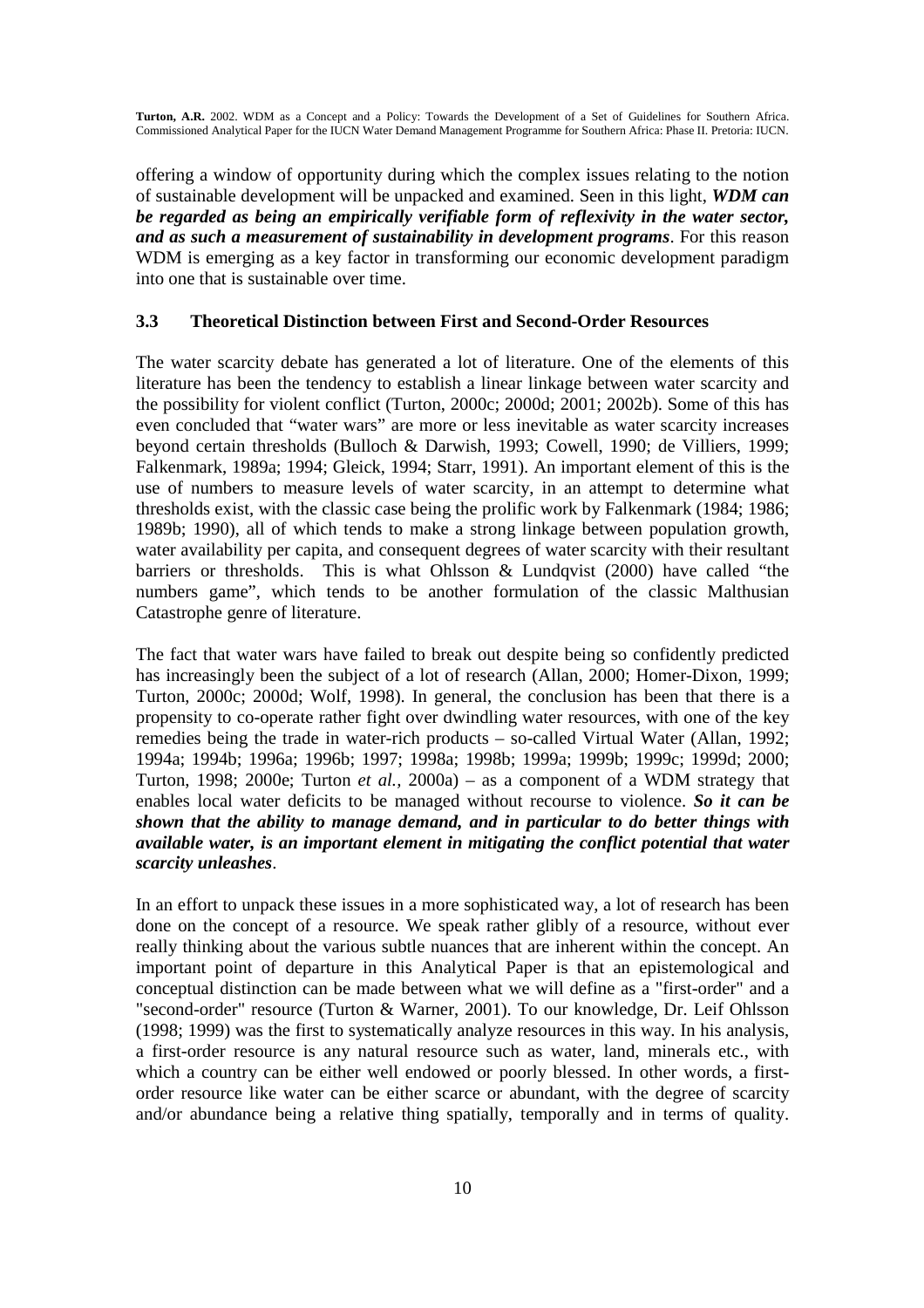offering a window of opportunity during which the complex issues relating to the notion of sustainable development will be unpacked and examined. Seen in this light, ***WDM can be regarded as being an empirically verifiable form of reflexivity in the water sector, and as such a measurement of sustainability in development programs***. For this reason WDM is emerging as a key factor in transforming our economic development paradigm into one that is sustainable over time.

### 3.3 Theoretical Distinction between First and Second-Order Resources

The water scarcity debate has generated a lot of literature. One of the elements of this literature has been the tendency to establish a linear linkage between water scarcity and the possibility for violent conflict (Turton, 2000c; 2000d; 2001; 2002b). Some of this has even concluded that "water wars" are more or less inevitable as water scarcity increases beyond certain thresholds (Bulloch & Darwish, 1993; Cowell, 1990; de Villiers, 1999; Falkenmark, 1989a; 1994; Gleick, 1994; Starr, 1991). An important element of this is the use of numbers to measure levels of water scarcity, in an attempt to determine what thresholds exist, with the classic case being the prolific work by Falkenmark (1984; 1986; 1989b; 1990), all of which tends to make a strong linkage between population growth, water availability per capita, and consequent degrees of water scarcity with their resultant barriers or thresholds. This is what Ohlsson & Lundqvist (2000) have called "the numbers game", which tends to be another formulation of the classic Malthusian Catastrophe genre of literature.

The fact that water wars have failed to break out despite being so confidently predicted has increasingly been the subject of a lot of research (Allan, 2000; Homer-Dixon, 1999; Turton, 2000c; 2000d; Wolf, 1998). In general, the conclusion has been that there is a propensity to co-operate rather fight over dwindling water resources, with one of the key remedies being the trade in water-rich products – so-called Virtual Water (Allan, 1992; 1994a; 1994b; 1996a; 1996b; 1997; 1998a; 1998b; 1999a; 1999b; 1999c; 1999d; 2000; Turton, 1998; 2000e; Turton *et al.,* 2000a) – as a component of a WDM strategy that enables local water deficits to be managed without recourse to violence. ***So it can be shown that the ability to manage demand, and in particular to do better things with available water, is an important element in mitigating the conflict potential that water scarcity unleashes***.

In an effort to unpack these issues in a more sophisticated way, a lot of research has been done on the concept of a resource. We speak rather glibly of a resource, without ever really thinking about the various subtle nuances that are inherent within the concept. An important point of departure in this Analytical Paper is that an epistemological and conceptual distinction can be made between what we will define as a "first-order" and a "second-order" resource (Turton & Warner, 2001). To our knowledge, Dr. Leif Ohlsson (1998; 1999) was the first to systematically analyze resources in this way. In his analysis, a first-order resource is any natural resource such as water, land, minerals etc., with which a country can be either well endowed or poorly blessed. In other words, a first-order resource like water can be either scarce or abundant, with the degree of scarcity and/or abundance being a relative thing spatially, temporally and in terms of quality.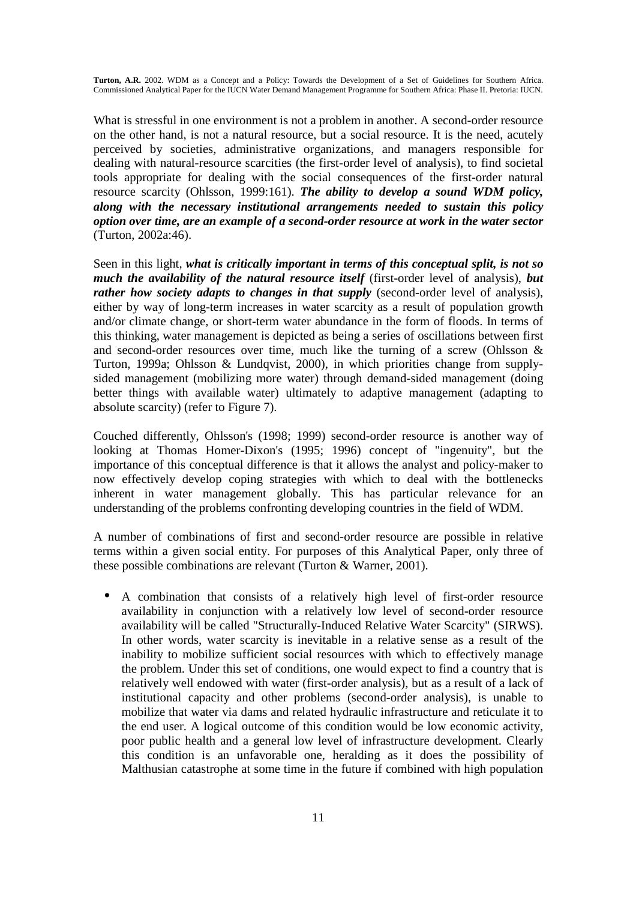What is stressful in one environment is not a problem in another. A second-order resource on the other hand, is not a natural resource, but a social resource. It is the need, acutely perceived by societies, administrative organizations, and managers responsible for dealing with natural-resource scarcities (the first-order level of analysis), to find societal tools appropriate for dealing with the social consequences of the first-order natural resource scarcity (Ohlsson, 1999:161). ***The ability to develop a sound WDM policy, along with the necessary institutional arrangements needed to sustain this policy option over time, are an example of a second-order resource at work in the water sector*** (Turton, 2002a:46).

Seen in this light, ***what is critically important in terms of this conceptual split, is not so much the availability of the natural resource itself*** (first-order level of analysis), ***but rather how society adapts to changes in that supply*** (second-order level of analysis), either by way of long-term increases in water scarcity as a result of population growth and/or climate change, or short-term water abundance in the form of floods. In terms of this thinking, water management is depicted as being a series of oscillations between first and second-order resources over time, much like the turning of a screw (Ohlsson & Turton, 1999a; Ohlsson & Lundqvist, 2000), in which priorities change from supply-sided management (mobilizing more water) through demand-sided management (doing better things with available water) ultimately to adaptive management (adapting to absolute scarcity) (refer to Figure 7).

Couched differently, Ohlsson's (1998; 1999) second-order resource is another way of looking at Thomas Homer-Dixon's (1995; 1996) concept of "ingenuity", but the importance of this conceptual difference is that it allows the analyst and policy-maker to now effectively develop coping strategies with which to deal with the bottlenecks inherent in water management globally. This has particular relevance for an understanding of the problems confronting developing countries in the field of WDM.

A number of combinations of first and second-order resource are possible in relative terms within a given social entity. For purposes of this Analytical Paper, only three of these possible combinations are relevant (Turton & Warner, 2001).

- A combination that consists of a relatively high level of first-order resource availability in conjunction with a relatively low level of second-order resource availability will be called "Structurally-Induced Relative Water Scarcity" (SIRWS). In other words, water scarcity is inevitable in a relative sense as a result of the inability to mobilize sufficient social resources with which to effectively manage the problem. Under this set of conditions, one would expect to find a country that is relatively well endowed with water (first-order analysis), but as a result of a lack of institutional capacity and other problems (second-order analysis), is unable to mobilize that water via dams and related hydraulic infrastructure and reticulate it to the end user. A logical outcome of this condition would be low economic activity, poor public health and a general low level of infrastructure development. Clearly this condition is an unfavorable one, heralding as it does the possibility of Malthusian catastrophe at some time in the future if combined with high population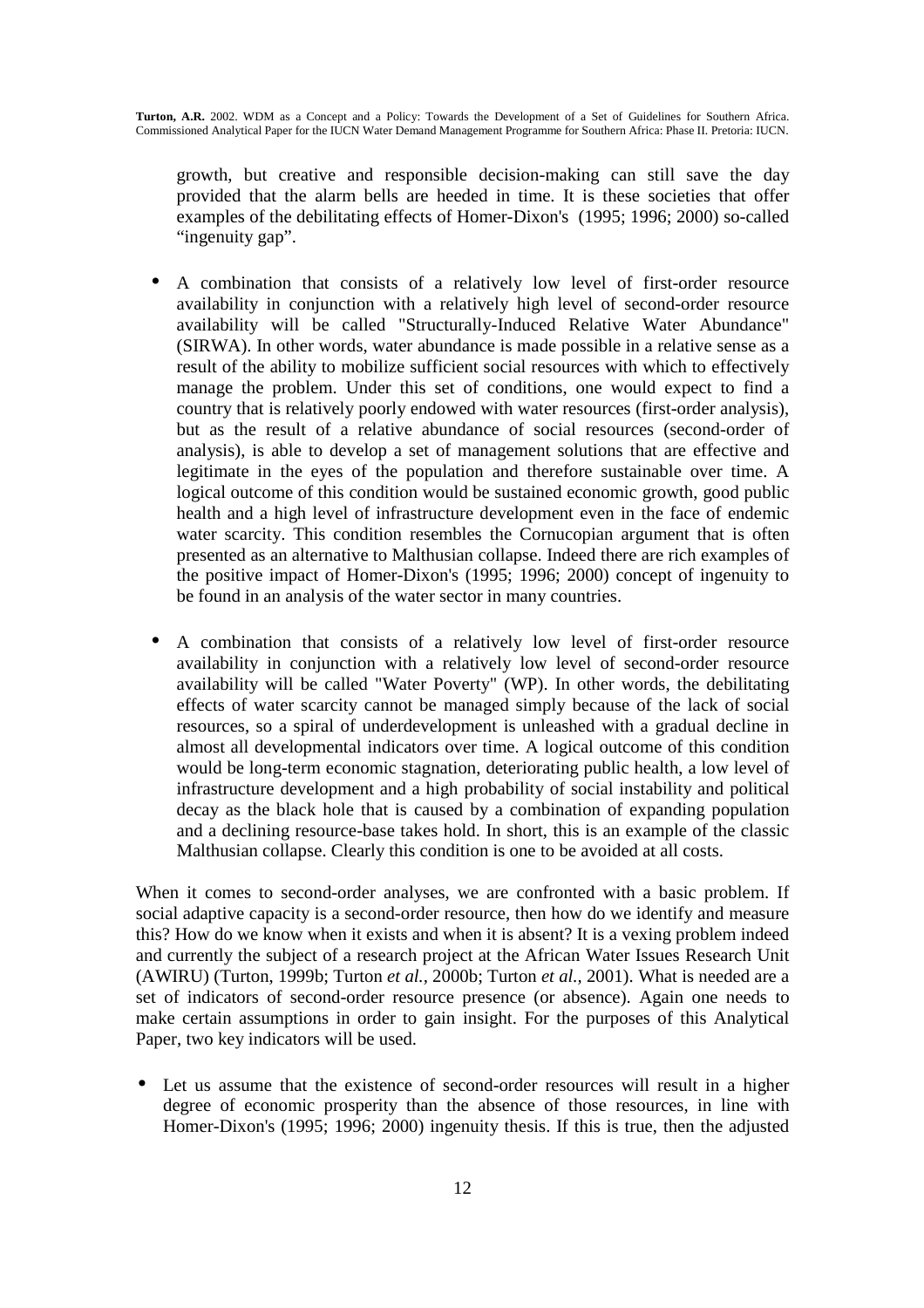growth, but creative and responsible decision-making can still save the day provided that the alarm bells are heeded in time. It is these societies that offer examples of the debilitating effects of Homer-Dixon's (1995; 1996; 2000) so-called "ingenuity gap".

- A combination that consists of a relatively low level of first-order resource availability in conjunction with a relatively high level of second-order resource availability will be called "Structurally-Induced Relative Water Abundance" (SIRWA). In other words, water abundance is made possible in a relative sense as a result of the ability to mobilize sufficient social resources with which to effectively manage the problem. Under this set of conditions, one would expect to find a country that is relatively poorly endowed with water resources (first-order analysis), but as the result of a relative abundance of social resources (second-order of analysis), is able to develop a set of management solutions that are effective and legitimate in the eyes of the population and therefore sustainable over time. A logical outcome of this condition would be sustained economic growth, good public health and a high level of infrastructure development even in the face of endemic water scarcity. This condition resembles the Cornucopian argument that is often presented as an alternative to Malthusian collapse. Indeed there are rich examples of the positive impact of Homer-Dixon's (1995; 1996; 2000) concept of ingenuity to be found in an analysis of the water sector in many countries.

- A combination that consists of a relatively low level of first-order resource availability in conjunction with a relatively low level of second-order resource availability will be called "Water Poverty" (WP). In other words, the debilitating effects of water scarcity cannot be managed simply because of the lack of social resources, so a spiral of underdevelopment is unleashed with a gradual decline in almost all developmental indicators over time. A logical outcome of this condition would be long-term economic stagnation, deteriorating public health, a low level of infrastructure development and a high probability of social instability and political decay as the black hole that is caused by a combination of expanding population and a declining resource-base takes hold. In short, this is an example of the classic Malthusian collapse. Clearly this condition is one to be avoided at all costs.

When it comes to second-order analyses, we are confronted with a basic problem. If social adaptive capacity is a second-order resource, then how do we identify and measure this? How do we know when it exists and when it is absent? It is a vexing problem indeed and currently the subject of a research project at the African Water Issues Research Unit (AWIRU) (Turton, 1999b; Turton *et al.*, 2000b; Turton *et al.*, 2001). What is needed are a set of indicators of second-order resource presence (or absence). Again one needs to make certain assumptions in order to gain insight. For the purposes of this Analytical Paper, two key indicators will be used.

- Let us assume that the existence of second-order resources will result in a higher degree of economic prosperity than the absence of those resources, in line with Homer-Dixon's (1995; 1996; 2000) ingenuity thesis. If this is true, then the adjusted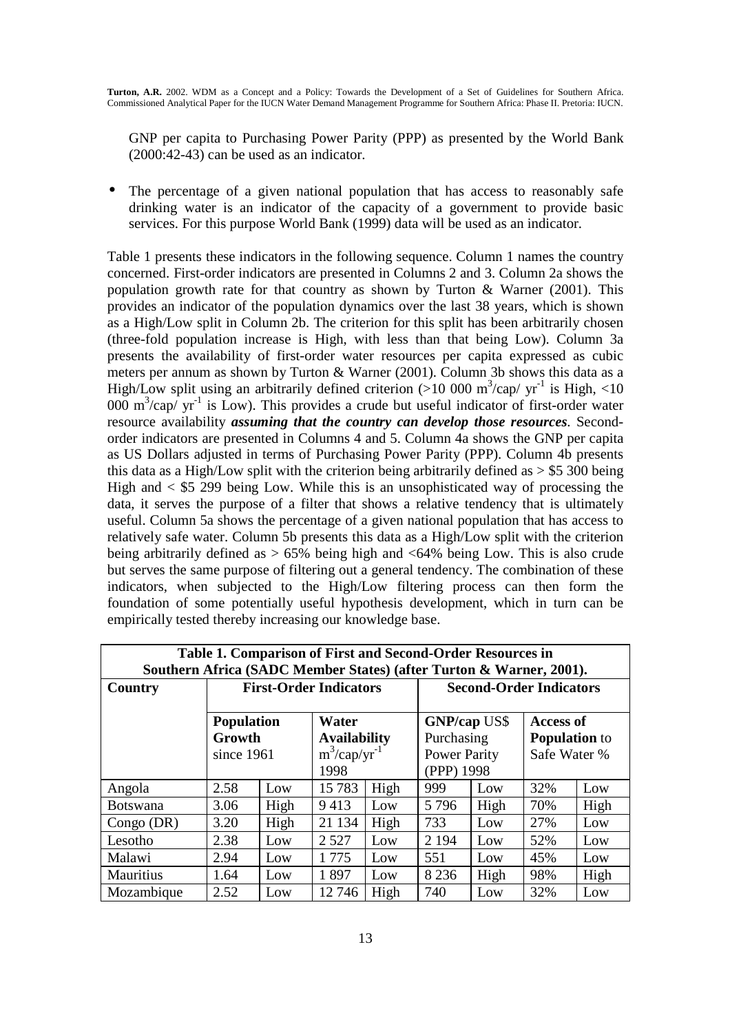GNP per capita to Purchasing Power Parity (PPP) as presented by the World Bank (2000:42-43) can be used as an indicator.

- The percentage of a given national population that has access to reasonably safe drinking water is an indicator of the capacity of a government to provide basic services. For this purpose World Bank (1999) data will be used as an indicator.

Table 1 presents these indicators in the following sequence. Column 1 names the country concerned. First-order indicators are presented in Columns 2 and 3. Column 2a shows the population growth rate for that country as shown by Turton & Warner (2001). This provides an indicator of the population dynamics over the last 38 years, which is shown as a High/Low split in Column 2b. The criterion for this split has been arbitrarily chosen (three-fold population increase is High, with less than that being Low). Column 3a presents the availability of first-order water resources per capita expressed as cubic meters per annum as shown by Turton & Warner (2001). Column 3b shows this data as a High/Low split using an arbitrarily defined criterion (>10 000 $m^3$/cap/ $yr^{-1}$ is High, <10 000 $m^3$/cap/ $yr^{-1}$ is Low). This provides a crude but useful indicator of first-order water resource availability ***assuming that the country can develop those resources***. Second-order indicators are presented in Columns 4 and 5. Column 4a shows the GNP per capita as US Dollars adjusted in terms of Purchasing Power Parity (PPP). Column 4b presents this data as a High/Low split with the criterion being arbitrarily defined as > $5 300 being High and < $5 299 being Low. While this is an unsophisticated way of processing the data, it serves the purpose of a filter that shows a relative tendency that is ultimately useful. Column 5a shows the percentage of a given national population that has access to relatively safe water. Column 5b presents this data as a High/Low split with the criterion being arbitrarily defined as > 65% being high and <64% being Low. This is also crude but serves the same purpose of filtering out a general tendency. The combination of these indicators, when subjected to the High/Low filtering process can then form the foundation of some potentially useful hypothesis development, which in turn can be empirically tested thereby increasing our knowledge base.

**Table 1. Comparison of First and Second-Order Resources in Southern Africa (SADC Member States) (after Turton & Warner, 2001).**

| **Country** | **First-Order Indicators** | | | | **Second-Order Indicators** | | | |
|---|---|---|---|---|---|---|---|---|
| | **Population Growth** since 1961 | | **Water Availability** $m^3/cap/yr^{-1}$ 1998 | | **GNP/cap** US$ Purchasing Power Parity (PPP) 1998 | | **Access of Population** to Safe Water % | |
| Angola | 2.58 | Low | 15 783 | High | 999 | Low | 32% | Low |
| Botswana | 3.06 | High | 9 413 | Low | 5 796 | High | 70% | High |
| Congo (DR) | 3.20 | High | 21 134 | High | 733 | Low | 27% | Low |
| Lesotho | 2.38 | Low | 2 527 | Low | 2 194 | Low | 52% | Low |
| Malawi | 2.94 | Low | 1 775 | Low | 551 | Low | 45% | Low |
| Mauritius | 1.64 | Low | 1 897 | Low | 8 236 | High | 98% | High |
| Mozambique | 2.52 | Low | 12 746 | High | 740 | Low | 32% | Low |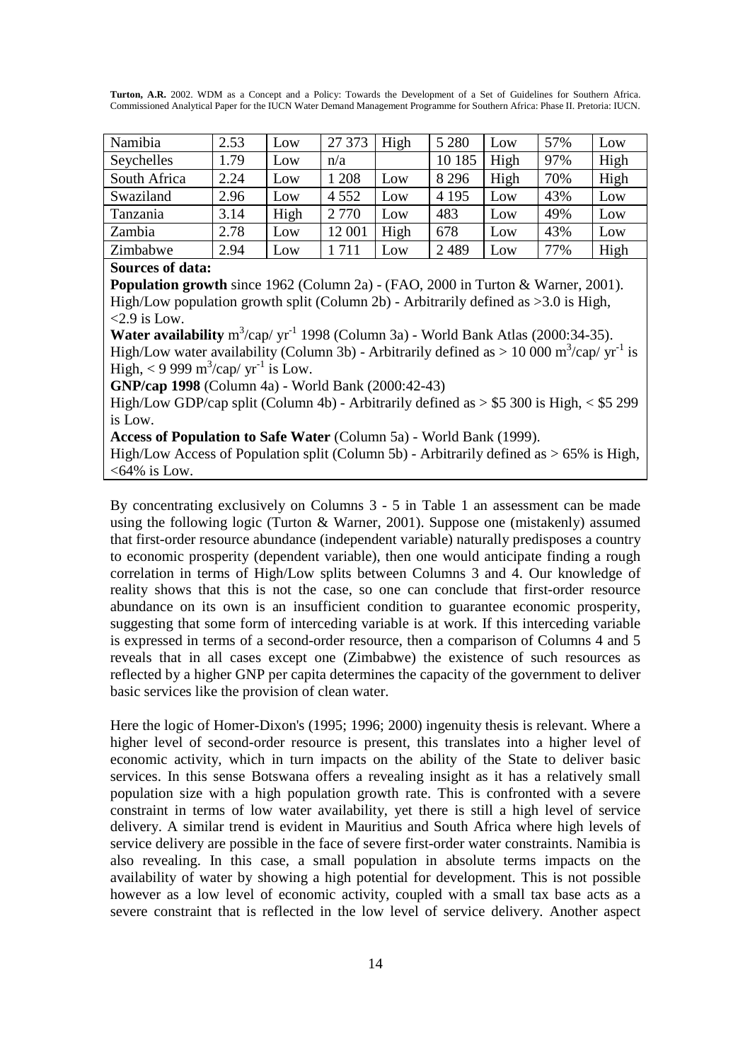| Namibia | 2.53 | Low | 27 373 | High | 5 280 | Low | 57% | Low |
|---|---|---|---|---|---|---|---|---|
| Seychelles | 1.79 | Low | n/a | | 10 185 | High | 97% | High |
| South Africa | 2.24 | Low | 1 208 | Low | 8 296 | High | 70% | High |
| Swaziland | 2.96 | Low | 4 552 | Low | 4 195 | Low | 43% | Low |
| Tanzania | 3.14 | High | 2 770 | Low | 483 | Low | 49% | Low |
| Zambia | 2.78 | Low | 12 001 | High | 678 | Low | 43% | Low |
| Zimbabwe | 2.94 | Low | 1 711 | Low | 2 489 | Low | 77% | High |

**Sources of data:**

**Population growth** since 1962 (Column 2a) - (FAO, 2000 in Turton & Warner, 2001). High/Low population growth split (Column 2b) - Arbitrarily defined as >3.0 is High, <2.9 is Low.

**Water availability** $m^3/cap/\ yr^{-1}$ 1998 (Column 3a) - World Bank Atlas (2000:34-35). High/Low water availability (Column 3b) - Arbitrarily defined as > 10 000 $m^3/cap/\ yr^{-1}$ is High, < 9 999 $m^3/cap/\ yr^{-1}$ is Low.

**GNP/cap 1998** (Column 4a) - World Bank (2000:42-43)

High/Low GDP/cap split (Column 4b) - Arbitrarily defined as > $5 300 is High, < $5 299 is Low.

**Access of Population to Safe Water** (Column 5a) - World Bank (1999).

High/Low Access of Population split (Column 5b) - Arbitrarily defined as > 65% is High, <64% is Low.

By concentrating exclusively on Columns 3 - 5 in Table 1 an assessment can be made using the following logic (Turton & Warner, 2001). Suppose one (mistakenly) assumed that first-order resource abundance (independent variable) naturally predisposes a country to economic prosperity (dependent variable), then one would anticipate finding a rough correlation in terms of High/Low splits between Columns 3 and 4. Our knowledge of reality shows that this is not the case, so one can conclude that first-order resource abundance on its own is an insufficient condition to guarantee economic prosperity, suggesting that some form of interceding variable is at work. If this interceding variable is expressed in terms of a second-order resource, then a comparison of Columns 4 and 5 reveals that in all cases except one (Zimbabwe) the existence of such resources as reflected by a higher GNP per capita determines the capacity of the government to deliver basic services like the provision of clean water.

Here the logic of Homer-Dixon's (1995; 1996; 2000) ingenuity thesis is relevant. Where a higher level of second-order resource is present, this translates into a higher level of economic activity, which in turn impacts on the ability of the State to deliver basic services. In this sense Botswana offers a revealing insight as it has a relatively small population size with a high population growth rate. This is confronted with a severe constraint in terms of low water availability, yet there is still a high level of service delivery. A similar trend is evident in Mauritius and South Africa where high levels of service delivery are possible in the face of severe first-order water constraints. Namibia is also revealing. In this case, a small population in absolute terms impacts on the availability of water by showing a high potential for development. This is not possible however as a low level of economic activity, coupled with a small tax base acts as a severe constraint that is reflected in the low level of service delivery. Another aspect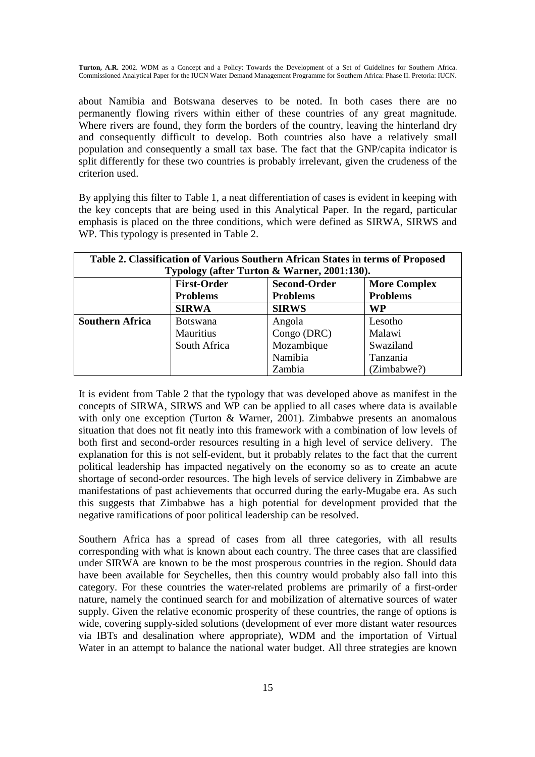about Namibia and Botswana deserves to be noted. In both cases there are no permanently flowing rivers within either of these countries of any great magnitude. Where rivers are found, they form the borders of the country, leaving the hinterland dry and consequently difficult to develop. Both countries also have a relatively small population and consequently a small tax base. The fact that the GNP/capita indicator is split differently for these two countries is probably irrelevant, given the crudeness of the criterion used.

By applying this filter to Table 1, a neat differentiation of cases is evident in keeping with the key concepts that are being used in this Analytical Paper. In the regard, particular emphasis is placed on the three conditions, which were defined as SIRWA, SIRWS and WP. This typology is presented in Table 2.

**Table 2. Classification of Various Southern African States in terms of Proposed Typology (after Turton & Warner, 2001:130).**

| | **First-Order Problems** | **Second-Order Problems** | **More Complex Problems** |
|---|---|---|---|
| | **SIRWA** | **SIRWS** | **WP** |
| **Southern Africa** | Botswana | Angola | Lesotho |
| | Mauritius | Congo (DRC) | Malawi |
| | South Africa | Mozambique | Swaziland |
| | | Namibia | Tanzania |
| | | Zambia | (Zimbabwe?) |

It is evident from Table 2 that the typology that was developed above as manifest in the concepts of SIRWA, SIRWS and WP can be applied to all cases where data is available with only one exception (Turton & Warner, 2001). Zimbabwe presents an anomalous situation that does not fit neatly into this framework with a combination of low levels of both first and second-order resources resulting in a high level of service delivery. The explanation for this is not self-evident, but it probably relates to the fact that the current political leadership has impacted negatively on the economy so as to create an acute shortage of second-order resources. The high levels of service delivery in Zimbabwe are manifestations of past achievements that occurred during the early-Mugabe era. As such this suggests that Zimbabwe has a high potential for development provided that the negative ramifications of poor political leadership can be resolved.

Southern Africa has a spread of cases from all three categories, with all results corresponding with what is known about each country. The three cases that are classified under SIRWA are known to be the most prosperous countries in the region. Should data have been available for Seychelles, then this country would probably also fall into this category. For these countries the water-related problems are primarily of a first-order nature, namely the continued search for and mobilization of alternative sources of water supply. Given the relative economic prosperity of these countries, the range of options is wide, covering supply-sided solutions (development of ever more distant water resources via IBTs and desalination where appropriate), WDM and the importation of Virtual Water in an attempt to balance the national water budget. All three strategies are known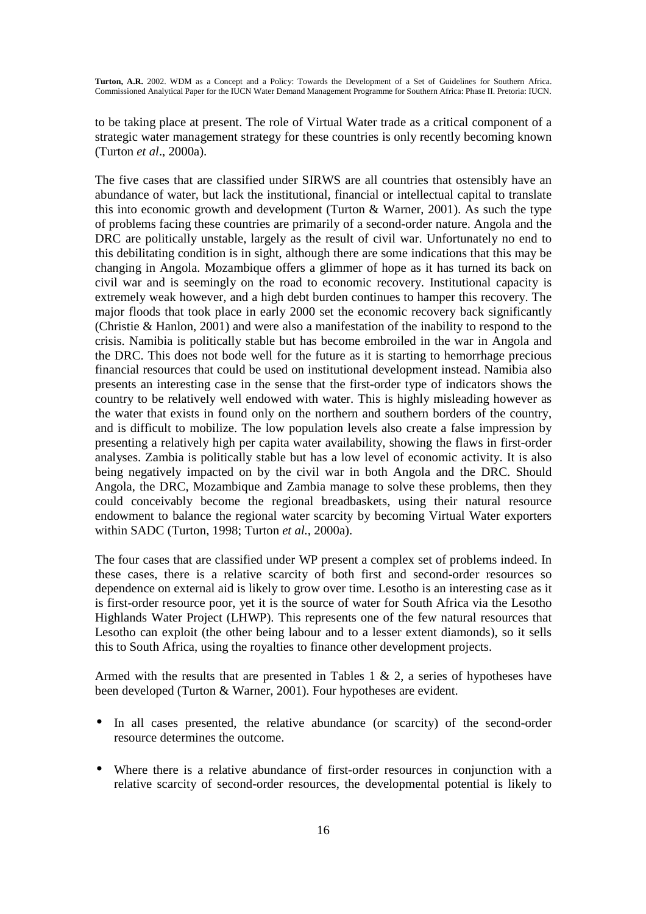to be taking place at present. The role of Virtual Water trade as a critical component of a strategic water management strategy for these countries is only recently becoming known (Turton *et al*., 2000a).

The five cases that are classified under SIRWS are all countries that ostensibly have an abundance of water, but lack the institutional, financial or intellectual capital to translate this into economic growth and development (Turton & Warner, 2001). As such the type of problems facing these countries are primarily of a second-order nature. Angola and the DRC are politically unstable, largely as the result of civil war. Unfortunately no end to this debilitating condition is in sight, although there are some indications that this may be changing in Angola. Mozambique offers a glimmer of hope as it has turned its back on civil war and is seemingly on the road to economic recovery. Institutional capacity is extremely weak however, and a high debt burden continues to hamper this recovery. The major floods that took place in early 2000 set the economic recovery back significantly (Christie & Hanlon, 2001) and were also a manifestation of the inability to respond to the crisis. Namibia is politically stable but has become embroiled in the war in Angola and the DRC. This does not bode well for the future as it is starting to hemorrhage precious financial resources that could be used on institutional development instead. Namibia also presents an interesting case in the sense that the first-order type of indicators shows the country to be relatively well endowed with water. This is highly misleading however as the water that exists in found only on the northern and southern borders of the country, and is difficult to mobilize. The low population levels also create a false impression by presenting a relatively high per capita water availability, showing the flaws in first-order analyses. Zambia is politically stable but has a low level of economic activity. It is also being negatively impacted on by the civil war in both Angola and the DRC. Should Angola, the DRC, Mozambique and Zambia manage to solve these problems, then they could conceivably become the regional breadbaskets, using their natural resource endowment to balance the regional water scarcity by becoming Virtual Water exporters within SADC (Turton, 1998; Turton *et al.,* 2000a).

The four cases that are classified under WP present a complex set of problems indeed. In these cases, there is a relative scarcity of both first and second-order resources so dependence on external aid is likely to grow over time. Lesotho is an interesting case as it is first-order resource poor, yet it is the source of water for South Africa via the Lesotho Highlands Water Project (LHWP). This represents one of the few natural resources that Lesotho can exploit (the other being labour and to a lesser extent diamonds), so it sells this to South Africa, using the royalties to finance other development projects.

Armed with the results that are presented in Tables 1 & 2, a series of hypotheses have been developed (Turton & Warner, 2001). Four hypotheses are evident.

- In all cases presented, the relative abundance (or scarcity) of the second-order resource determines the outcome.
- Where there is a relative abundance of first-order resources in conjunction with a relative scarcity of second-order resources, the developmental potential is likely to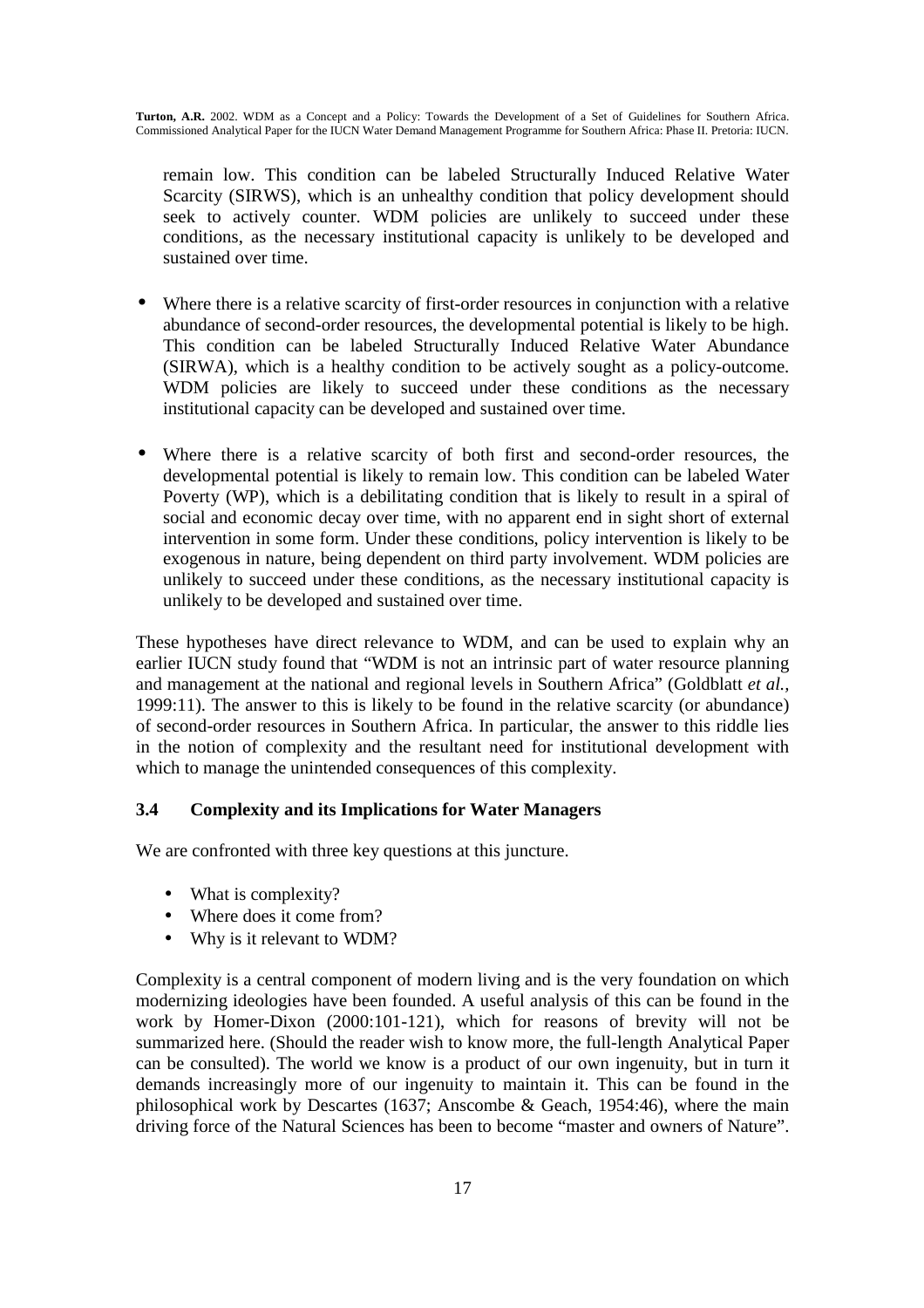remain low. This condition can be labeled Structurally Induced Relative Water Scarcity (SIRWS), which is an unhealthy condition that policy development should seek to actively counter. WDM policies are unlikely to succeed under these conditions, as the necessary institutional capacity is unlikely to be developed and sustained over time.

- Where there is a relative scarcity of first-order resources in conjunction with a relative abundance of second-order resources, the developmental potential is likely to be high. This condition can be labeled Structurally Induced Relative Water Abundance (SIRWA), which is a healthy condition to be actively sought as a policy-outcome. WDM policies are likely to succeed under these conditions as the necessary institutional capacity can be developed and sustained over time.

- Where there is a relative scarcity of both first and second-order resources, the developmental potential is likely to remain low. This condition can be labeled Water Poverty (WP), which is a debilitating condition that is likely to result in a spiral of social and economic decay over time, with no apparent end in sight short of external intervention in some form. Under these conditions, policy intervention is likely to be exogenous in nature, being dependent on third party involvement. WDM policies are unlikely to succeed under these conditions, as the necessary institutional capacity is unlikely to be developed and sustained over time.

These hypotheses have direct relevance to WDM, and can be used to explain why an earlier IUCN study found that "WDM is not an intrinsic part of water resource planning and management at the national and regional levels in Southern Africa" (Goldblatt *et al.*, 1999:11). The answer to this is likely to be found in the relative scarcity (or abundance) of second-order resources in Southern Africa. In particular, the answer to this riddle lies in the notion of complexity and the resultant need for institutional development with which to manage the unintended consequences of this complexity.

### 3.4 Complexity and its Implications for Water Managers

We are confronted with three key questions at this juncture.

- What is complexity?
- Where does it come from?
- Why is it relevant to WDM?

Complexity is a central component of modern living and is the very foundation on which modernizing ideologies have been founded. A useful analysis of this can be found in the work by Homer-Dixon (2000:101-121), which for reasons of brevity will not be summarized here. (Should the reader wish to know more, the full-length Analytical Paper can be consulted). The world we know is a product of our own ingenuity, but in turn it demands increasingly more of our ingenuity to maintain it. This can be found in the philosophical work by Descartes (1637; Anscombe & Geach, 1954:46), where the main driving force of the Natural Sciences has been to become "master and owners of Nature".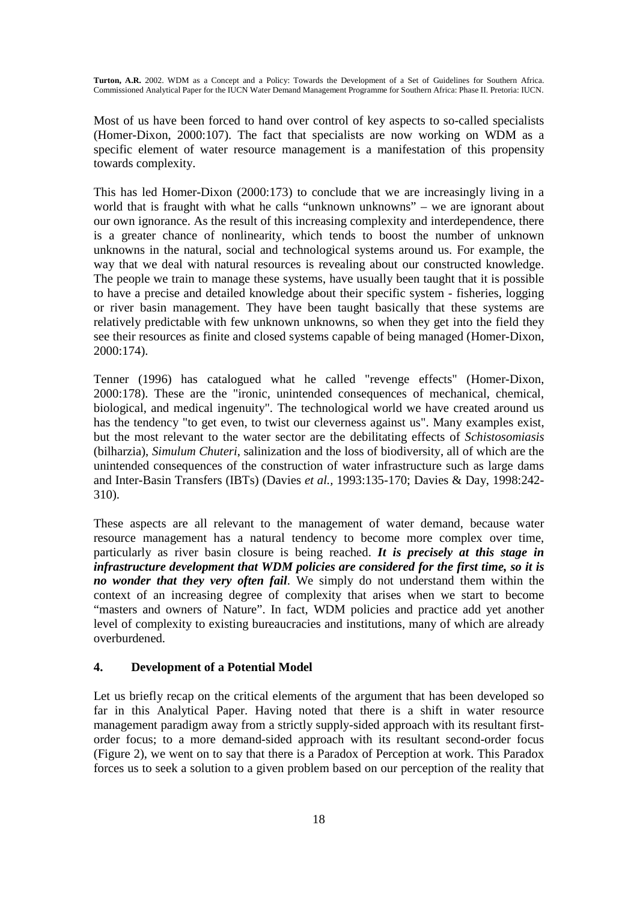Most of us have been forced to hand over control of key aspects to so-called specialists (Homer-Dixon, 2000:107). The fact that specialists are now working on WDM as a specific element of water resource management is a manifestation of this propensity towards complexity.

This has led Homer-Dixon (2000:173) to conclude that we are increasingly living in a world that is fraught with what he calls "unknown unknowns" – we are ignorant about our own ignorance. As the result of this increasing complexity and interdependence, there is a greater chance of nonlinearity, which tends to boost the number of unknown unknowns in the natural, social and technological systems around us. For example, the way that we deal with natural resources is revealing about our constructed knowledge. The people we train to manage these systems, have usually been taught that it is possible to have a precise and detailed knowledge about their specific system - fisheries, logging or river basin management. They have been taught basically that these systems are relatively predictable with few unknown unknowns, so when they get into the field they see their resources as finite and closed systems capable of being managed (Homer-Dixon, 2000:174).

Tenner (1996) has catalogued what he called "revenge effects" (Homer-Dixon, 2000:178). These are the "ironic, unintended consequences of mechanical, chemical, biological, and medical ingenuity". The technological world we have created around us has the tendency "to get even, to twist our cleverness against us". Many examples exist, but the most relevant to the water sector are the debilitating effects of *Schistosomiasis* (bilharzia), *Simulum Chuteri*, salinization and the loss of biodiversity, all of which are the unintended consequences of the construction of water infrastructure such as large dams and Inter-Basin Transfers (IBTs) (Davies *et al.*, 1993:135-170; Davies & Day, 1998:242-310).

These aspects are all relevant to the management of water demand, because water resource management has a natural tendency to become more complex over time, particularly as river basin closure is being reached. ***It is precisely at this stage in infrastructure development that WDM policies are considered for the first time, so it is no wonder that they very often fail***. We simply do not understand them within the context of an increasing degree of complexity that arises when we start to become "masters and owners of Nature". In fact, WDM policies and practice add yet another level of complexity to existing bureaucracies and institutions, many of which are already overburdened.

## 4. Development of a Potential Model

Let us briefly recap on the critical elements of the argument that has been developed so far in this Analytical Paper. Having noted that there is a shift in water resource management paradigm away from a strictly supply-sided approach with its resultant first-order focus; to a more demand-sided approach with its resultant second-order focus (Figure 2), we went on to say that there is a Paradox of Perception at work. This Paradox forces us to seek a solution to a given problem based on our perception of the reality that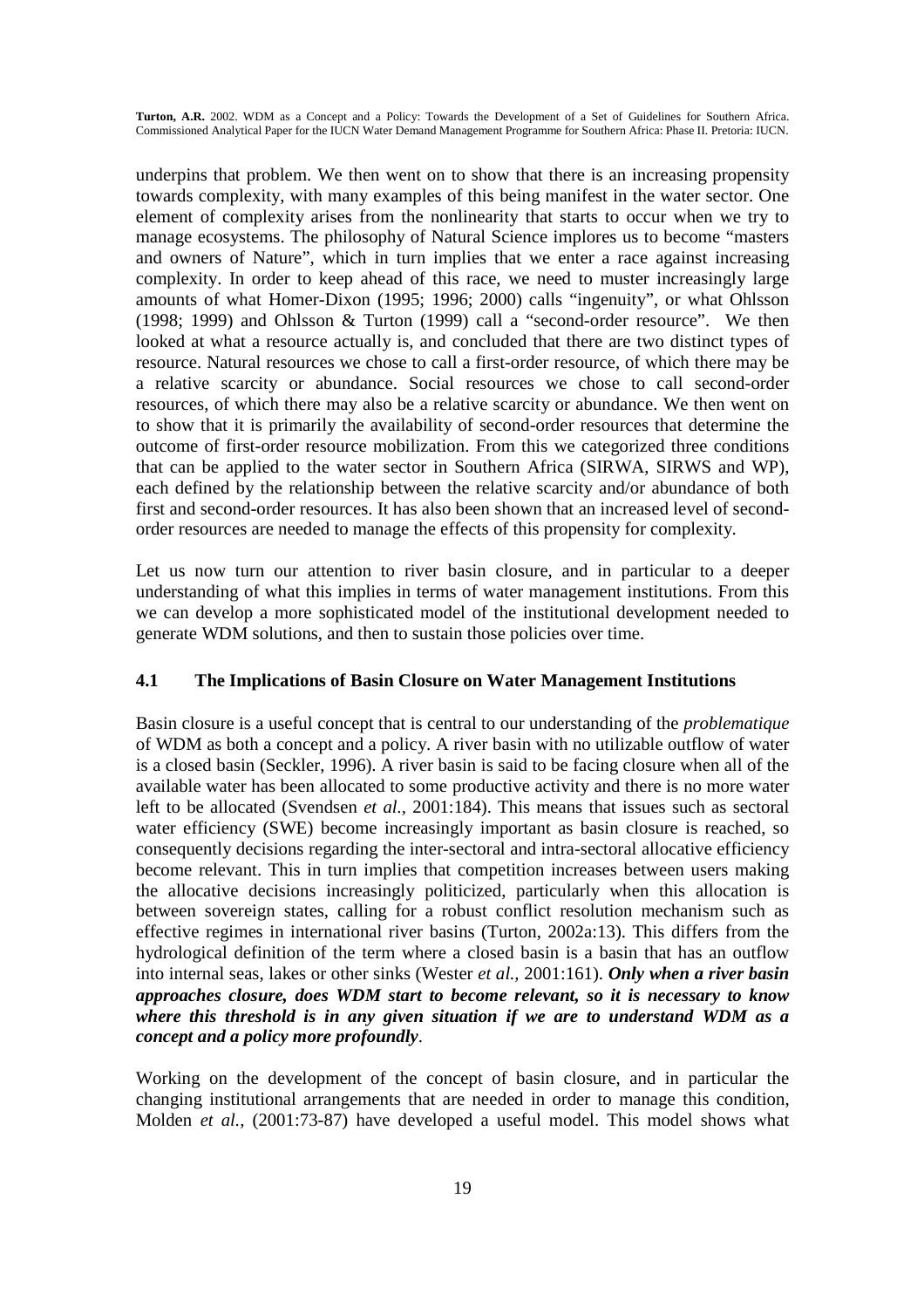underpins that problem. We then went on to show that there is an increasing propensity towards complexity, with many examples of this being manifest in the water sector. One element of complexity arises from the nonlinearity that starts to occur when we try to manage ecosystems. The philosophy of Natural Science implores us to become "masters and owners of Nature", which in turn implies that we enter a race against increasing complexity. In order to keep ahead of this race, we need to muster increasingly large amounts of what Homer-Dixon (1995; 1996; 2000) calls "ingenuity", or what Ohlsson (1998; 1999) and Ohlsson & Turton (1999) call a "second-order resource". We then looked at what a resource actually is, and concluded that there are two distinct types of resource. Natural resources we chose to call a first-order resource, of which there may be a relative scarcity or abundance. Social resources we chose to call second-order resources, of which there may also be a relative scarcity or abundance. We then went on to show that it is primarily the availability of second-order resources that determine the outcome of first-order resource mobilization. From this we categorized three conditions that can be applied to the water sector in Southern Africa (SIRWA, SIRWS and WP), each defined by the relationship between the relative scarcity and/or abundance of both first and second-order resources. It has also been shown that an increased level of second-order resources are needed to manage the effects of this propensity for complexity.

Let us now turn our attention to river basin closure, and in particular to a deeper understanding of what this implies in terms of water management institutions. From this we can develop a more sophisticated model of the institutional development needed to generate WDM solutions, and then to sustain those policies over time.

## 4.1 The Implications of Basin Closure on Water Management Institutions

Basin closure is a useful concept that is central to our understanding of the *problematique* of WDM as both a concept and a policy. A river basin with no utilizable outflow of water is a closed basin (Seckler, 1996). A river basin is said to be facing closure when all of the available water has been allocated to some productive activity and there is no more water left to be allocated (Svendsen *et al.*, 2001:184). This means that issues such as sectoral water efficiency (SWE) become increasingly important as basin closure is reached, so consequently decisions regarding the inter-sectoral and intra-sectoral allocative efficiency become relevant. This in turn implies that competition increases between users making the allocative decisions increasingly politicized, particularly when this allocation is between sovereign states, calling for a robust conflict resolution mechanism such as effective regimes in international river basins (Turton, 2002a:13). This differs from the hydrological definition of the term where a closed basin is a basin that has an outflow into internal seas, lakes or other sinks (Wester *et al.*, 2001:161). ***Only when a river basin approaches closure, does WDM start to become relevant, so it is necessary to know where this threshold is in any given situation if we are to understand WDM as a concept and a policy more profoundly***.

Working on the development of the concept of basin closure, and in particular the changing institutional arrangements that are needed in order to manage this condition, Molden *et al.*, (2001:73-87) have developed a useful model. This model shows what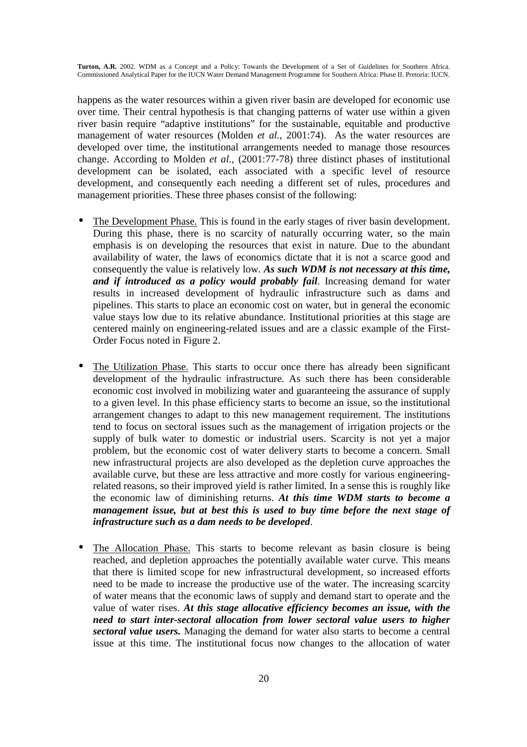happens as the water resources within a given river basin are developed for economic use over time. Their central hypothesis is that changing patterns of water use within a given river basin require "adaptive institutions" for the sustainable, equitable and productive management of water resources (Molden *et al.*, 2001:74). As the water resources are developed over time, the institutional arrangements needed to manage those resources change. According to Molden *et al.*, (2001:77-78) three distinct phases of institutional development can be isolated, each associated with a specific level of resource development, and consequently each needing a different set of rules, procedures and management priorities. These three phases consist of the following:

- The Development Phase. This is found in the early stages of river basin development. During this phase, there is no scarcity of naturally occurring water, so the main emphasis is on developing the resources that exist in nature. Due to the abundant availability of water, the laws of economics dictate that it is not a scarce good and consequently the value is relatively low. ***As such WDM is not necessary at this time, and if introduced as a policy would probably fail***. Increasing demand for water results in increased development of hydraulic infrastructure such as dams and pipelines. This starts to place an economic cost on water, but in general the economic value stays low due to its relative abundance. Institutional priorities at this stage are centered mainly on engineering-related issues and are a classic example of the First-Order Focus noted in Figure 2.

- The Utilization Phase. This starts to occur once there has already been significant development of the hydraulic infrastructure. As such there has been considerable economic cost involved in mobilizing water and guaranteeing the assurance of supply to a given level. In this phase efficiency starts to become an issue, so the institutional arrangement changes to adapt to this new management requirement. The institutions tend to focus on sectoral issues such as the management of irrigation projects or the supply of bulk water to domestic or industrial users. Scarcity is not yet a major problem, but the economic cost of water delivery starts to become a concern. Small new infrastructural projects are also developed as the depletion curve approaches the available curve, but these are less attractive and more costly for various engineering-related reasons, so their improved yield is rather limited. In a sense this is roughly like the economic law of diminishing returns. ***At this time WDM starts to become a management issue, but at best this is used to buy time before the next stage of infrastructure such as a dam needs to be developed***.

- The Allocation Phase. This starts to become relevant as basin closure is being reached, and depletion approaches the potentially available water curve. This means that there is limited scope for new infrastructural development, so increased efforts need to be made to increase the productive use of the water. The increasing scarcity of water means that the economic laws of supply and demand start to operate and the value of water rises. ***At this stage allocative efficiency becomes an issue, with the need to start inter-sectoral allocation from lower sectoral value users to higher sectoral value users.*** Managing the demand for water also starts to become a central issue at this time. The institutional focus now changes to the allocation of water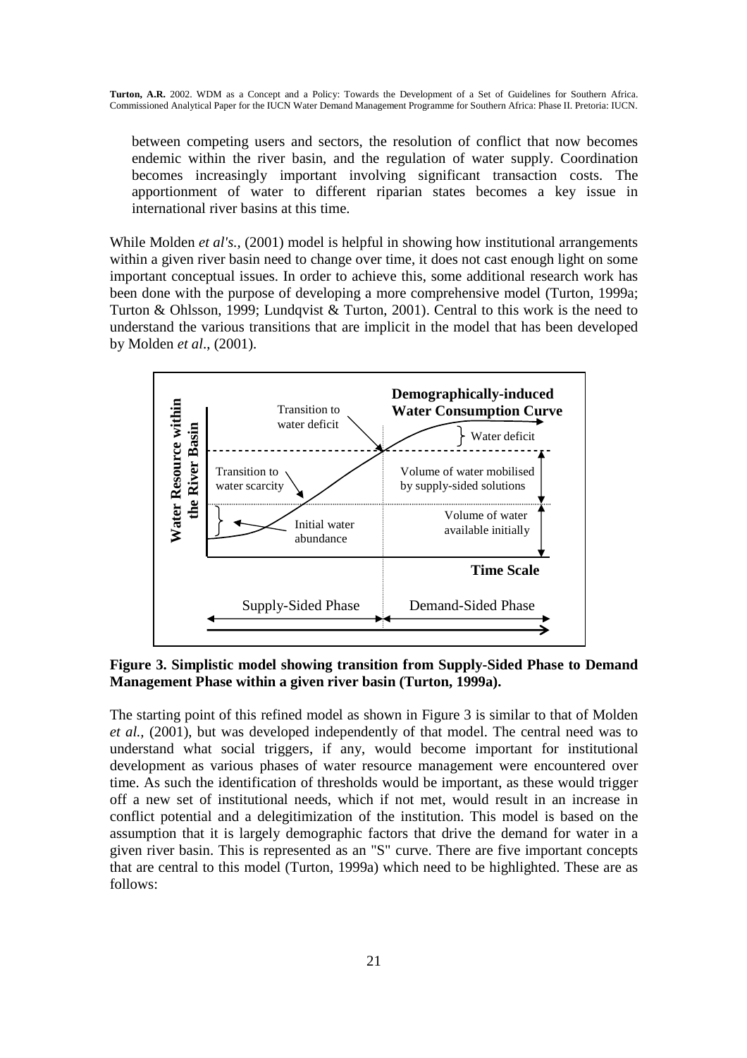between competing users and sectors, the resolution of conflict that now becomes endemic within the river basin, and the regulation of water supply. Coordination becomes increasingly important involving significant transaction costs. The apportionment of water to different riparian states becomes a key issue in international river basins at this time.

While Molden *et al's.*, (2001) model is helpful in showing how institutional arrangements within a given river basin need to change over time, it does not cast enough light on some important conceptual issues. In order to achieve this, some additional research work has been done with the purpose of developing a more comprehensive model (Turton, 1999a; Turton & Ohlsson, 1999; Lundqvist & Turton, 2001). Central to this work is the need to understand the various transitions that are implicit in the model that has been developed by Molden *et al*., (2001).

**Figure 3. Simplistic model showing transition from Supply-Sided Phase to Demand Management Phase within a given river basin (Turton, 1999a).**

The starting point of this refined model as shown in Figure 3 is similar to that of Molden *et al.*, (2001), but was developed independently of that model. The central need was to understand what social triggers, if any, would become important for institutional development as various phases of water resource management were encountered over time. As such the identification of thresholds would be important, as these would trigger off a new set of institutional needs, which if not met, would result in an increase in conflict potential and a delegitimization of the institution. This model is based on the assumption that it is largely demographic factors that drive the demand for water in a given river basin. This is represented as an "S" curve. There are five important concepts that are central to this model (Turton, 1999a) which need to be highlighted. These are as follows: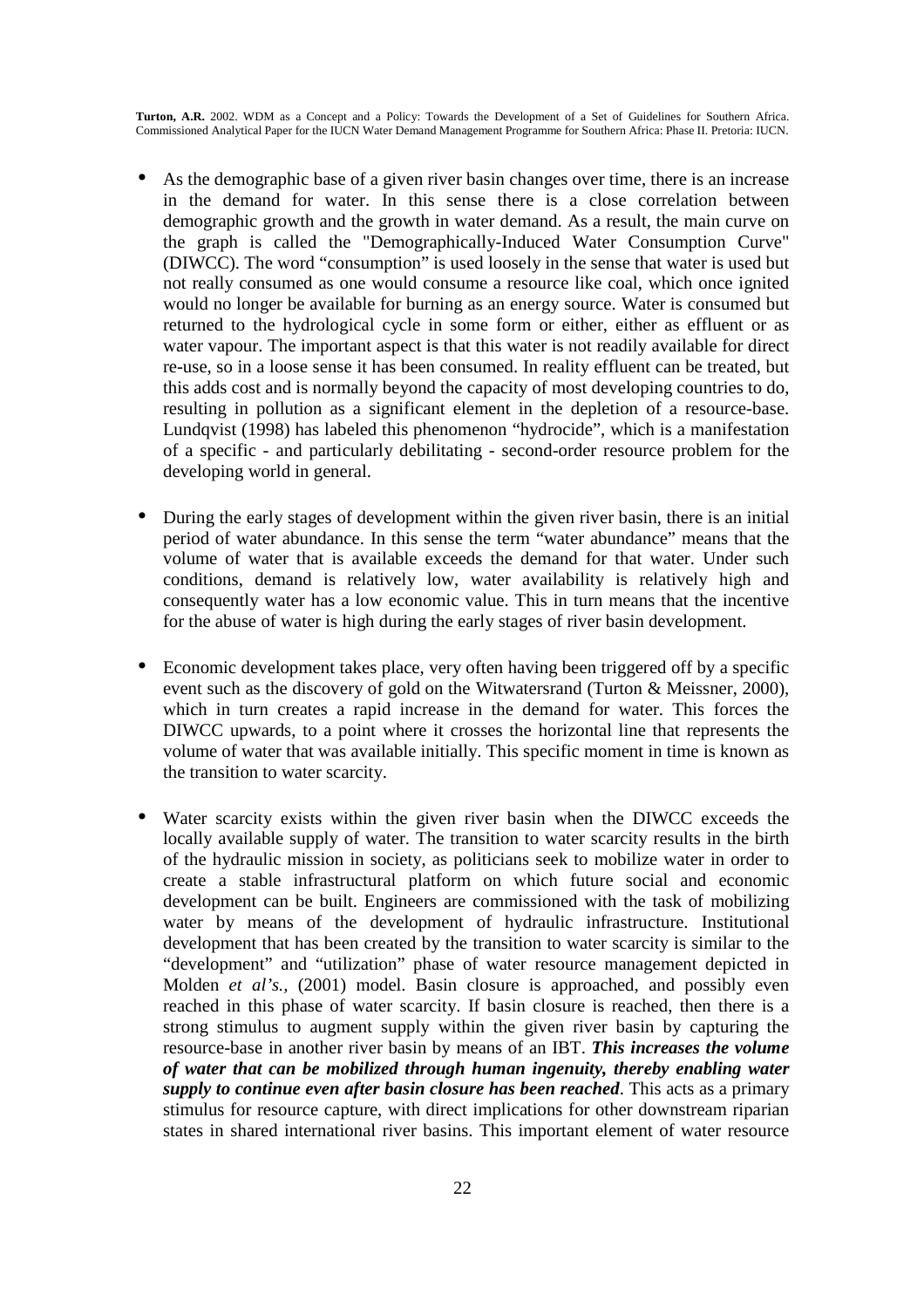- As the demographic base of a given river basin changes over time, there is an increase in the demand for water. In this sense there is a close correlation between demographic growth and the growth in water demand. As a result, the main curve on the graph is called the "Demographically-Induced Water Consumption Curve" (DIWCC). The word "consumption" is used loosely in the sense that water is used but not really consumed as one would consume a resource like coal, which once ignited would no longer be available for burning as an energy source. Water is consumed but returned to the hydrological cycle in some form or either, either as effluent or as water vapour. The important aspect is that this water is not readily available for direct re-use, so in a loose sense it has been consumed. In reality effluent can be treated, but this adds cost and is normally beyond the capacity of most developing countries to do, resulting in pollution as a significant element in the depletion of a resource-base. Lundqvist (1998) has labeled this phenomenon "hydrocide", which is a manifestation of a specific - and particularly debilitating - second-order resource problem for the developing world in general.

- During the early stages of development within the given river basin, there is an initial period of water abundance. In this sense the term "water abundance" means that the volume of water that is available exceeds the demand for that water. Under such conditions, demand is relatively low, water availability is relatively high and consequently water has a low economic value. This in turn means that the incentive for the abuse of water is high during the early stages of river basin development.

- Economic development takes place, very often having been triggered off by a specific event such as the discovery of gold on the Witwatersrand (Turton & Meissner, 2000), which in turn creates a rapid increase in the demand for water. This forces the DIWCC upwards, to a point where it crosses the horizontal line that represents the volume of water that was available initially. This specific moment in time is known as the transition to water scarcity.

- Water scarcity exists within the given river basin when the DIWCC exceeds the locally available supply of water. The transition to water scarcity results in the birth of the hydraulic mission in society, as politicians seek to mobilize water in order to create a stable infrastructural platform on which future social and economic development can be built. Engineers are commissioned with the task of mobilizing water by means of the development of hydraulic infrastructure. Institutional development that has been created by the transition to water scarcity is similar to the "development" and "utilization" phase of water resource management depicted in Molden *et al's.,* (2001) model. Basin closure is approached, and possibly even reached in this phase of water scarcity. If basin closure is reached, then there is a strong stimulus to augment supply within the given river basin by capturing the resource-base in another river basin by means of an IBT. ***This increases the volume of water that can be mobilized through human ingenuity, thereby enabling water supply to continue even after basin closure has been reached***. This acts as a primary stimulus for resource capture, with direct implications for other downstream riparian states in shared international river basins. This important element of water resource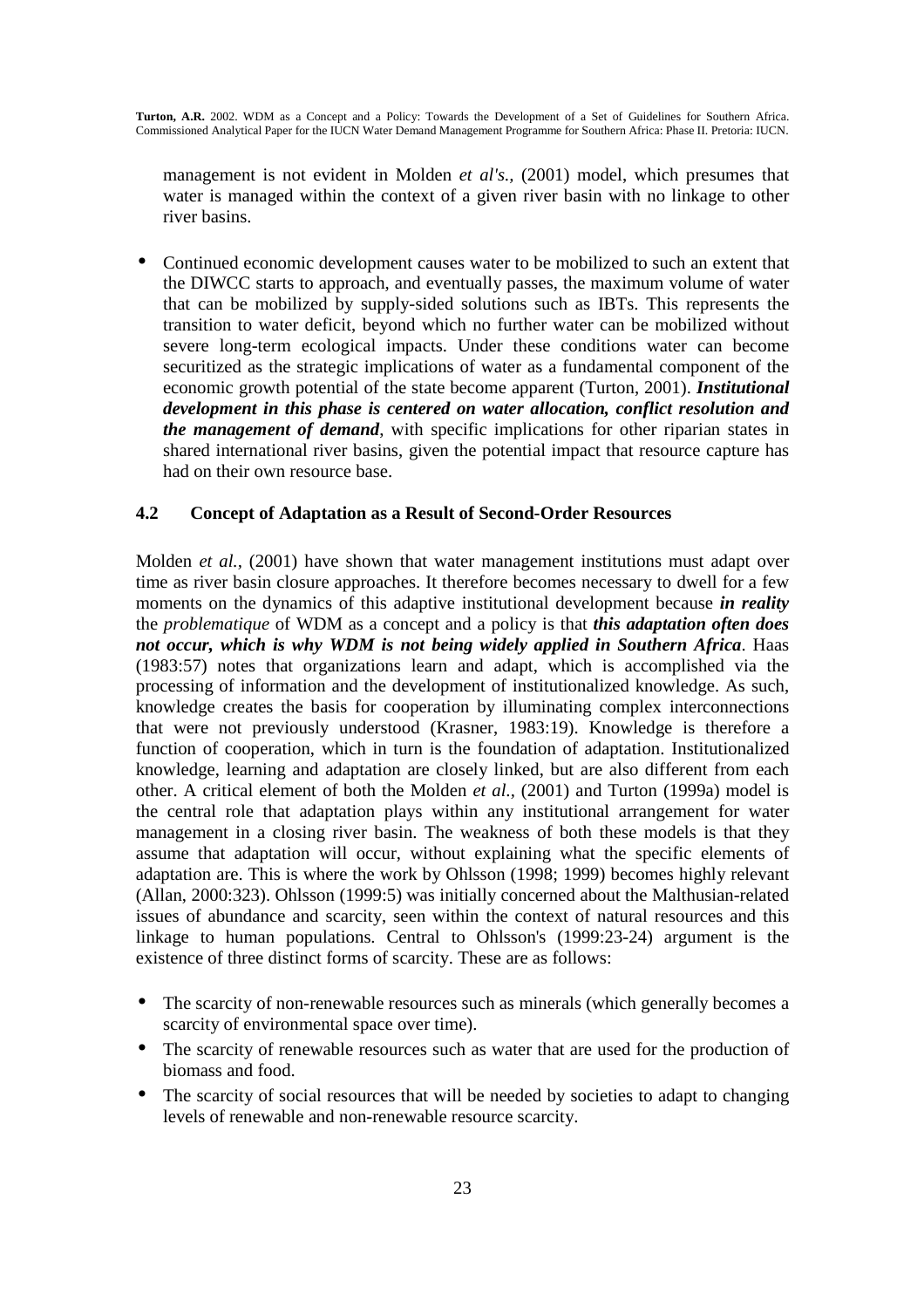management is not evident in Molden *et al's.*, (2001) model, which presumes that water is managed within the context of a given river basin with no linkage to other river basins.

- Continued economic development causes water to be mobilized to such an extent that the DIWCC starts to approach, and eventually passes, the maximum volume of water that can be mobilized by supply-sided solutions such as IBTs. This represents the transition to water deficit, beyond which no further water can be mobilized without severe long-term ecological impacts. Under these conditions water can become securitized as the strategic implications of water as a fundamental component of the economic growth potential of the state become apparent (Turton, 2001). ***Institutional development in this phase is centered on water allocation, conflict resolution and the management of demand***, with specific implications for other riparian states in shared international river basins, given the potential impact that resource capture has had on their own resource base.

## 4.2 Concept of Adaptation as a Result of Second-Order Resources

Molden *et al.*, (2001) have shown that water management institutions must adapt over time as river basin closure approaches. It therefore becomes necessary to dwell for a few moments on the dynamics of this adaptive institutional development because ***in reality*** the *problematique* of WDM as a concept and a policy is that ***this adaptation often does not occur, which is why WDM is not being widely applied in Southern Africa***. Haas (1983:57) notes that organizations learn and adapt, which is accomplished via the processing of information and the development of institutionalized knowledge. As such, knowledge creates the basis for cooperation by illuminating complex interconnections that were not previously understood (Krasner, 1983:19). Knowledge is therefore a function of cooperation, which in turn is the foundation of adaptation. Institutionalized knowledge, learning and adaptation are closely linked, but are also different from each other. A critical element of both the Molden *et al.*, (2001) and Turton (1999a) model is the central role that adaptation plays within any institutional arrangement for water management in a closing river basin. The weakness of both these models is that they assume that adaptation will occur, without explaining what the specific elements of adaptation are. This is where the work by Ohlsson (1998; 1999) becomes highly relevant (Allan, 2000:323). Ohlsson (1999:5) was initially concerned about the Malthusian-related issues of abundance and scarcity, seen within the context of natural resources and this linkage to human populations. Central to Ohlsson's (1999:23-24) argument is the existence of three distinct forms of scarcity. These are as follows:

- The scarcity of non-renewable resources such as minerals (which generally becomes a scarcity of environmental space over time).
- The scarcity of renewable resources such as water that are used for the production of biomass and food.
- The scarcity of social resources that will be needed by societies to adapt to changing levels of renewable and non-renewable resource scarcity.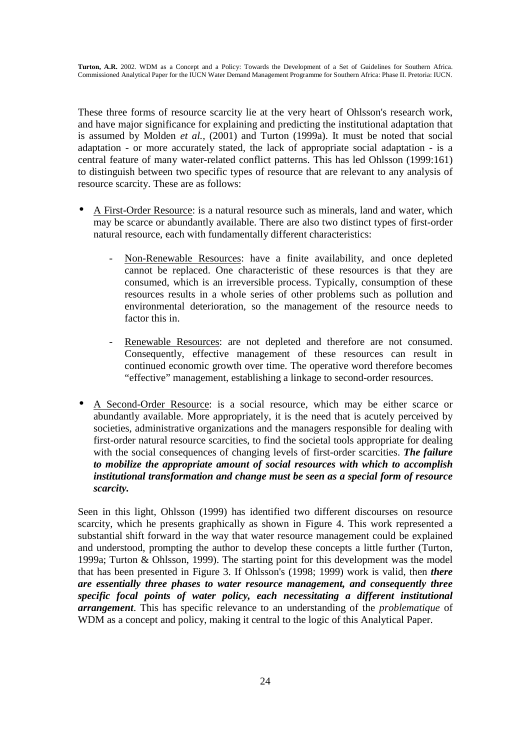These three forms of resource scarcity lie at the very heart of Ohlsson's research work, and have major significance for explaining and predicting the institutional adaptation that is assumed by Molden *et al.,* (2001) and Turton (1999a). It must be noted that social adaptation - or more accurately stated, the lack of appropriate social adaptation - is a central feature of many water-related conflict patterns. This has led Ohlsson (1999:161) to distinguish between two specific types of resource that are relevant to any analysis of resource scarcity. These are as follows:

- <u>A First-Order Resource</u>: is a natural resource such as minerals, land and water, which may be scarce or abundantly available. There are also two distinct types of first-order natural resource, each with fundamentally different characteristics:
  - <u>Non-Renewable Resources</u>: have a finite availability, and once depleted cannot be replaced. One characteristic of these resources is that they are consumed, which is an irreversible process. Typically, consumption of these resources results in a whole series of other problems such as pollution and environmental deterioration, so the management of the resource needs to factor this in.
  - <u>Renewable Resources</u>: are not depleted and therefore are not consumed. Consequently, effective management of these resources can result in continued economic growth over time. The operative word therefore becomes "effective" management, establishing a linkage to second-order resources.
- <u>A Second-Order Resource</u>: is a social resource, which may be either scarce or abundantly available. More appropriately, it is the need that is acutely perceived by societies, administrative organizations and the managers responsible for dealing with first-order natural resource scarcities, to find the societal tools appropriate for dealing with the social consequences of changing levels of first-order scarcities. ***The failure to mobilize the appropriate amount of social resources with which to accomplish institutional transformation and change must be seen as a special form of resource scarcity.***

Seen in this light, Ohlsson (1999) has identified two different discourses on resource scarcity, which he presents graphically as shown in Figure 4. This work represented a substantial shift forward in the way that water resource management could be explained and understood, prompting the author to develop these concepts a little further (Turton, 1999a; Turton & Ohlsson, 1999). The starting point for this development was the model that has been presented in Figure 3. If Ohlsson's (1998; 1999) work is valid, then ***there are essentially three phases to water resource management, and consequently three specific focal points of water policy, each necessitating a different institutional arrangement***. This has specific relevance to an understanding of the *problematique* of WDM as a concept and policy, making it central to the logic of this Analytical Paper.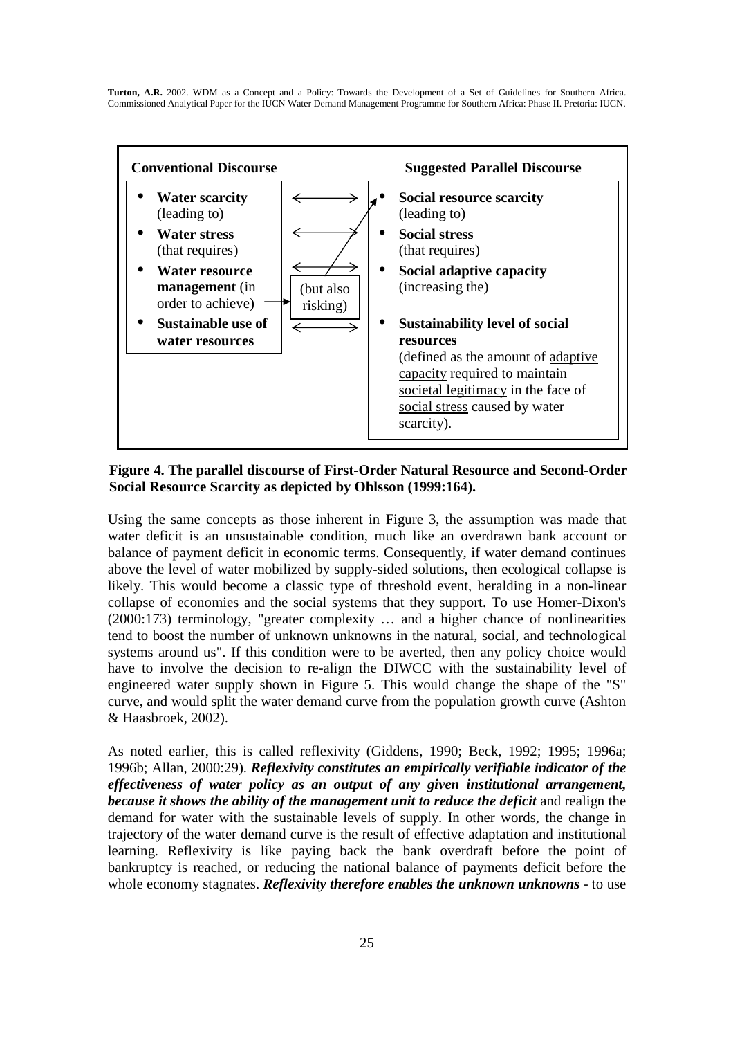| Conventional Discourse | | Suggested Parallel Discourse |
|---|---|---|
| • **Water scarcity** (leading to) | ⟷ | • **Social resource scarcity** (leading to) |
| • **Water stress** (that requires) | ⟷ | • **Social stress** (that requires) |
| • **Water resource management** (in order to achieve) | ⟷ (but also risking) ↗ Social resource scarcity | • **Social adaptive capacity** (increasing the) |
| • **Sustainable use of water resources** | ⟷ | • **Sustainability level of social resources** (defined as the amount of adaptive capacity required to maintain societal legitimacy in the face of social stress caused by water scarcity). |

**Figure 4. The parallel discourse of First-Order Natural Resource and Second-Order Social Resource Scarcity as depicted by Ohlsson (1999:164).**

Using the same concepts as those inherent in Figure 3, the assumption was made that water deficit is an unsustainable condition, much like an overdrawn bank account or balance of payment deficit in economic terms. Consequently, if water demand continues above the level of water mobilized by supply-sided solutions, then ecological collapse is likely. This would become a classic type of threshold event, heralding in a non-linear collapse of economies and the social systems that they support. To use Homer-Dixon's (2000:173) terminology, "greater complexity … and a higher chance of nonlinearities tend to boost the number of unknown unknowns in the natural, social, and technological systems around us". If this condition were to be averted, then any policy choice would have to involve the decision to re-align the DIWCC with the sustainability level of engineered water supply shown in Figure 5. This would change the shape of the "S" curve, and would split the water demand curve from the population growth curve (Ashton & Haasbroek, 2002).

As noted earlier, this is called reflexivity (Giddens, 1990; Beck, 1992; 1995; 1996a; 1996b; Allan, 2000:29). ***Reflexivity constitutes an empirically verifiable indicator of the effectiveness of water policy as an output of any given institutional arrangement, because it shows the ability of the management unit to reduce the deficit*** and realign the demand for water with the sustainable levels of supply. In other words, the change in trajectory of the water demand curve is the result of effective adaptation and institutional learning. Reflexivity is like paying back the bank overdraft before the point of bankruptcy is reached, or reducing the national balance of payments deficit before the whole economy stagnates. ***Reflexivity therefore enables the unknown unknowns*** - to use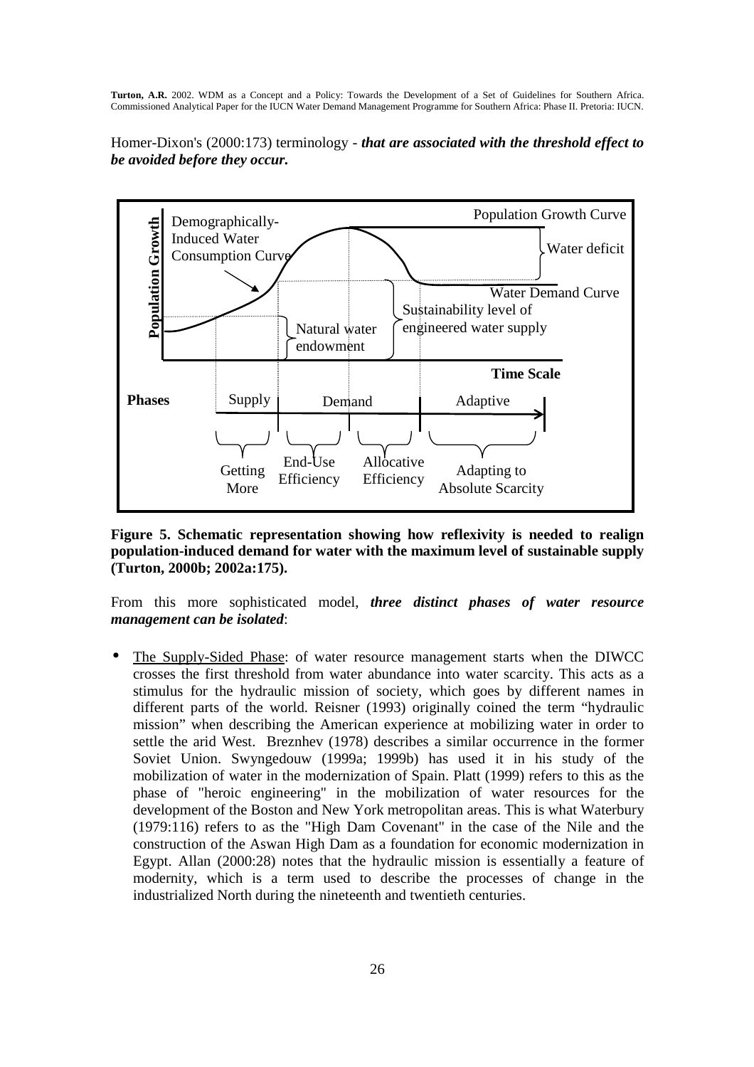Homer-Dixon's (2000:173) terminology - ***that are associated with the threshold effect to be avoided before they occur.***

**Figure 5. Schematic representation showing how reflexivity is needed to realign population-induced demand for water with the maximum level of sustainable supply (Turton, 2000b; 2002a:175).**

From this more sophisticated model, ***three distinct phases of water resource management can be isolated***:

- The Supply-Sided Phase: of water resource management starts when the DIWCC crosses the first threshold from water abundance into water scarcity. This acts as a stimulus for the hydraulic mission of society, which goes by different names in different parts of the world. Reisner (1993) originally coined the term "hydraulic mission" when describing the American experience at mobilizing water in order to settle the arid West. Breznhev (1978) describes a similar occurrence in the former Soviet Union. Swyngedouw (1999a; 1999b) has used it in his study of the mobilization of water in the modernization of Spain. Platt (1999) refers to this as the phase of "heroic engineering" in the mobilization of water resources for the development of the Boston and New York metropolitan areas. This is what Waterbury (1979:116) refers to as the "High Dam Covenant" in the case of the Nile and the construction of the Aswan High Dam as a foundation for economic modernization in Egypt. Allan (2000:28) notes that the hydraulic mission is essentially a feature of modernity, which is a term used to describe the processes of change in the industrialized North during the nineteenth and twentieth centuries.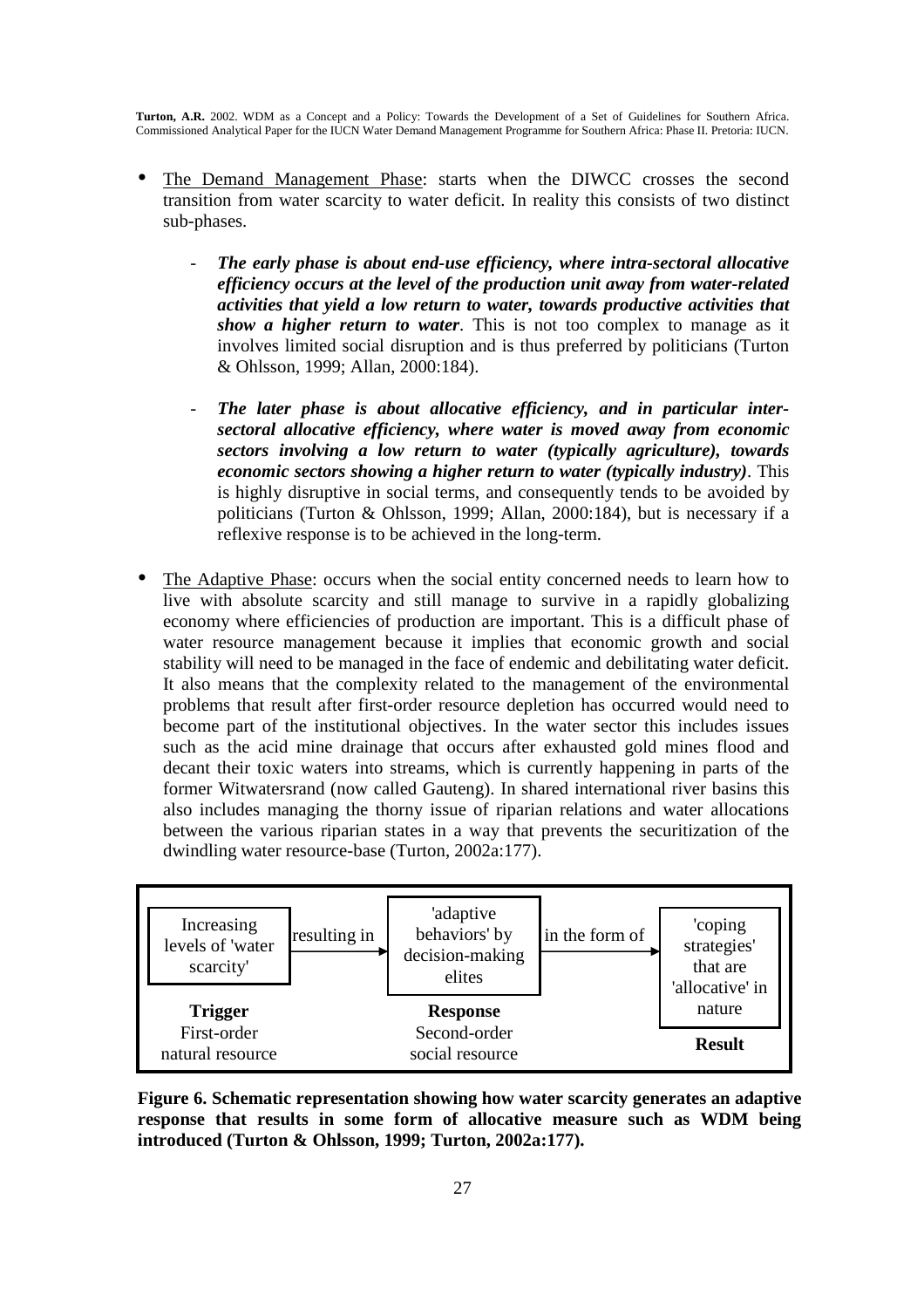- <u>The Demand Management Phase</u>: starts when the DIWCC crosses the second transition from water scarcity to water deficit. In reality this consists of two distinct sub-phases.

  - ***The early phase is about end-use efficiency, where intra-sectoral allocative efficiency occurs at the level of the production unit away from water-related activities that yield a low return to water, towards productive activities that show a higher return to water***. This is not too complex to manage as it involves limited social disruption and is thus preferred by politicians (Turton & Ohlsson, 1999; Allan, 2000:184).

  - ***The later phase is about allocative efficiency, and in particular inter-sectoral allocative efficiency, where water is moved away from economic sectors involving a low return to water (typically agriculture), towards economic sectors showing a higher return to water (typically industry)***. This is highly disruptive in social terms, and consequently tends to be avoided by politicians (Turton & Ohlsson, 1999; Allan, 2000:184), but is necessary if a reflexive response is to be achieved in the long-term.

- <u>The Adaptive Phase</u>: occurs when the social entity concerned needs to learn how to live with absolute scarcity and still manage to survive in a rapidly globalizing economy where efficiencies of production are important. This is a difficult phase of water resource management because it implies that economic growth and social stability will need to be managed in the face of endemic and debilitating water deficit. It also means that the complexity related to the management of the environmental problems that result after first-order resource depletion has occurred would need to become part of the institutional objectives. In the water sector this includes issues such as the acid mine drainage that occurs after exhausted gold mines flood and decant their toxic waters into streams, which is currently happening in parts of the former Witwatersrand (now called Gauteng). In shared international river basins this also includes managing the thorny issue of riparian relations and water allocations between the various riparian states in a way that prevents the securitization of the dwindling water resource-base (Turton, 2002a:177).

| Increasing levels of 'water scarcity' | resulting in → | 'adaptive behaviors' by decision-making elites | in the form of → | 'coping strategies' that are 'allocative' in nature |
|---|---|---|---|---|
| **Trigger** First-order natural resource | | **Response** Second-order social resource | | **Result** |

**Figure 6. Schematic representation showing how water scarcity generates an adaptive response that results in some form of allocative measure such as WDM being introduced (Turton & Ohlsson, 1999; Turton, 2002a:177).**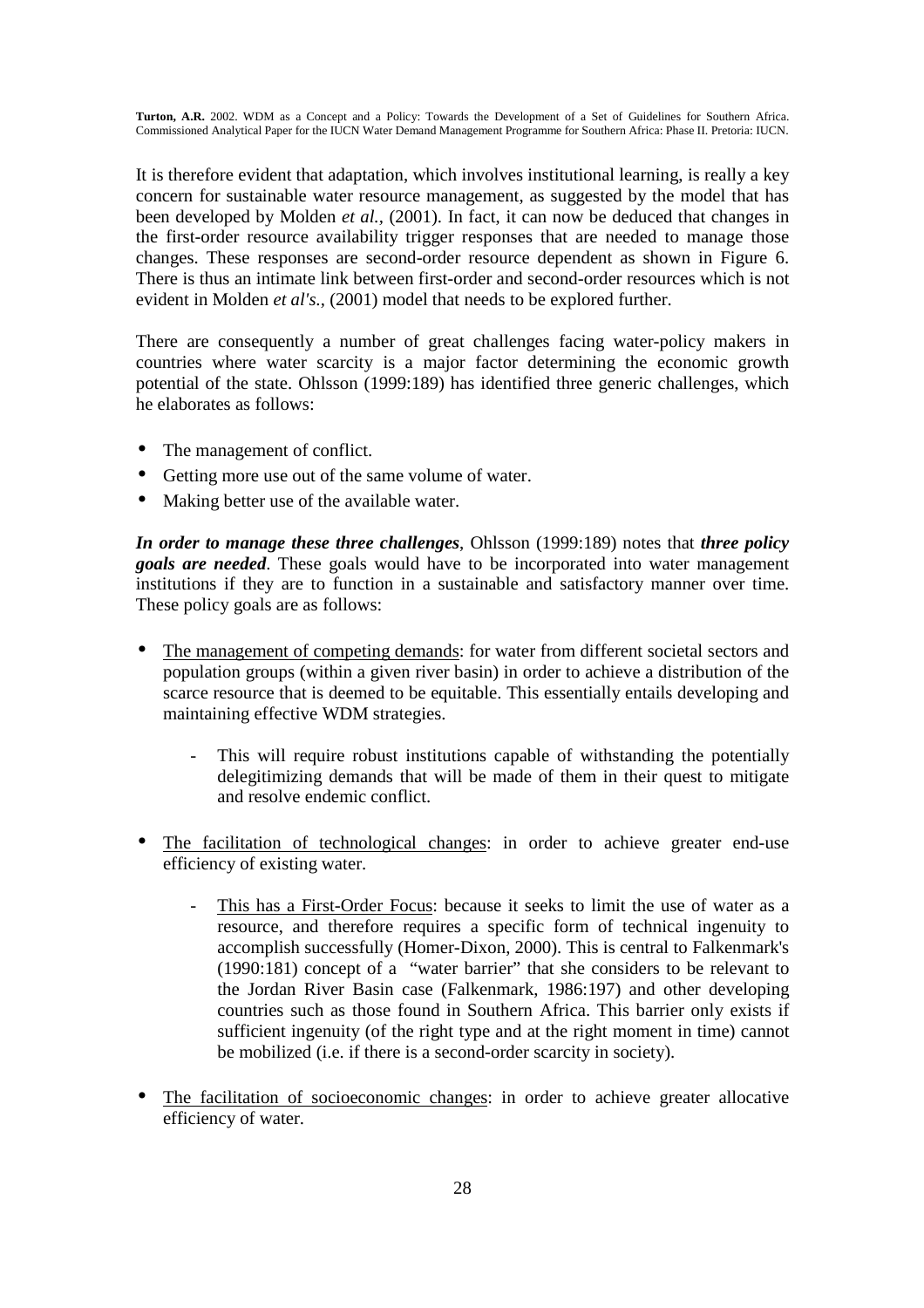It is therefore evident that adaptation, which involves institutional learning, is really a key concern for sustainable water resource management, as suggested by the model that has been developed by Molden *et al.*, (2001). In fact, it can now be deduced that changes in the first-order resource availability trigger responses that are needed to manage those changes. These responses are second-order resource dependent as shown in Figure 6. There is thus an intimate link between first-order and second-order resources which is not evident in Molden *et al's.*, (2001) model that needs to be explored further.

There are consequently a number of great challenges facing water-policy makers in countries where water scarcity is a major factor determining the economic growth potential of the state. Ohlsson (1999:189) has identified three generic challenges, which he elaborates as follows:

- The management of conflict.
- Getting more use out of the same volume of water.
- Making better use of the available water.

***In order to manage these three challenges***, Ohlsson (1999:189) notes that ***three policy goals are needed***. These goals would have to be incorporated into water management institutions if they are to function in a sustainable and satisfactory manner over time. These policy goals are as follows:

- <u>The management of competing demands</u>: for water from different societal sectors and population groups (within a given river basin) in order to achieve a distribution of the scarce resource that is deemed to be equitable. This essentially entails developing and maintaining effective WDM strategies.
    - This will require robust institutions capable of withstanding the potentially delegitimizing demands that will be made of them in their quest to mitigate and resolve endemic conflict.
- <u>The facilitation of technological changes</u>: in order to achieve greater end-use efficiency of existing water.
    - <u>This has a First-Order Focus</u>: because it seeks to limit the use of water as a resource, and therefore requires a specific form of technical ingenuity to accomplish successfully (Homer-Dixon, 2000). This is central to Falkenmark's (1990:181) concept of a "water barrier" that she considers to be relevant to the Jordan River Basin case (Falkenmark, 1986:197) and other developing countries such as those found in Southern Africa. This barrier only exists if sufficient ingenuity (of the right type and at the right moment in time) cannot be mobilized (i.e. if there is a second-order scarcity in society).
- <u>The facilitation of socioeconomic changes</u>: in order to achieve greater allocative efficiency of water.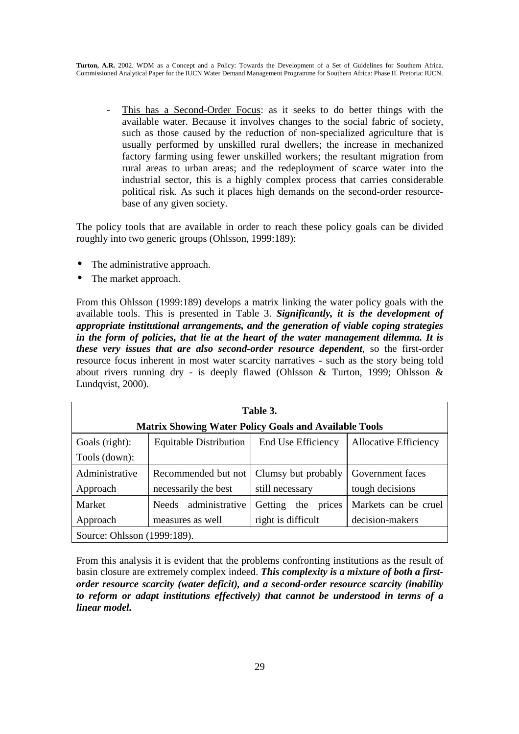- <u>This has a Second-Order Focus</u>: as it seeks to do better things with the available water. Because it involves changes to the social fabric of society, such as those caused by the reduction of non-specialized agriculture that is usually performed by unskilled rural dwellers; the increase in mechanized factory farming using fewer unskilled workers; the resultant migration from rural areas to urban areas; and the redeployment of scarce water into the industrial sector, this is a highly complex process that carries considerable political risk. As such it places high demands on the second-order resource-base of any given society.

The policy tools that are available in order to reach these policy goals can be divided roughly into two generic groups (Ohlsson, 1999:189):

- The administrative approach.
- The market approach.

From this Ohlsson (1999:189) develops a matrix linking the water policy goals with the available tools. This is presented in Table 3. ***Significantly, it is the development of appropriate institutional arrangements, and the generation of viable coping strategies in the form of policies, that lie at the heart of the water management dilemma. It is these very issues that are also second-order resource dependent***, so the first-order resource focus inherent in most water scarcity narratives - such as the story being told about rivers running dry - is deeply flawed (Ohlsson & Turton, 1999; Ohlsson & Lundqvist, 2000).

**Table 3.**
**Matrix Showing Water Policy Goals and Available Tools**

| Goals (right): Tools (down): | Equitable Distribution | End Use Efficiency | Allocative Efficiency |
|---|---|---|---|
| Administrative Approach | Recommended but not necessarily the best | Clumsy but probably still necessary | Government faces tough decisions |
| Market Approach | Needs administrative measures as well | Getting the prices right is difficult | Markets can be cruel decision-makers |

Source: Ohlsson (1999:189).

From this analysis it is evident that the problems confronting institutions as the result of basin closure are extremely complex indeed. ***This complexity is a mixture of both a first-order resource scarcity (water deficit), and a second-order resource scarcity (inability to reform or adapt institutions effectively) that cannot be understood in terms of a linear model.***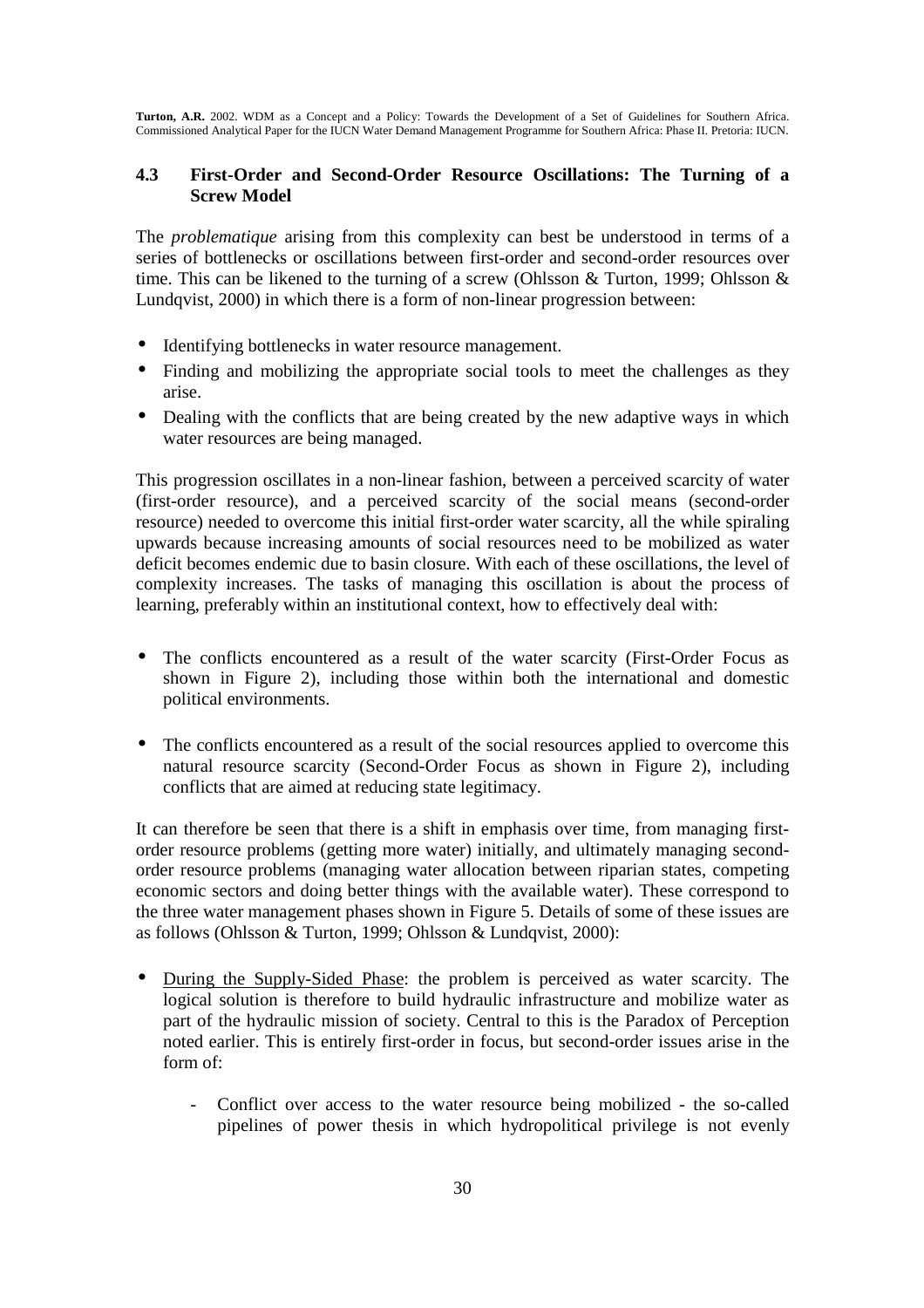## 4.3 First-Order and Second-Order Resource Oscillations: The Turning of a Screw Model

The *problematique* arising from this complexity can best be understood in terms of a series of bottlenecks or oscillations between first-order and second-order resources over time. This can be likened to the turning of a screw (Ohlsson & Turton, 1999; Ohlsson & Lundqvist, 2000) in which there is a form of non-linear progression between:

- Identifying bottlenecks in water resource management.
- Finding and mobilizing the appropriate social tools to meet the challenges as they arise.
- Dealing with the conflicts that are being created by the new adaptive ways in which water resources are being managed.

This progression oscillates in a non-linear fashion, between a perceived scarcity of water (first-order resource), and a perceived scarcity of the social means (second-order resource) needed to overcome this initial first-order water scarcity, all the while spiraling upwards because increasing amounts of social resources need to be mobilized as water deficit becomes endemic due to basin closure. With each of these oscillations, the level of complexity increases. The tasks of managing this oscillation is about the process of learning, preferably within an institutional context, how to effectively deal with:

- The conflicts encountered as a result of the water scarcity (First-Order Focus as shown in Figure 2), including those within both the international and domestic political environments.

- The conflicts encountered as a result of the social resources applied to overcome this natural resource scarcity (Second-Order Focus as shown in Figure 2), including conflicts that are aimed at reducing state legitimacy.

It can therefore be seen that there is a shift in emphasis over time, from managing first-order resource problems (getting more water) initially, and ultimately managing second-order resource problems (managing water allocation between riparian states, competing economic sectors and doing better things with the available water). These correspond to the three water management phases shown in Figure 5. Details of some of these issues are as follows (Ohlsson & Turton, 1999; Ohlsson & Lundqvist, 2000):

- During the Supply-Sided Phase: the problem is perceived as water scarcity. The logical solution is therefore to build hydraulic infrastructure and mobilize water as part of the hydraulic mission of society. Central to this is the Paradox of Perception noted earlier. This is entirely first-order in focus, but second-order issues arise in the form of:

  - Conflict over access to the water resource being mobilized - the so-called pipelines of power thesis in which hydropolitical privilege is not evenly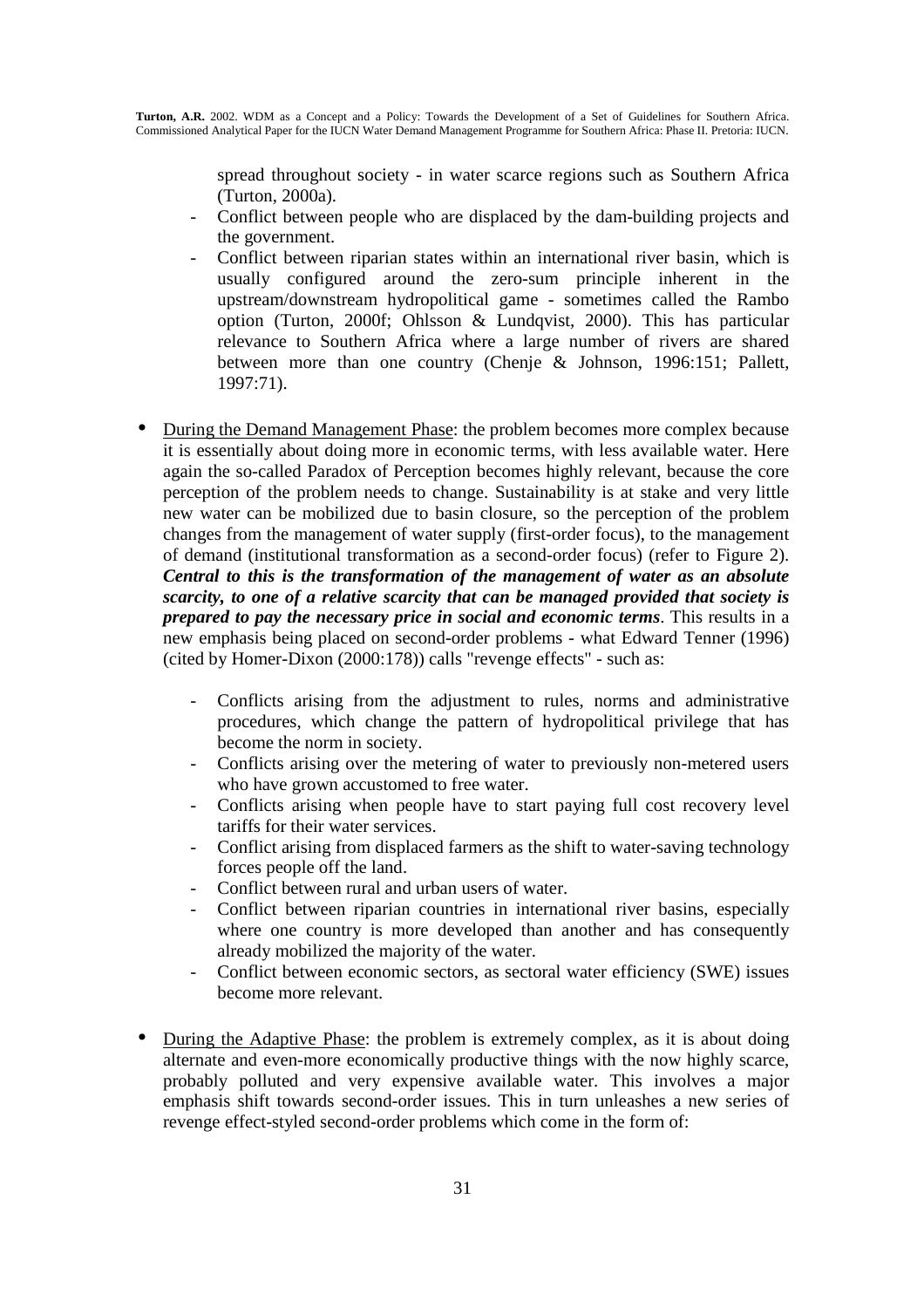spread throughout society - in water scarce regions such as Southern Africa (Turton, 2000a).

- Conflict between people who are displaced by the dam-building projects and the government.
- Conflict between riparian states within an international river basin, which is usually configured around the zero-sum principle inherent in the upstream/downstream hydropolitical game - sometimes called the Rambo option (Turton, 2000f; Ohlsson & Lundqvist, 2000). This has particular relevance to Southern Africa where a large number of rivers are shared between more than one country (Chenje & Johnson, 1996:151; Pallett, 1997:71).

- <u>During the Demand Management Phase</u>: the problem becomes more complex because it is essentially about doing more in economic terms, with less available water. Here again the so-called Paradox of Perception becomes highly relevant, because the core perception of the problem needs to change. Sustainability is at stake and very little new water can be mobilized due to basin closure, so the perception of the problem changes from the management of water supply (first-order focus), to the management of demand (institutional transformation as a second-order focus) (refer to Figure 2). ***Central to this is the transformation of the management of water as an absolute scarcity, to one of a relative scarcity that can be managed provided that society is prepared to pay the necessary price in social and economic terms***. This results in a new emphasis being placed on second-order problems - what Edward Tenner (1996) (cited by Homer-Dixon (2000:178)) calls "revenge effects" - such as:

  - Conflicts arising from the adjustment to rules, norms and administrative procedures, which change the pattern of hydropolitical privilege that has become the norm in society.
  - Conflicts arising over the metering of water to previously non-metered users who have grown accustomed to free water.
  - Conflicts arising when people have to start paying full cost recovery level tariffs for their water services.
  - Conflict arising from displaced farmers as the shift to water-saving technology forces people off the land.
  - Conflict between rural and urban users of water.
  - Conflict between riparian countries in international river basins, especially where one country is more developed than another and has consequently already mobilized the majority of the water.
  - Conflict between economic sectors, as sectoral water efficiency (SWE) issues become more relevant.

- <u>During the Adaptive Phase</u>: the problem is extremely complex, as it is about doing alternate and even-more economically productive things with the now highly scarce, probably polluted and very expensive available water. This involves a major emphasis shift towards second-order issues. This in turn unleashes a new series of revenge effect-styled second-order problems which come in the form of: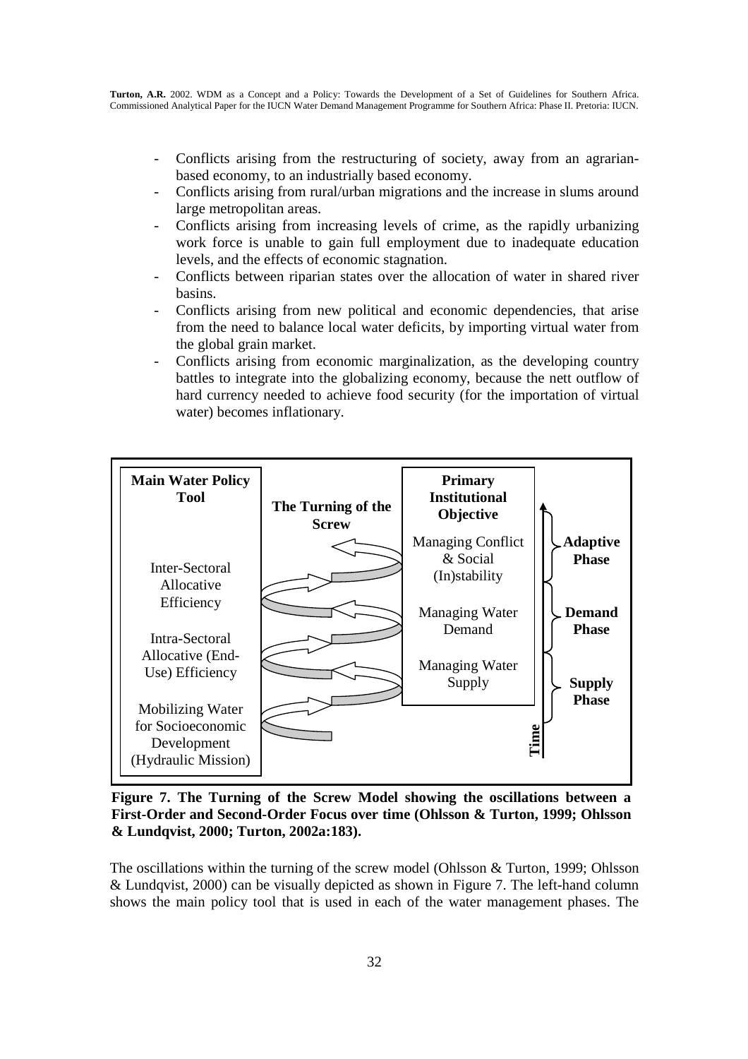- Conflicts arising from the restructuring of society, away from an agrarian-based economy, to an industrially based economy.
- Conflicts arising from rural/urban migrations and the increase in slums around large metropolitan areas.
- Conflicts arising from increasing levels of crime, as the rapidly urbanizing work force is unable to gain full employment due to inadequate education levels, and the effects of economic stagnation.
- Conflicts between riparian states over the allocation of water in shared river basins.
- Conflicts arising from new political and economic dependencies, that arise from the need to balance local water deficits, by importing virtual water from the global grain market.
- Conflicts arising from economic marginalization, as the developing country battles to integrate into the globalizing economy, because the nett outflow of hard currency needed to achieve food security (for the importation of virtual water) becomes inflationary.

| Main Water Policy Tool | The Turning of the Screw | Primary Institutional Objective | Time |
|---|---|---|---|
| Inter-Sectoral Allocative Efficiency | | Managing Conflict & Social (In)stability | Adaptive Phase |
| Intra-Sectoral Allocative (End-Use) Efficiency | | Managing Water Demand | Demand Phase |
| Mobilizing Water for Socioeconomic Development (Hydraulic Mission) | | Managing Water Supply | Supply Phase |

**Figure 7. The Turning of the Screw Model showing the oscillations between a First-Order and Second-Order Focus over time (Ohlsson & Turton, 1999; Ohlsson & Lundqvist, 2000; Turton, 2002a:183).**

The oscillations within the turning of the screw model (Ohlsson & Turton, 1999; Ohlsson & Lundqvist, 2000) can be visually depicted as shown in Figure 7. The left-hand column shows the main policy tool that is used in each of the water management phases. The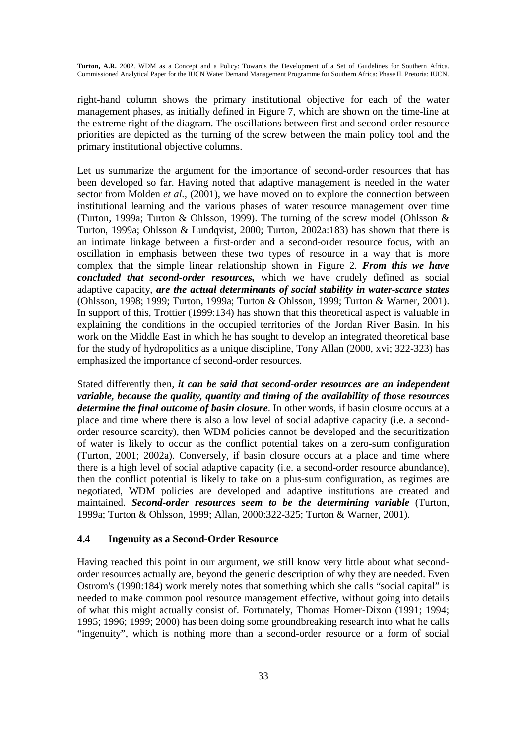right-hand column shows the primary institutional objective for each of the water management phases, as initially defined in Figure 7, which are shown on the time-line at the extreme right of the diagram. The oscillations between first and second-order resource priorities are depicted as the turning of the screw between the main policy tool and the primary institutional objective columns.

Let us summarize the argument for the importance of second-order resources that has been developed so far. Having noted that adaptive management is needed in the water sector from Molden *et al.*, (2001), we have moved on to explore the connection between institutional learning and the various phases of water resource management over time (Turton, 1999a; Turton & Ohlsson, 1999). The turning of the screw model (Ohlsson & Turton, 1999a; Ohlsson & Lundqvist, 2000; Turton, 2002a:183) has shown that there is an intimate linkage between a first-order and a second-order resource focus, with an oscillation in emphasis between these two types of resource in a way that is more complex that the simple linear relationship shown in Figure 2. ***From this we have concluded that second-order resources,*** which we have crudely defined as social adaptive capacity, ***are the actual determinants of social stability in water-scarce states*** (Ohlsson, 1998; 1999; Turton, 1999a; Turton & Ohlsson, 1999; Turton & Warner, 2001). In support of this, Trottier (1999:134) has shown that this theoretical aspect is valuable in explaining the conditions in the occupied territories of the Jordan River Basin. In his work on the Middle East in which he has sought to develop an integrated theoretical base for the study of hydropolitics as a unique discipline, Tony Allan (2000, xvi; 322-323) has emphasized the importance of second-order resources.

Stated differently then, ***it can be said that second-order resources are an independent variable, because the quality, quantity and timing of the availability of those resources determine the final outcome of basin closure***. In other words, if basin closure occurs at a place and time where there is also a low level of social adaptive capacity (i.e. a second-order resource scarcity), then WDM policies cannot be developed and the securitization of water is likely to occur as the conflict potential takes on a zero-sum configuration (Turton, 2001; 2002a). Conversely, if basin closure occurs at a place and time where there is a high level of social adaptive capacity (i.e. a second-order resource abundance), then the conflict potential is likely to take on a plus-sum configuration, as regimes are negotiated, WDM policies are developed and adaptive institutions are created and maintained. ***Second-order resources seem to be the determining variable*** (Turton, 1999a; Turton & Ohlsson, 1999; Allan, 2000:322-325; Turton & Warner, 2001).

### 4.4 Ingenuity as a Second-Order Resource

Having reached this point in our argument, we still know very little about what second-order resources actually are, beyond the generic description of why they are needed. Even Ostrom's (1990:184) work merely notes that something which she calls "social capital" is needed to make common pool resource management effective, without going into details of what this might actually consist of. Fortunately, Thomas Homer-Dixon (1991; 1994; 1995; 1996; 1999; 2000) has been doing some groundbreaking research into what he calls "ingenuity", which is nothing more than a second-order resource or a form of social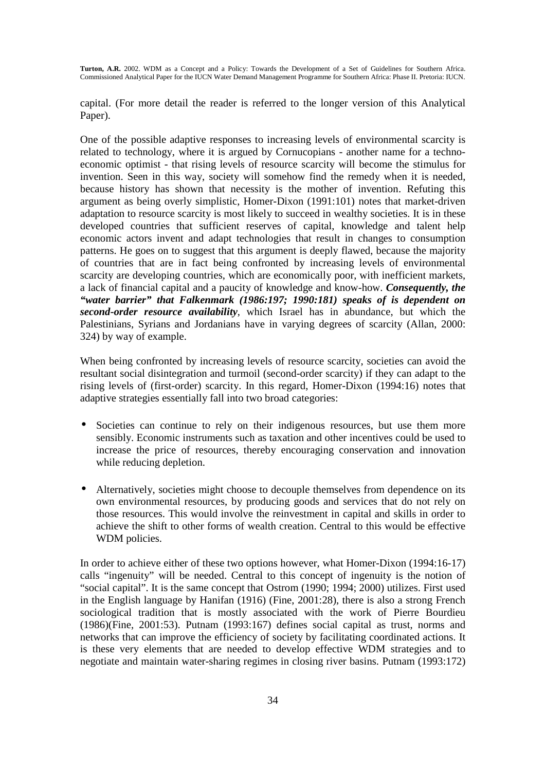capital. (For more detail the reader is referred to the longer version of this Analytical Paper).

One of the possible adaptive responses to increasing levels of environmental scarcity is related to technology, where it is argued by Cornucopians - another name for a techno-economic optimist - that rising levels of resource scarcity will become the stimulus for invention. Seen in this way, society will somehow find the remedy when it is needed, because history has shown that necessity is the mother of invention. Refuting this argument as being overly simplistic, Homer-Dixon (1991:101) notes that market-driven adaptation to resource scarcity is most likely to succeed in wealthy societies. It is in these developed countries that sufficient reserves of capital, knowledge and talent help economic actors invent and adapt technologies that result in changes to consumption patterns. He goes on to suggest that this argument is deeply flawed, because the majority of countries that are in fact being confronted by increasing levels of environmental scarcity are developing countries, which are economically poor, with inefficient markets, a lack of financial capital and a paucity of knowledge and know-how. ***Consequently, the "water barrier" that Falkenmark (1986:197; 1990:181) speaks of is dependent on second-order resource availability***, which Israel has in abundance, but which the Palestinians, Syrians and Jordanians have in varying degrees of scarcity (Allan, 2000: 324) by way of example.

When being confronted by increasing levels of resource scarcity, societies can avoid the resultant social disintegration and turmoil (second-order scarcity) if they can adapt to the rising levels of (first-order) scarcity. In this regard, Homer-Dixon (1994:16) notes that adaptive strategies essentially fall into two broad categories:

- Societies can continue to rely on their indigenous resources, but use them more sensibly. Economic instruments such as taxation and other incentives could be used to increase the price of resources, thereby encouraging conservation and innovation while reducing depletion.
- Alternatively, societies might choose to decouple themselves from dependence on its own environmental resources, by producing goods and services that do not rely on those resources. This would involve the reinvestment in capital and skills in order to achieve the shift to other forms of wealth creation. Central to this would be effective WDM policies.

In order to achieve either of these two options however, what Homer-Dixon (1994:16-17) calls "ingenuity" will be needed. Central to this concept of ingenuity is the notion of "social capital". It is the same concept that Ostrom (1990; 1994; 2000) utilizes. First used in the English language by Hanifan (1916) (Fine, 2001:28), there is also a strong French sociological tradition that is mostly associated with the work of Pierre Bourdieu (1986)(Fine, 2001:53). Putnam (1993:167) defines social capital as trust, norms and networks that can improve the efficiency of society by facilitating coordinated actions. It is these very elements that are needed to develop effective WDM strategies and to negotiate and maintain water-sharing regimes in closing river basins. Putnam (1993:172)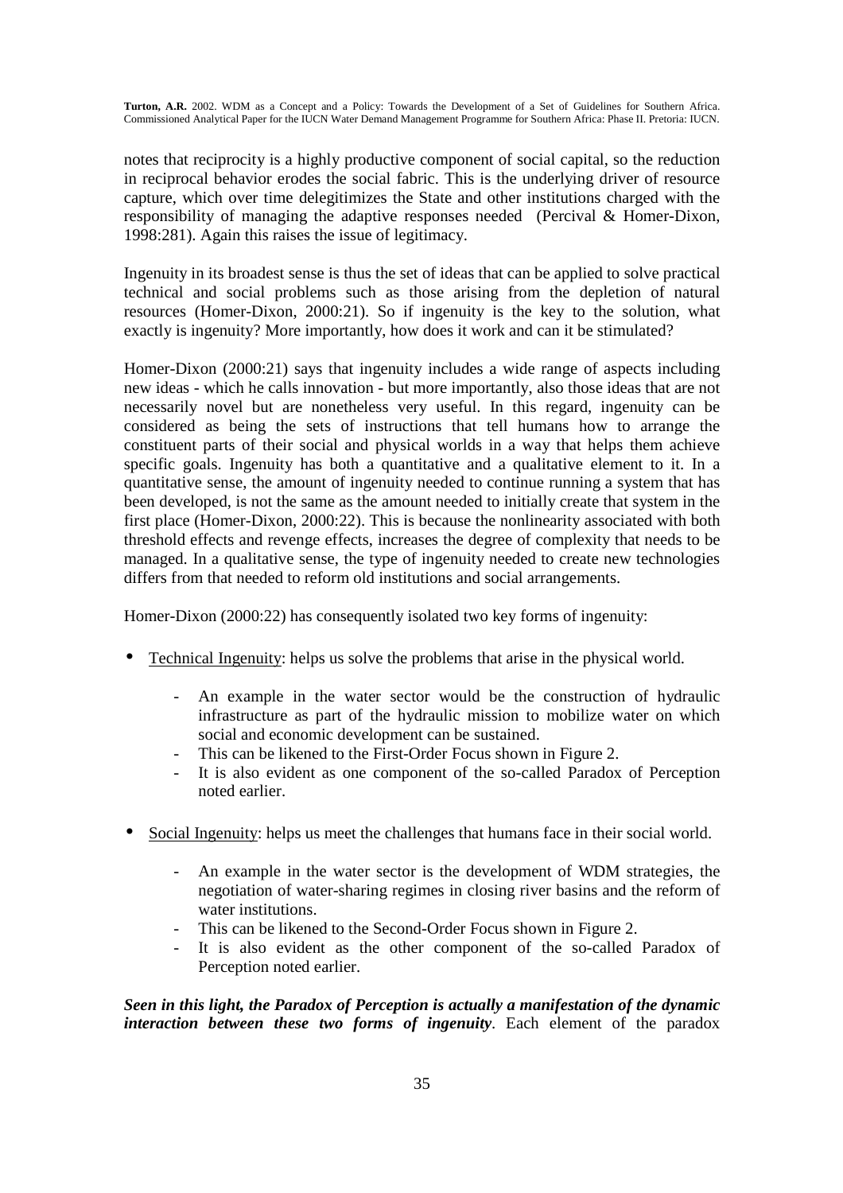notes that reciprocity is a highly productive component of social capital, so the reduction in reciprocal behavior erodes the social fabric. This is the underlying driver of resource capture, which over time delegitimizes the State and other institutions charged with the responsibility of managing the adaptive responses needed (Percival & Homer-Dixon, 1998:281). Again this raises the issue of legitimacy.

Ingenuity in its broadest sense is thus the set of ideas that can be applied to solve practical technical and social problems such as those arising from the depletion of natural resources (Homer-Dixon, 2000:21). So if ingenuity is the key to the solution, what exactly is ingenuity? More importantly, how does it work and can it be stimulated?

Homer-Dixon (2000:21) says that ingenuity includes a wide range of aspects including new ideas - which he calls innovation - but more importantly, also those ideas that are not necessarily novel but are nonetheless very useful. In this regard, ingenuity can be considered as being the sets of instructions that tell humans how to arrange the constituent parts of their social and physical worlds in a way that helps them achieve specific goals. Ingenuity has both a quantitative and a qualitative element to it. In a quantitative sense, the amount of ingenuity needed to continue running a system that has been developed, is not the same as the amount needed to initially create that system in the first place (Homer-Dixon, 2000:22). This is because the nonlinearity associated with both threshold effects and revenge effects, increases the degree of complexity that needs to be managed. In a qualitative sense, the type of ingenuity needed to create new technologies differs from that needed to reform old institutions and social arrangements.

Homer-Dixon (2000:22) has consequently isolated two key forms of ingenuity:

- Technical Ingenuity: helps us solve the problems that arise in the physical world.
    - An example in the water sector would be the construction of hydraulic infrastructure as part of the hydraulic mission to mobilize water on which social and economic development can be sustained.
    - This can be likened to the First-Order Focus shown in Figure 2.
    - It is also evident as one component of the so-called Paradox of Perception noted earlier.
- Social Ingenuity: helps us meet the challenges that humans face in their social world.
    - An example in the water sector is the development of WDM strategies, the negotiation of water-sharing regimes in closing river basins and the reform of water institutions.
    - This can be likened to the Second-Order Focus shown in Figure 2.
    - It is also evident as the other component of the so-called Paradox of Perception noted earlier.

***Seen in this light, the Paradox of Perception is actually a manifestation of the dynamic interaction between these two forms of ingenuity***. Each element of the paradox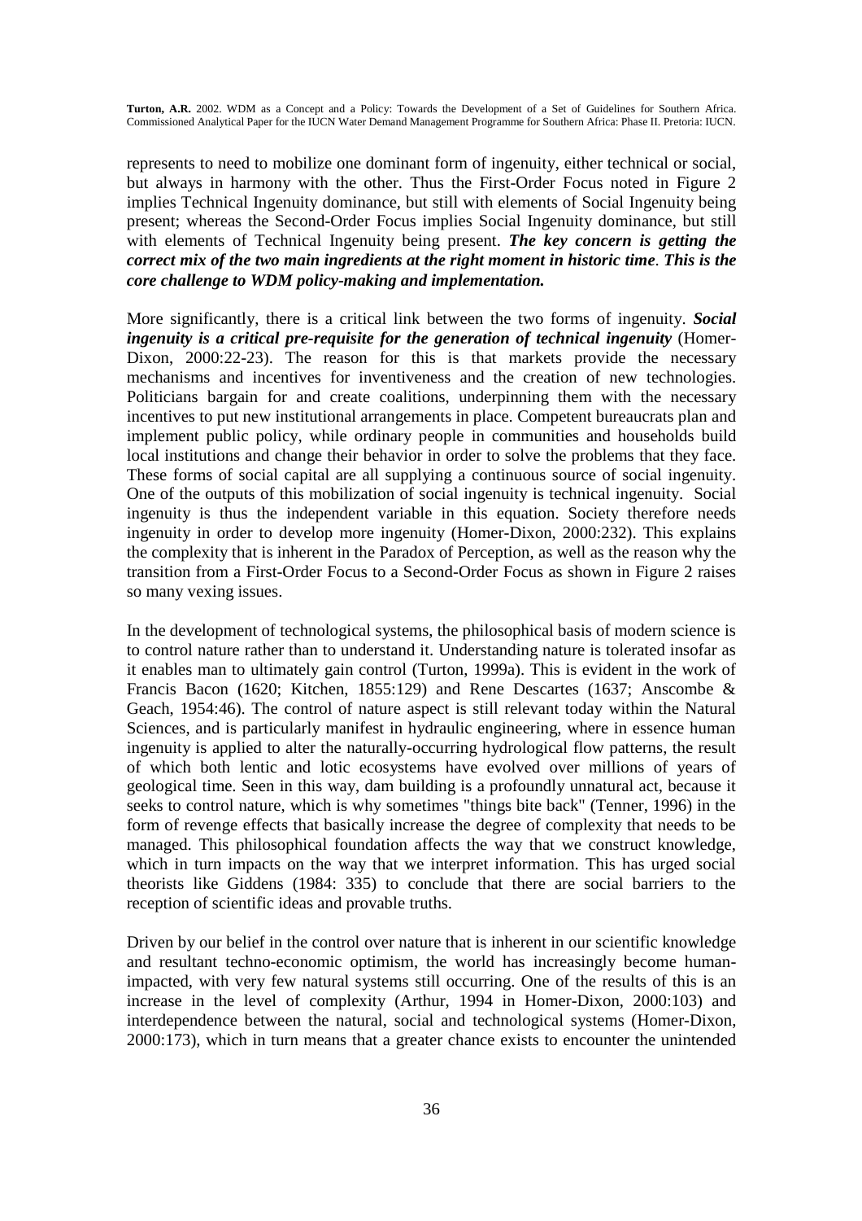represents to need to mobilize one dominant form of ingenuity, either technical or social, but always in harmony with the other. Thus the First-Order Focus noted in Figure 2 implies Technical Ingenuity dominance, but still with elements of Social Ingenuity being present; whereas the Second-Order Focus implies Social Ingenuity dominance, but still with elements of Technical Ingenuity being present. ***The key concern is getting the correct mix of the two main ingredients at the right moment in historic time. This is the core challenge to WDM policy-making and implementation.***

More significantly, there is a critical link between the two forms of ingenuity. ***Social ingenuity is a critical pre-requisite for the generation of technical ingenuity*** (Homer-Dixon, 2000:22-23). The reason for this is that markets provide the necessary mechanisms and incentives for inventiveness and the creation of new technologies. Politicians bargain for and create coalitions, underpinning them with the necessary incentives to put new institutional arrangements in place. Competent bureaucrats plan and implement public policy, while ordinary people in communities and households build local institutions and change their behavior in order to solve the problems that they face. These forms of social capital are all supplying a continuous source of social ingenuity. One of the outputs of this mobilization of social ingenuity is technical ingenuity. Social ingenuity is thus the independent variable in this equation. Society therefore needs ingenuity in order to develop more ingenuity (Homer-Dixon, 2000:232). This explains the complexity that is inherent in the Paradox of Perception, as well as the reason why the transition from a First-Order Focus to a Second-Order Focus as shown in Figure 2 raises so many vexing issues.

In the development of technological systems, the philosophical basis of modern science is to control nature rather than to understand it. Understanding nature is tolerated insofar as it enables man to ultimately gain control (Turton, 1999a). This is evident in the work of Francis Bacon (1620; Kitchen, 1855:129) and Rene Descartes (1637; Anscombe & Geach, 1954:46). The control of nature aspect is still relevant today within the Natural Sciences, and is particularly manifest in hydraulic engineering, where in essence human ingenuity is applied to alter the naturally-occurring hydrological flow patterns, the result of which both lentic and lotic ecosystems have evolved over millions of years of geological time. Seen in this way, dam building is a profoundly unnatural act, because it seeks to control nature, which is why sometimes "things bite back" (Tenner, 1996) in the form of revenge effects that basically increase the degree of complexity that needs to be managed. This philosophical foundation affects the way that we construct knowledge, which in turn impacts on the way that we interpret information. This has urged social theorists like Giddens (1984: 335) to conclude that there are social barriers to the reception of scientific ideas and provable truths.

Driven by our belief in the control over nature that is inherent in our scientific knowledge and resultant techno-economic optimism, the world has increasingly become human-impacted, with very few natural systems still occurring. One of the results of this is an increase in the level of complexity (Arthur, 1994 in Homer-Dixon, 2000:103) and interdependence between the natural, social and technological systems (Homer-Dixon, 2000:173), which in turn means that a greater chance exists to encounter the unintended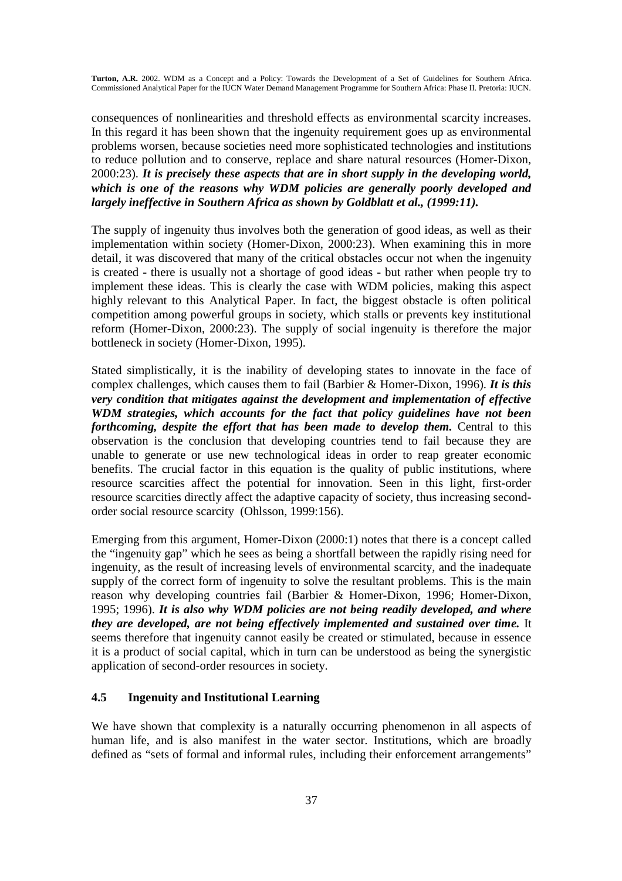consequences of nonlinearities and threshold effects as environmental scarcity increases. In this regard it has been shown that the ingenuity requirement goes up as environmental problems worsen, because societies need more sophisticated technologies and institutions to reduce pollution and to conserve, replace and share natural resources (Homer-Dixon, 2000:23). ***It is precisely these aspects that are in short supply in the developing world, which is one of the reasons why WDM policies are generally poorly developed and largely ineffective in Southern Africa as shown by Goldblatt et al., (1999:11).***

The supply of ingenuity thus involves both the generation of good ideas, as well as their implementation within society (Homer-Dixon, 2000:23). When examining this in more detail, it was discovered that many of the critical obstacles occur not when the ingenuity is created - there is usually not a shortage of good ideas - but rather when people try to implement these ideas. This is clearly the case with WDM policies, making this aspect highly relevant to this Analytical Paper. In fact, the biggest obstacle is often political competition among powerful groups in society, which stalls or prevents key institutional reform (Homer-Dixon, 2000:23). The supply of social ingenuity is therefore the major bottleneck in society (Homer-Dixon, 1995).

Stated simplistically, it is the inability of developing states to innovate in the face of complex challenges, which causes them to fail (Barbier & Homer-Dixon, 1996). ***It is this very condition that mitigates against the development and implementation of effective WDM strategies, which accounts for the fact that policy guidelines have not been forthcoming, despite the effort that has been made to develop them.*** Central to this observation is the conclusion that developing countries tend to fail because they are unable to generate or use new technological ideas in order to reap greater economic benefits. The crucial factor in this equation is the quality of public institutions, where resource scarcities affect the potential for innovation. Seen in this light, first-order resource scarcities directly affect the adaptive capacity of society, thus increasing second-order social resource scarcity (Ohlsson, 1999:156).

Emerging from this argument, Homer-Dixon (2000:1) notes that there is a concept called the "ingenuity gap" which he sees as being a shortfall between the rapidly rising need for ingenuity, as the result of increasing levels of environmental scarcity, and the inadequate supply of the correct form of ingenuity to solve the resultant problems. This is the main reason why developing countries fail (Barbier & Homer-Dixon, 1996; Homer-Dixon, 1995; 1996). ***It is also why WDM policies are not being readily developed, and where they are developed, are not being effectively implemented and sustained over time.*** It seems therefore that ingenuity cannot easily be created or stimulated, because in essence it is a product of social capital, which in turn can be understood as being the synergistic application of second-order resources in society.

### 4.5 Ingenuity and Institutional Learning

We have shown that complexity is a naturally occurring phenomenon in all aspects of human life, and is also manifest in the water sector. Institutions, which are broadly defined as "sets of formal and informal rules, including their enforcement arrangements"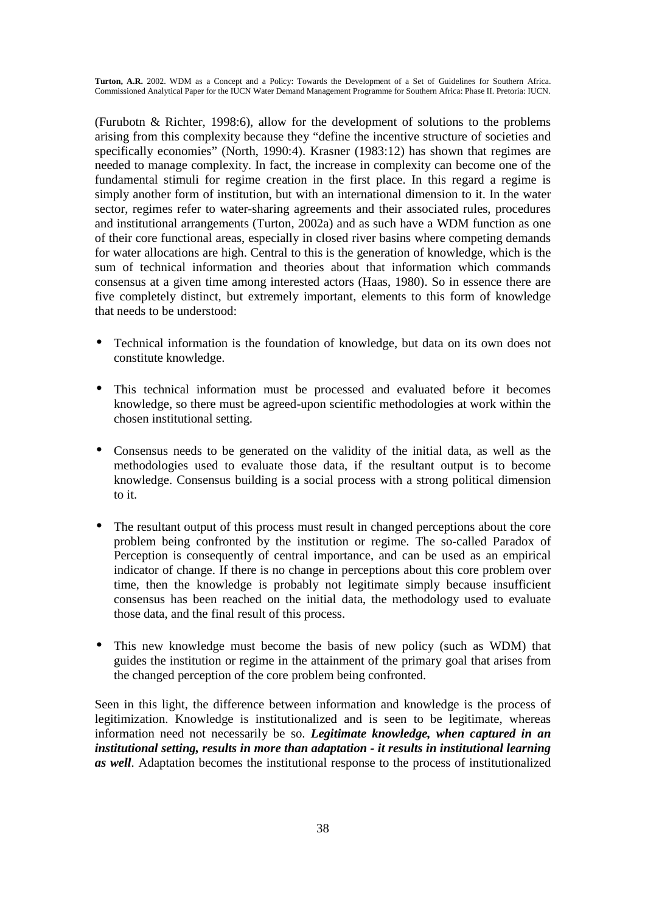(Furubotn & Richter, 1998:6), allow for the development of solutions to the problems arising from this complexity because they "define the incentive structure of societies and specifically economies" (North, 1990:4). Krasner (1983:12) has shown that regimes are needed to manage complexity. In fact, the increase in complexity can become one of the fundamental stimuli for regime creation in the first place. In this regard a regime is simply another form of institution, but with an international dimension to it. In the water sector, regimes refer to water-sharing agreements and their associated rules, procedures and institutional arrangements (Turton, 2002a) and as such have a WDM function as one of their core functional areas, especially in closed river basins where competing demands for water allocations are high. Central to this is the generation of knowledge, which is the sum of technical information and theories about that information which commands consensus at a given time among interested actors (Haas, 1980). So in essence there are five completely distinct, but extremely important, elements to this form of knowledge that needs to be understood:

- Technical information is the foundation of knowledge, but data on its own does not constitute knowledge.
- This technical information must be processed and evaluated before it becomes knowledge, so there must be agreed-upon scientific methodologies at work within the chosen institutional setting.
- Consensus needs to be generated on the validity of the initial data, as well as the methodologies used to evaluate those data, if the resultant output is to become knowledge. Consensus building is a social process with a strong political dimension to it.
- The resultant output of this process must result in changed perceptions about the core problem being confronted by the institution or regime. The so-called Paradox of Perception is consequently of central importance, and can be used as an empirical indicator of change. If there is no change in perceptions about this core problem over time, then the knowledge is probably not legitimate simply because insufficient consensus has been reached on the initial data, the methodology used to evaluate those data, and the final result of this process.
- This new knowledge must become the basis of new policy (such as WDM) that guides the institution or regime in the attainment of the primary goal that arises from the changed perception of the core problem being confronted.

Seen in this light, the difference between information and knowledge is the process of legitimization. Knowledge is institutionalized and is seen to be legitimate, whereas information need not necessarily be so. ***Legitimate knowledge, when captured in an institutional setting, results in more than adaptation - it results in institutional learning as well***. Adaptation becomes the institutional response to the process of institutionalized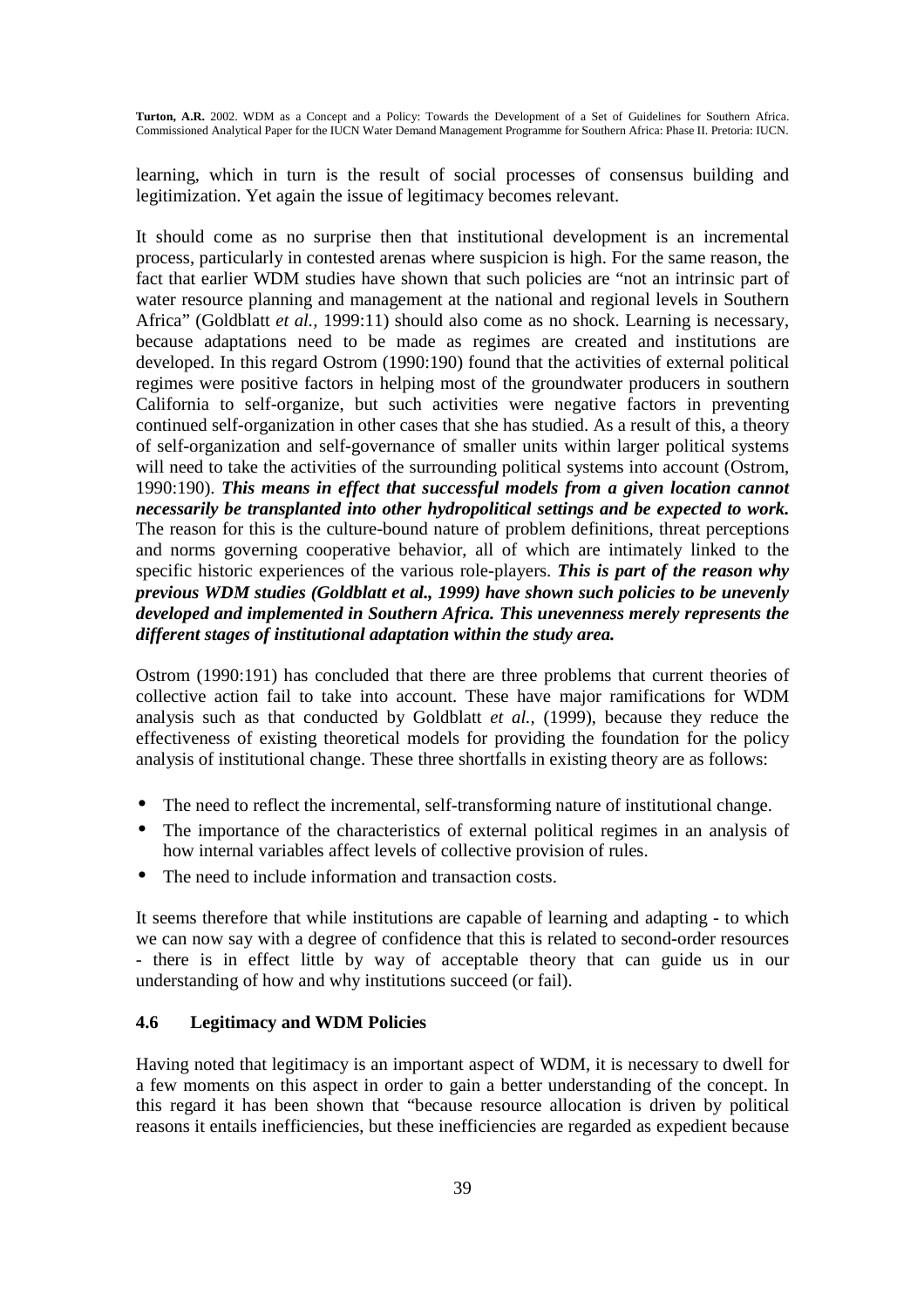learning, which in turn is the result of social processes of consensus building and legitimization. Yet again the issue of legitimacy becomes relevant.

It should come as no surprise then that institutional development is an incremental process, particularly in contested arenas where suspicion is high. For the same reason, the fact that earlier WDM studies have shown that such policies are "not an intrinsic part of water resource planning and management at the national and regional levels in Southern Africa" (Goldblatt *et al.,* 1999:11) should also come as no shock. Learning is necessary, because adaptations need to be made as regimes are created and institutions are developed. In this regard Ostrom (1990:190) found that the activities of external political regimes were positive factors in helping most of the groundwater producers in southern California to self-organize, but such activities were negative factors in preventing continued self-organization in other cases that she has studied. As a result of this, a theory of self-organization and self-governance of smaller units within larger political systems will need to take the activities of the surrounding political systems into account (Ostrom, 1990:190). ***This means in effect that successful models from a given location cannot necessarily be transplanted into other hydropolitical settings and be expected to work.*** The reason for this is the culture-bound nature of problem definitions, threat perceptions and norms governing cooperative behavior, all of which are intimately linked to the specific historic experiences of the various role-players. ***This is part of the reason why previous WDM studies (Goldblatt et al., 1999) have shown such policies to be unevenly developed and implemented in Southern Africa. This unevenness merely represents the different stages of institutional adaptation within the study area.***

Ostrom (1990:191) has concluded that there are three problems that current theories of collective action fail to take into account. These have major ramifications for WDM analysis such as that conducted by Goldblatt *et al.,* (1999), because they reduce the effectiveness of existing theoretical models for providing the foundation for the policy analysis of institutional change. These three shortfalls in existing theory are as follows:

- The need to reflect the incremental, self-transforming nature of institutional change.
- The importance of the characteristics of external political regimes in an analysis of how internal variables affect levels of collective provision of rules.
- The need to include information and transaction costs.

It seems therefore that while institutions are capable of learning and adapting - to which we can now say with a degree of confidence that this is related to second-order resources - there is in effect little by way of acceptable theory that can guide us in our understanding of how and why institutions succeed (or fail).

### 4.6 Legitimacy and WDM Policies

Having noted that legitimacy is an important aspect of WDM, it is necessary to dwell for a few moments on this aspect in order to gain a better understanding of the concept. In this regard it has been shown that "because resource allocation is driven by political reasons it entails inefficiencies, but these inefficiencies are regarded as expedient because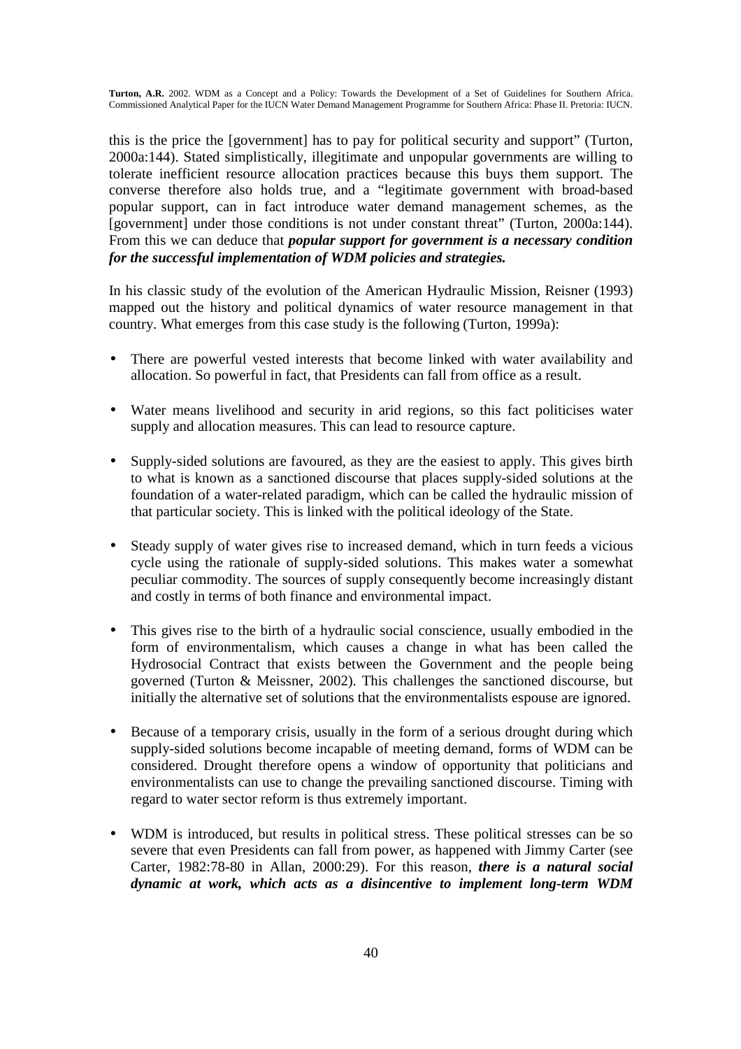this is the price the [government] has to pay for political security and support" (Turton, 2000a:144). Stated simplistically, illegitimate and unpopular governments are willing to tolerate inefficient resource allocation practices because this buys them support. The converse therefore also holds true, and a "legitimate government with broad-based popular support, can in fact introduce water demand management schemes, as the [government] under those conditions is not under constant threat" (Turton, 2000a:144). From this we can deduce that ***popular support for government is a necessary condition for the successful implementation of WDM policies and strategies.***

In his classic study of the evolution of the American Hydraulic Mission, Reisner (1993) mapped out the history and political dynamics of water resource management in that country. What emerges from this case study is the following (Turton, 1999a):

- There are powerful vested interests that become linked with water availability and allocation. So powerful in fact, that Presidents can fall from office as a result.
- Water means livelihood and security in arid regions, so this fact politicises water supply and allocation measures. This can lead to resource capture.
- Supply-sided solutions are favoured, as they are the easiest to apply. This gives birth to what is known as a sanctioned discourse that places supply-sided solutions at the foundation of a water-related paradigm, which can be called the hydraulic mission of that particular society. This is linked with the political ideology of the State.
- Steady supply of water gives rise to increased demand, which in turn feeds a vicious cycle using the rationale of supply-sided solutions. This makes water a somewhat peculiar commodity. The sources of supply consequently become increasingly distant and costly in terms of both finance and environmental impact.
- This gives rise to the birth of a hydraulic social conscience, usually embodied in the form of environmentalism, which causes a change in what has been called the Hydrosocial Contract that exists between the Government and the people being governed (Turton & Meissner, 2002). This challenges the sanctioned discourse, but initially the alternative set of solutions that the environmentalists espouse are ignored.
- Because of a temporary crisis, usually in the form of a serious drought during which supply-sided solutions become incapable of meeting demand, forms of WDM can be considered. Drought therefore opens a window of opportunity that politicians and environmentalists can use to change the prevailing sanctioned discourse. Timing with regard to water sector reform is thus extremely important.
- WDM is introduced, but results in political stress. These political stresses can be so severe that even Presidents can fall from power, as happened with Jimmy Carter (see Carter, 1982:78-80 in Allan, 2000:29). For this reason, ***there is a natural social dynamic at work, which acts as a disincentive to implement long-term WDM***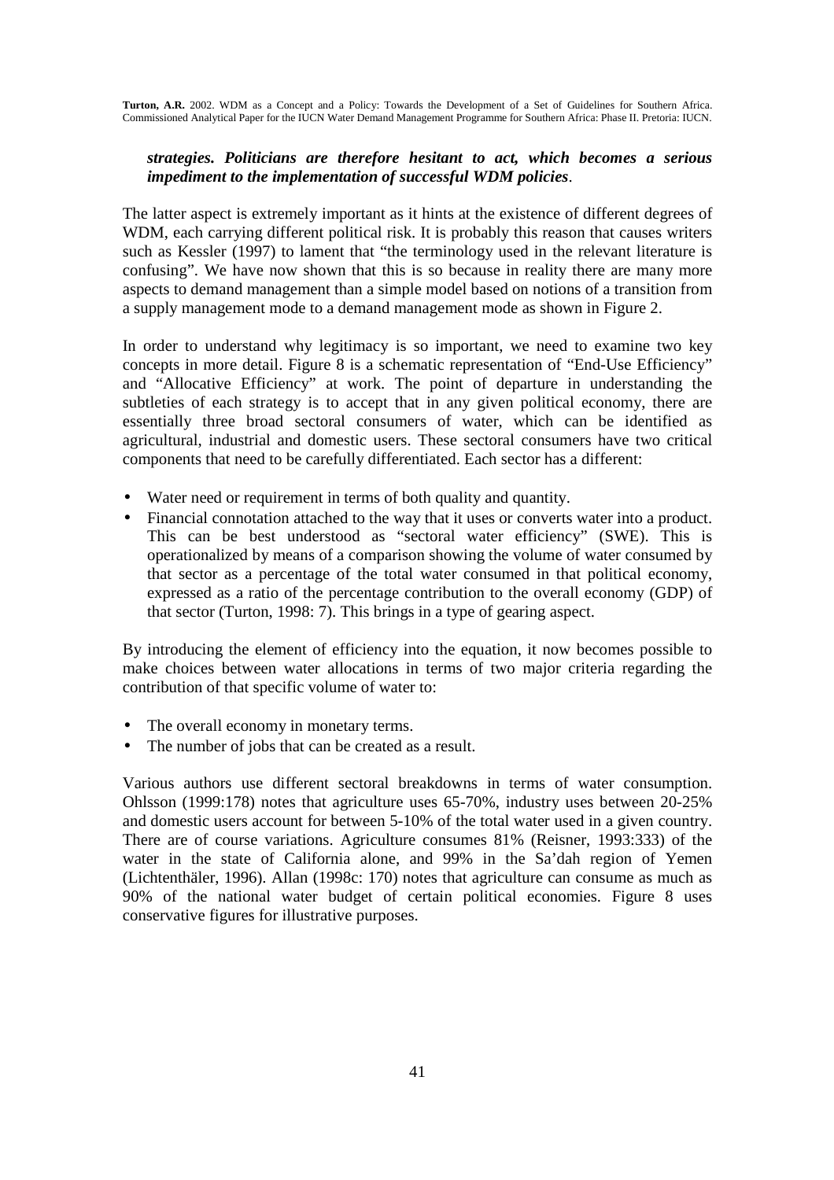***strategies. Politicians are therefore hesitant to act, which becomes a serious impediment to the implementation of successful WDM policies***.

The latter aspect is extremely important as it hints at the existence of different degrees of WDM, each carrying different political risk. It is probably this reason that causes writers such as Kessler (1997) to lament that "the terminology used in the relevant literature is confusing". We have now shown that this is so because in reality there are many more aspects to demand management than a simple model based on notions of a transition from a supply management mode to a demand management mode as shown in Figure 2.

In order to understand why legitimacy is so important, we need to examine two key concepts in more detail. Figure 8 is a schematic representation of "End-Use Efficiency" and "Allocative Efficiency" at work. The point of departure in understanding the subtleties of each strategy is to accept that in any given political economy, there are essentially three broad sectoral consumers of water, which can be identified as agricultural, industrial and domestic users. These sectoral consumers have two critical components that need to be carefully differentiated. Each sector has a different:

- Water need or requirement in terms of both quality and quantity.
- Financial connotation attached to the way that it uses or converts water into a product. This can be best understood as "sectoral water efficiency" (SWE). This is operationalized by means of a comparison showing the volume of water consumed by that sector as a percentage of the total water consumed in that political economy, expressed as a ratio of the percentage contribution to the overall economy (GDP) of that sector (Turton, 1998: 7). This brings in a type of gearing aspect.

By introducing the element of efficiency into the equation, it now becomes possible to make choices between water allocations in terms of two major criteria regarding the contribution of that specific volume of water to:

- The overall economy in monetary terms.
- The number of jobs that can be created as a result.

Various authors use different sectoral breakdowns in terms of water consumption. Ohlsson (1999:178) notes that agriculture uses 65-70%, industry uses between 20-25% and domestic users account for between 5-10% of the total water used in a given country. There are of course variations. Agriculture consumes 81% (Reisner, 1993:333) of the water in the state of California alone, and 99% in the Sa'dah region of Yemen (Lichtenthäler, 1996). Allan (1998c: 170) notes that agriculture can consume as much as 90% of the national water budget of certain political economies. Figure 8 uses conservative figures for illustrative purposes.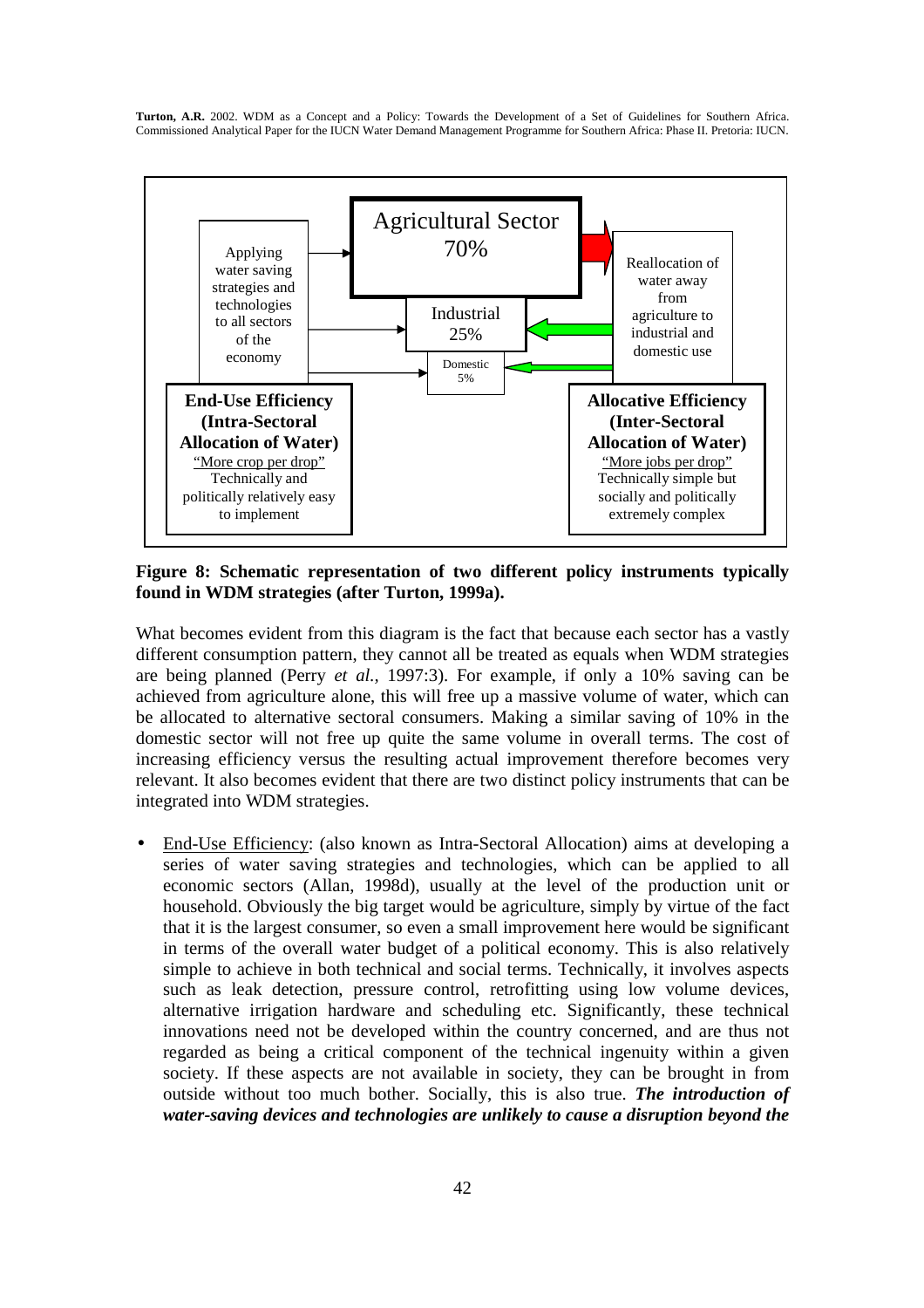Agricultural Sector 70%

Industrial 25%

Domestic 5%

Applying water saving strategies and technologies to all sectors of the economy

Reallocation of water away from agriculture to industrial and domestic use

**End-Use Efficiency (Intra-Sectoral Allocation of Water)**
"More crop per drop"
Technically and politically relatively easy to implement

**Allocative Efficiency (Inter-Sectoral Allocation of Water)**
"More jobs per drop"
Technically simple but socially and politically extremely complex

**Figure 8: Schematic representation of two different policy instruments typically found in WDM strategies (after Turton, 1999a).**

What becomes evident from this diagram is the fact that because each sector has a vastly different consumption pattern, they cannot all be treated as equals when WDM strategies are being planned (Perry *et al.*, 1997:3). For example, if only a 10% saving can be achieved from agriculture alone, this will free up a massive volume of water, which can be allocated to alternative sectoral consumers. Making a similar saving of 10% in the domestic sector will not free up quite the same volume in overall terms. The cost of increasing efficiency versus the resulting actual improvement therefore becomes very relevant. It also becomes evident that there are two distinct policy instruments that can be integrated into WDM strategies.

- End-Use Efficiency: (also known as Intra-Sectoral Allocation) aims at developing a series of water saving strategies and technologies, which can be applied to all economic sectors (Allan, 1998d), usually at the level of the production unit or household. Obviously the big target would be agriculture, simply by virtue of the fact that it is the largest consumer, so even a small improvement here would be significant in terms of the overall water budget of a political economy. This is also relatively simple to achieve in both technical and social terms. Technically, it involves aspects such as leak detection, pressure control, retrofitting using low volume devices, alternative irrigation hardware and scheduling etc. Significantly, these technical innovations need not be developed within the country concerned, and are thus not regarded as being a critical component of the technical ingenuity within a given society. If these aspects are not available in society, they can be brought in from outside without too much bother. Socially, this is also true. ***The introduction of water-saving devices and technologies are unlikely to cause a disruption beyond the***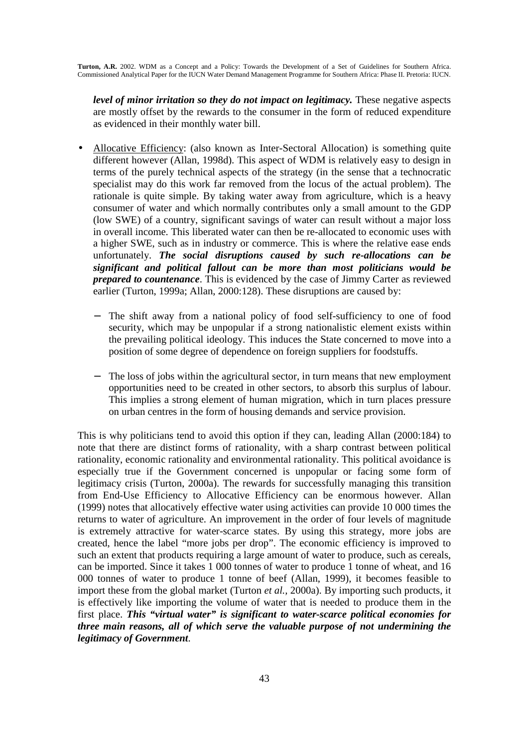***level of minor irritation so they do not impact on legitimacy.*** These negative aspects are mostly offset by the rewards to the consumer in the form of reduced expenditure as evidenced in their monthly water bill.

- Allocative Efficiency: (also known as Inter-Sectoral Allocation) is something quite different however (Allan, 1998d). This aspect of WDM is relatively easy to design in terms of the purely technical aspects of the strategy (in the sense that a technocratic specialist may do this work far removed from the locus of the actual problem). The rationale is quite simple. By taking water away from agriculture, which is a heavy consumer of water and which normally contributes only a small amount to the GDP (low SWE) of a country, significant savings of water can result without a major loss in overall income. This liberated water can then be re-allocated to economic uses with a higher SWE, such as in industry or commerce. This is where the relative ease ends unfortunately. ***The social disruptions caused by such re-allocations can be significant and political fallout can be more than most politicians would be prepared to countenance***. This is evidenced by the case of Jimmy Carter as reviewed earlier (Turton, 1999a; Allan, 2000:128). These disruptions are caused by:
    - The shift away from a national policy of food self-sufficiency to one of food security, which may be unpopular if a strong nationalistic element exists within the prevailing political ideology. This induces the State concerned to move into a position of some degree of dependence on foreign suppliers for foodstuffs.
    - The loss of jobs within the agricultural sector, in turn means that new employment opportunities need to be created in other sectors, to absorb this surplus of labour. This implies a strong element of human migration, which in turn places pressure on urban centres in the form of housing demands and service provision.

This is why politicians tend to avoid this option if they can, leading Allan (2000:184) to note that there are distinct forms of rationality, with a sharp contrast between political rationality, economic rationality and environmental rationality. This political avoidance is especially true if the Government concerned is unpopular or facing some form of legitimacy crisis (Turton, 2000a). The rewards for successfully managing this transition from End-Use Efficiency to Allocative Efficiency can be enormous however. Allan (1999) notes that allocatively effective water using activities can provide 10 000 times the returns to water of agriculture. An improvement in the order of four levels of magnitude is extremely attractive for water-scarce states. By using this strategy, more jobs are created, hence the label "more jobs per drop". The economic efficiency is improved to such an extent that products requiring a large amount of water to produce, such as cereals, can be imported. Since it takes 1 000 tonnes of water to produce 1 tonne of wheat, and 16 000 tonnes of water to produce 1 tonne of beef (Allan, 1999), it becomes feasible to import these from the global market (Turton *et al.*, 2000a). By importing such products, it is effectively like importing the volume of water that is needed to produce them in the first place. ***This "virtual water" is significant to water-scarce political economies for three main reasons, all of which serve the valuable purpose of not undermining the legitimacy of Government***.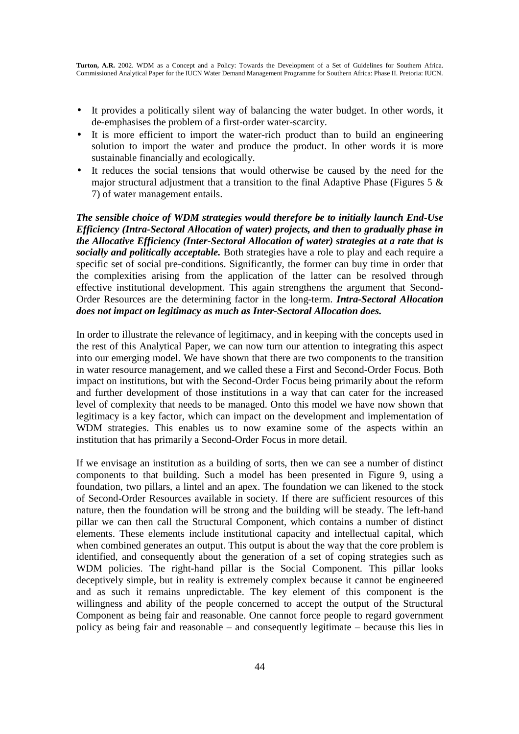- It provides a politically silent way of balancing the water budget. In other words, it de-emphasises the problem of a first-order water-scarcity.
- It is more efficient to import the water-rich product than to build an engineering solution to import the water and produce the product. In other words it is more sustainable financially and ecologically.
- It reduces the social tensions that would otherwise be caused by the need for the major structural adjustment that a transition to the final Adaptive Phase (Figures 5 & 7) of water management entails.

***The sensible choice of WDM strategies would therefore be to initially launch End-Use Efficiency (Intra-Sectoral Allocation of water) projects, and then to gradually phase in the Allocative Efficiency (Inter-Sectoral Allocation of water) strategies at a rate that is socially and politically acceptable.*** Both strategies have a role to play and each require a specific set of social pre-conditions. Significantly, the former can buy time in order that the complexities arising from the application of the latter can be resolved through effective institutional development. This again strengthens the argument that Second-Order Resources are the determining factor in the long-term. ***Intra-Sectoral Allocation does not impact on legitimacy as much as Inter-Sectoral Allocation does.***

In order to illustrate the relevance of legitimacy, and in keeping with the concepts used in the rest of this Analytical Paper, we can now turn our attention to integrating this aspect into our emerging model. We have shown that there are two components to the transition in water resource management, and we called these a First and Second-Order Focus. Both impact on institutions, but with the Second-Order Focus being primarily about the reform and further development of those institutions in a way that can cater for the increased level of complexity that needs to be managed. Onto this model we have now shown that legitimacy is a key factor, which can impact on the development and implementation of WDM strategies. This enables us to now examine some of the aspects within an institution that has primarily a Second-Order Focus in more detail.

If we envisage an institution as a building of sorts, then we can see a number of distinct components to that building. Such a model has been presented in Figure 9, using a foundation, two pillars, a lintel and an apex. The foundation we can likened to the stock of Second-Order Resources available in society. If there are sufficient resources of this nature, then the foundation will be strong and the building will be steady. The left-hand pillar we can then call the Structural Component, which contains a number of distinct elements. These elements include institutional capacity and intellectual capital, which when combined generates an output. This output is about the way that the core problem is identified, and consequently about the generation of a set of coping strategies such as WDM policies. The right-hand pillar is the Social Component. This pillar looks deceptively simple, but in reality is extremely complex because it cannot be engineered and as such it remains unpredictable. The key element of this component is the willingness and ability of the people concerned to accept the output of the Structural Component as being fair and reasonable. One cannot force people to regard government policy as being fair and reasonable – and consequently legitimate – because this lies in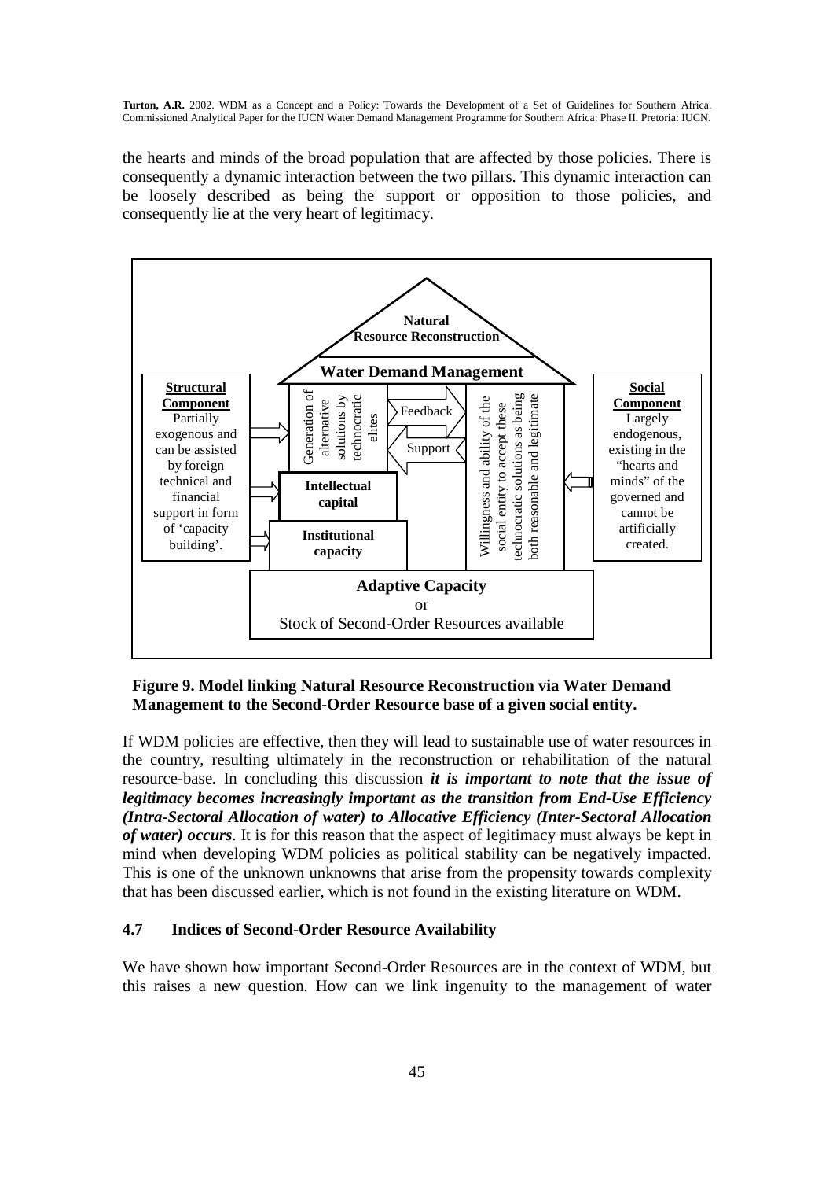the hearts and minds of the broad population that are affected by those policies. There is consequently a dynamic interaction between the two pillars. This dynamic interaction can be loosely described as being the support or opposition to those policies, and consequently lie at the very heart of legitimacy.

**Natural Resource Reconstruction**

**Water Demand Management**

**Structural Component** Partially exogenous and can be assisted by foreign technical and financial support in form of 'capacity building'.

Generation of alternative solutions by technocratic elites

Feedback

Support

**Intellectual capital**

**Institutional capacity**

Willingness and ability of the social entity to accept these technocratic solutions as being both reasonable and legitimate

**Social Component** Largely endogenous, existing in the "hearts and minds" of the governed and cannot be artificially created.

**Adaptive Capacity**
or
Stock of Second-Order Resources available

**Figure 9. Model linking Natural Resource Reconstruction via Water Demand Management to the Second-Order Resource base of a given social entity.**

If WDM policies are effective, then they will lead to sustainable use of water resources in the country, resulting ultimately in the reconstruction or rehabilitation of the natural resource-base. In concluding this discussion ***it is important to note that the issue of legitimacy becomes increasingly important as the transition from End-Use Efficiency (Intra-Sectoral Allocation of water) to Allocative Efficiency (Inter-Sectoral Allocation of water) occurs***. It is for this reason that the aspect of legitimacy must always be kept in mind when developing WDM policies as political stability can be negatively impacted. This is one of the unknown unknowns that arise from the propensity towards complexity that has been discussed earlier, which is not found in the existing literature on WDM.

### 4.7 Indices of Second-Order Resource Availability

We have shown how important Second-Order Resources are in the context of WDM, but this raises a new question. How can we link ingenuity to the management of water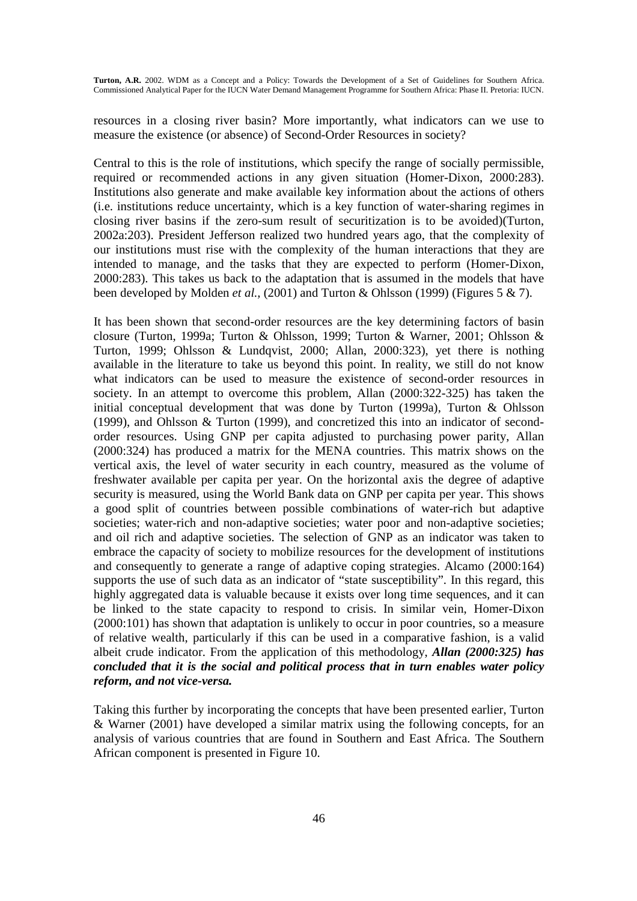resources in a closing river basin? More importantly, what indicators can we use to measure the existence (or absence) of Second-Order Resources in society?

Central to this is the role of institutions, which specify the range of socially permissible, required or recommended actions in any given situation (Homer-Dixon, 2000:283). Institutions also generate and make available key information about the actions of others (i.e. institutions reduce uncertainty, which is a key function of water-sharing regimes in closing river basins if the zero-sum result of securitization is to be avoided)(Turton, 2002a:203). President Jefferson realized two hundred years ago, that the complexity of our institutions must rise with the complexity of the human interactions that they are intended to manage, and the tasks that they are expected to perform (Homer-Dixon, 2000:283). This takes us back to the adaptation that is assumed in the models that have been developed by Molden *et al.*, (2001) and Turton & Ohlsson (1999) (Figures 5 & 7).

It has been shown that second-order resources are the key determining factors of basin closure (Turton, 1999a; Turton & Ohlsson, 1999; Turton & Warner, 2001; Ohlsson & Turton, 1999; Ohlsson & Lundqvist, 2000; Allan, 2000:323), yet there is nothing available in the literature to take us beyond this point. In reality, we still do not know what indicators can be used to measure the existence of second-order resources in society. In an attempt to overcome this problem, Allan (2000:322-325) has taken the initial conceptual development that was done by Turton (1999a), Turton & Ohlsson (1999), and Ohlsson & Turton (1999), and concretized this into an indicator of second-order resources. Using GNP per capita adjusted to purchasing power parity, Allan (2000:324) has produced a matrix for the MENA countries. This matrix shows on the vertical axis, the level of water security in each country, measured as the volume of freshwater available per capita per year. On the horizontal axis the degree of adaptive security is measured, using the World Bank data on GNP per capita per year. This shows a good split of countries between possible combinations of water-rich but adaptive societies; water-rich and non-adaptive societies; water poor and non-adaptive societies; and oil rich and adaptive societies. The selection of GNP as an indicator was taken to embrace the capacity of society to mobilize resources for the development of institutions and consequently to generate a range of adaptive coping strategies. Alcamo (2000:164) supports the use of such data as an indicator of "state susceptibility". In this regard, this highly aggregated data is valuable because it exists over long time sequences, and it can be linked to the state capacity to respond to crisis. In similar vein, Homer-Dixon (2000:101) has shown that adaptation is unlikely to occur in poor countries, so a measure of relative wealth, particularly if this can be used in a comparative fashion, is a valid albeit crude indicator. From the application of this methodology, ***Allan (2000:325) has concluded that it is the social and political process that in turn enables water policy reform, and not vice-versa.***

Taking this further by incorporating the concepts that have been presented earlier, Turton & Warner (2001) have developed a similar matrix using the following concepts, for an analysis of various countries that are found in Southern and East Africa. The Southern African component is presented in Figure 10.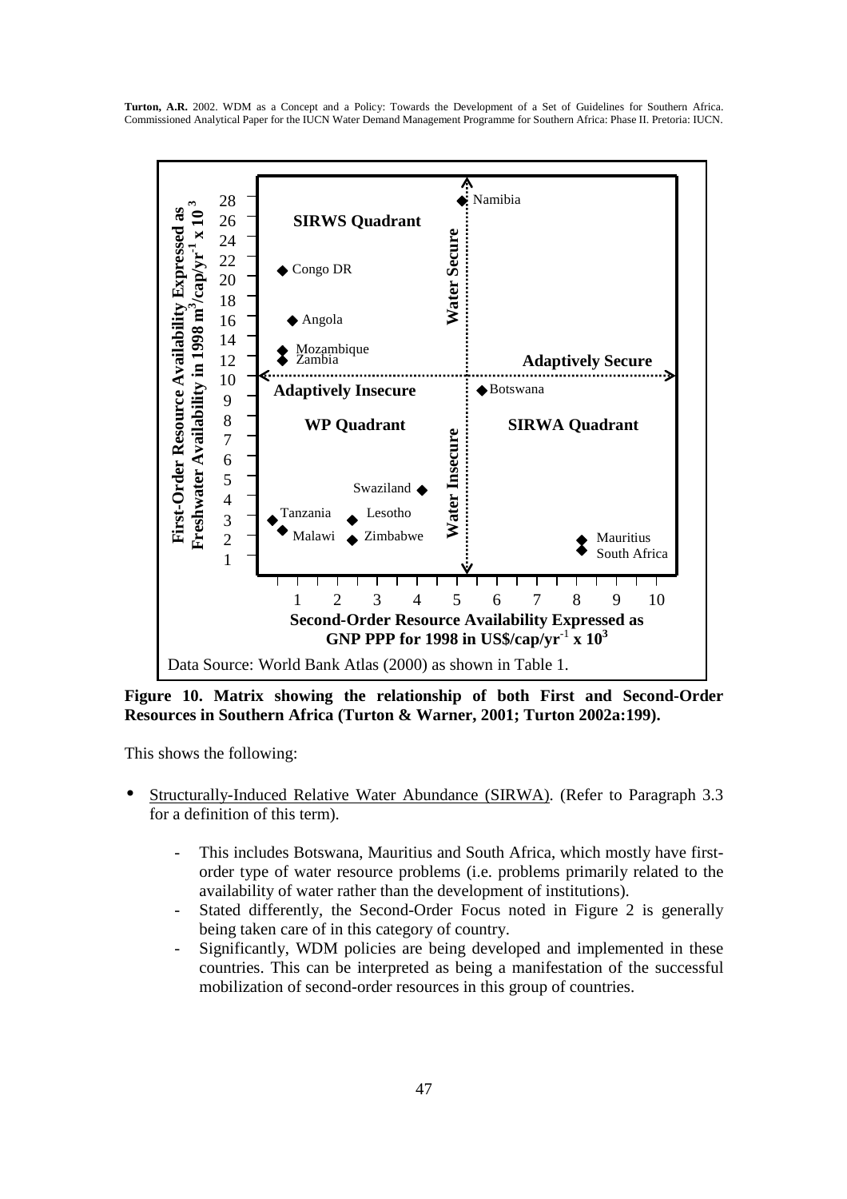First-Order Resource Availability Expressed as Freshwater Availability in 1998 $m^3/cap/yr^{-1} \times 10^3$

SIRWS Quadrant | Water Secure | Adaptively Secure | Adaptively Insecure | WP Quadrant | SIRWA Quadrant | Water Insecure

Namibia, Congo DR, Angola, Mozambique, Zambia, Botswana, Swaziland, Tanzania, Lesotho, Malawi, Zimbabwe, Mauritius, South Africa

Second-Order Resource Availability Expressed as GNP PPP for 1998 in US$/cap/$yr^{-1} \times 10^3$

Data Source: World Bank Atlas (2000) as shown in Table 1.

**Figure 10. Matrix showing the relationship of both First and Second-Order Resources in Southern Africa (Turton & Warner, 2001; Turton 2002a:199).**

This shows the following:

- Structurally-Induced Relative Water Abundance (SIRWA). (Refer to Paragraph 3.3 for a definition of this term).
  - This includes Botswana, Mauritius and South Africa, which mostly have first-order type of water resource problems (i.e. problems primarily related to the availability of water rather than the development of institutions).
  - Stated differently, the Second-Order Focus noted in Figure 2 is generally being taken care of in this category of country.
  - Significantly, WDM policies are being developed and implemented in these countries. This can be interpreted as being a manifestation of the successful mobilization of second-order resources in this group of countries.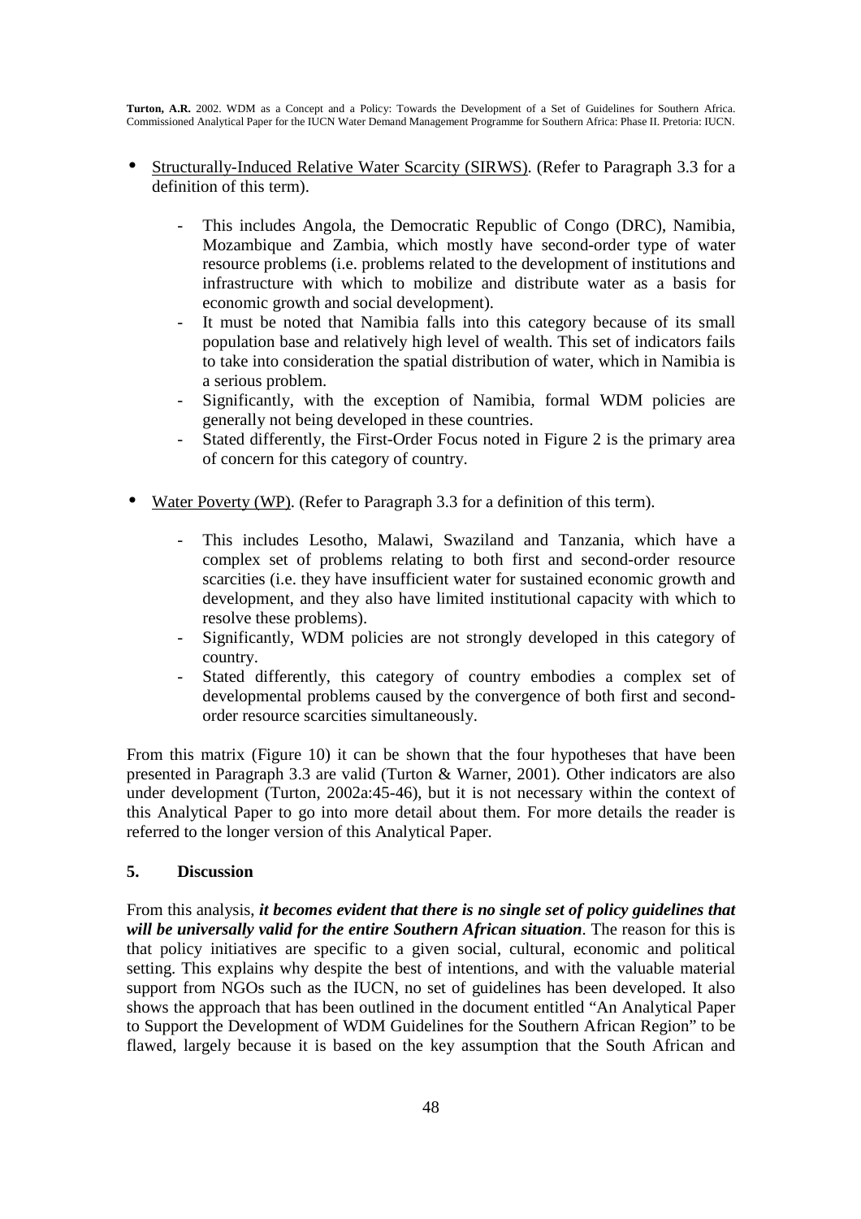- Structurally-Induced Relative Water Scarcity (SIRWS). (Refer to Paragraph 3.3 for a definition of this term).

    - This includes Angola, the Democratic Republic of Congo (DRC), Namibia, Mozambique and Zambia, which mostly have second-order type of water resource problems (i.e. problems related to the development of institutions and infrastructure with which to mobilize and distribute water as a basis for economic growth and social development).
    - It must be noted that Namibia falls into this category because of its small population base and relatively high level of wealth. This set of indicators fails to take into consideration the spatial distribution of water, which in Namibia is a serious problem.
    - Significantly, with the exception of Namibia, formal WDM policies are generally not being developed in these countries.
    - Stated differently, the First-Order Focus noted in Figure 2 is the primary area of concern for this category of country.

- Water Poverty (WP). (Refer to Paragraph 3.3 for a definition of this term).

    - This includes Lesotho, Malawi, Swaziland and Tanzania, which have a complex set of problems relating to both first and second-order resource scarcities (i.e. they have insufficient water for sustained economic growth and development, and they also have limited institutional capacity with which to resolve these problems).
    - Significantly, WDM policies are not strongly developed in this category of country.
    - Stated differently, this category of country embodies a complex set of developmental problems caused by the convergence of both first and second-order resource scarcities simultaneously.

From this matrix (Figure 10) it can be shown that the four hypotheses that have been presented in Paragraph 3.3 are valid (Turton & Warner, 2001). Other indicators are also under development (Turton, 2002a:45-46), but it is not necessary within the context of this Analytical Paper to go into more detail about them. For more details the reader is referred to the longer version of this Analytical Paper.

## 5. Discussion

From this analysis, ***it becomes evident that there is no single set of policy guidelines that will be universally valid for the entire Southern African situation***. The reason for this is that policy initiatives are specific to a given social, cultural, economic and political setting. This explains why despite the best of intentions, and with the valuable material support from NGOs such as the IUCN, no set of guidelines has been developed. It also shows the approach that has been outlined in the document entitled "An Analytical Paper to Support the Development of WDM Guidelines for the Southern African Region" to be flawed, largely because it is based on the key assumption that the South African and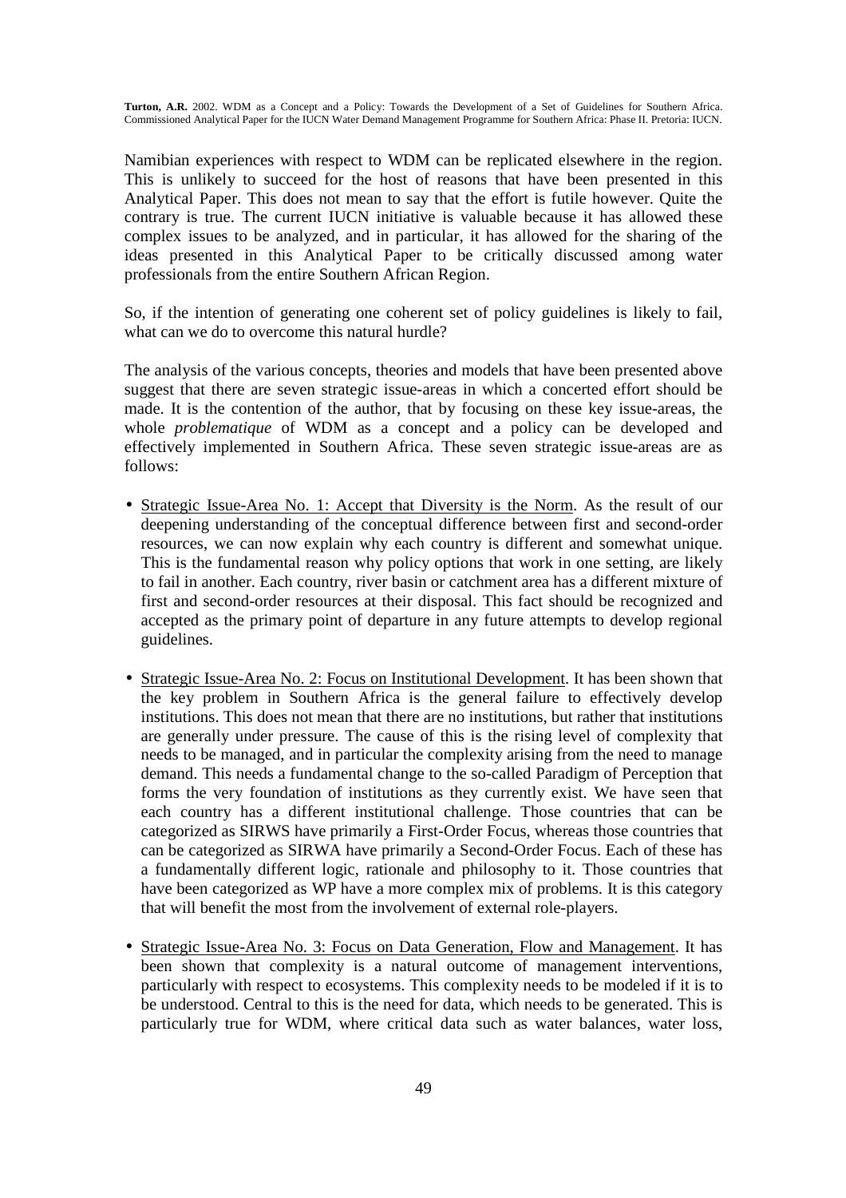Namibian experiences with respect to WDM can be replicated elsewhere in the region. This is unlikely to succeed for the host of reasons that have been presented in this Analytical Paper. This does not mean to say that the effort is futile however. Quite the contrary is true. The current IUCN initiative is valuable because it has allowed these complex issues to be analyzed, and in particular, it has allowed for the sharing of the ideas presented in this Analytical Paper to be critically discussed among water professionals from the entire Southern African Region.

So, if the intention of generating one coherent set of policy guidelines is likely to fail, what can we do to overcome this natural hurdle?

The analysis of the various concepts, theories and models that have been presented above suggest that there are seven strategic issue-areas in which a concerted effort should be made. It is the contention of the author, that by focusing on these key issue-areas, the whole *problematique* of WDM as a concept and a policy can be developed and effectively implemented in Southern Africa. These seven strategic issue-areas are as follows:

- Strategic Issue-Area No. 1: Accept that Diversity is the Norm. As the result of our deepening understanding of the conceptual difference between first and second-order resources, we can now explain why each country is different and somewhat unique. This is the fundamental reason why policy options that work in one setting, are likely to fail in another. Each country, river basin or catchment area has a different mixture of first and second-order resources at their disposal. This fact should be recognized and accepted as the primary point of departure in any future attempts to develop regional guidelines.
- Strategic Issue-Area No. 2: Focus on Institutional Development. It has been shown that the key problem in Southern Africa is the general failure to effectively develop institutions. This does not mean that there are no institutions, but rather that institutions are generally under pressure. The cause of this is the rising level of complexity that needs to be managed, and in particular the complexity arising from the need to manage demand. This needs a fundamental change to the so-called Paradigm of Perception that forms the very foundation of institutions as they currently exist. We have seen that each country has a different institutional challenge. Those countries that can be categorized as SIRWS have primarily a First-Order Focus, whereas those countries that can be categorized as SIRWA have primarily a Second-Order Focus. Each of these has a fundamentally different logic, rationale and philosophy to it. Those countries that have been categorized as WP have a more complex mix of problems. It is this category that will benefit the most from the involvement of external role-players.
- Strategic Issue-Area No. 3: Focus on Data Generation, Flow and Management. It has been shown that complexity is a natural outcome of management interventions, particularly with respect to ecosystems. This complexity needs to be modeled if it is to be understood. Central to this is the need for data, which needs to be generated. This is particularly true for WDM, where critical data such as water balances, water loss,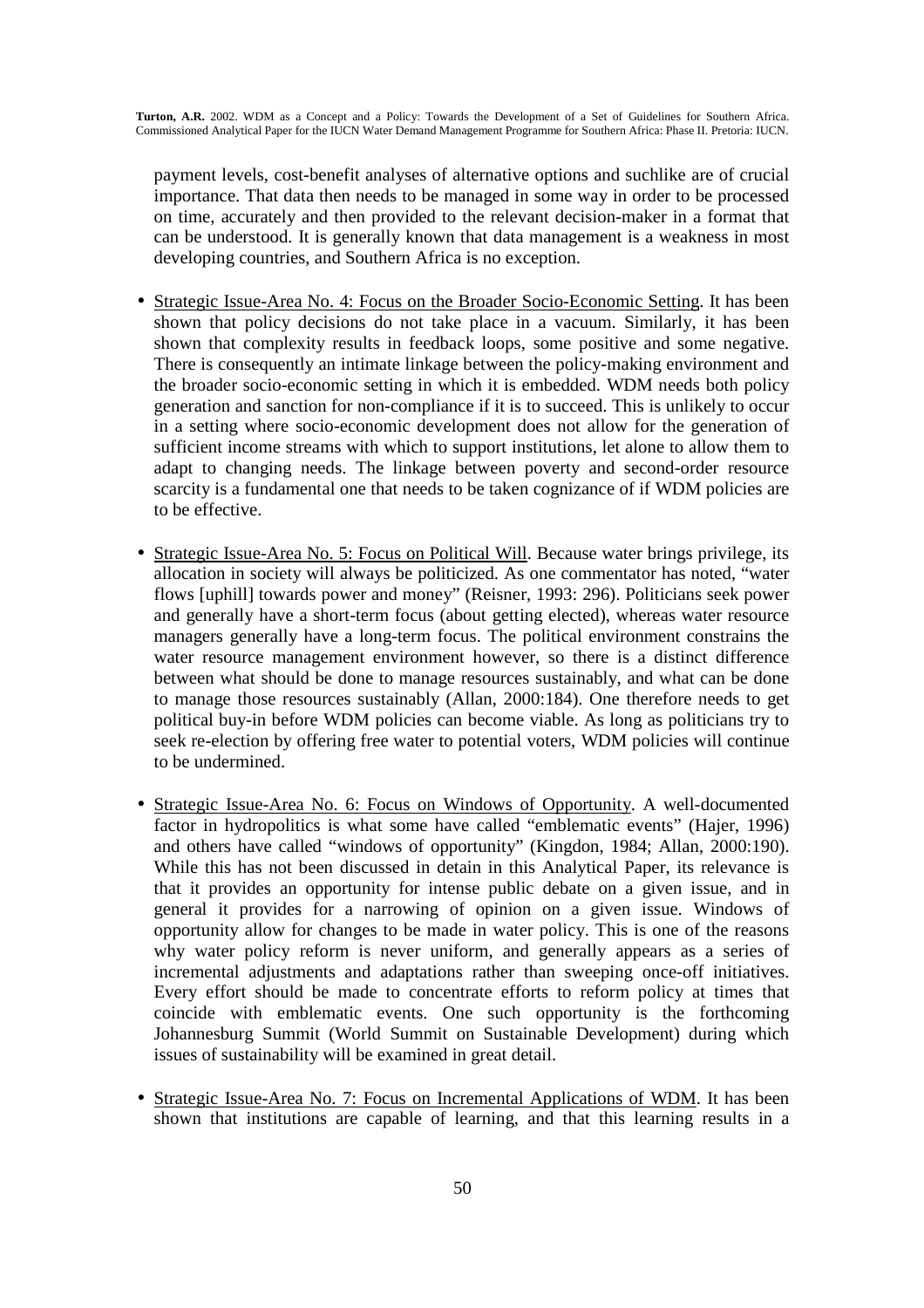payment levels, cost-benefit analyses of alternative options and suchlike are of crucial importance. That data then needs to be managed in some way in order to be processed on time, accurately and then provided to the relevant decision-maker in a format that can be understood. It is generally known that data management is a weakness in most developing countries, and Southern Africa is no exception.

- Strategic Issue-Area No. 4: Focus on the Broader Socio-Economic Setting. It has been shown that policy decisions do not take place in a vacuum. Similarly, it has been shown that complexity results in feedback loops, some positive and some negative. There is consequently an intimate linkage between the policy-making environment and the broader socio-economic setting in which it is embedded. WDM needs both policy generation and sanction for non-compliance if it is to succeed. This is unlikely to occur in a setting where socio-economic development does not allow for the generation of sufficient income streams with which to support institutions, let alone to allow them to adapt to changing needs. The linkage between poverty and second-order resource scarcity is a fundamental one that needs to be taken cognizance of if WDM policies are to be effective.

- Strategic Issue-Area No. 5: Focus on Political Will. Because water brings privilege, its allocation in society will always be politicized. As one commentator has noted, "water flows [uphill] towards power and money" (Reisner, 1993: 296). Politicians seek power and generally have a short-term focus (about getting elected), whereas water resource managers generally have a long-term focus. The political environment constrains the water resource management environment however, so there is a distinct difference between what should be done to manage resources sustainably, and what can be done to manage those resources sustainably (Allan, 2000:184). One therefore needs to get political buy-in before WDM policies can become viable. As long as politicians try to seek re-election by offering free water to potential voters, WDM policies will continue to be undermined.

- Strategic Issue-Area No. 6: Focus on Windows of Opportunity. A well-documented factor in hydropolitics is what some have called "emblematic events" (Hajer, 1996) and others have called "windows of opportunity" (Kingdon, 1984; Allan, 2000:190). While this has not been discussed in detain in this Analytical Paper, its relevance is that it provides an opportunity for intense public debate on a given issue, and in general it provides for a narrowing of opinion on a given issue. Windows of opportunity allow for changes to be made in water policy. This is one of the reasons why water policy reform is never uniform, and generally appears as a series of incremental adjustments and adaptations rather than sweeping once-off initiatives. Every effort should be made to concentrate efforts to reform policy at times that coincide with emblematic events. One such opportunity is the forthcoming Johannesburg Summit (World Summit on Sustainable Development) during which issues of sustainability will be examined in great detail.

- Strategic Issue-Area No. 7: Focus on Incremental Applications of WDM. It has been shown that institutions are capable of learning, and that this learning results in a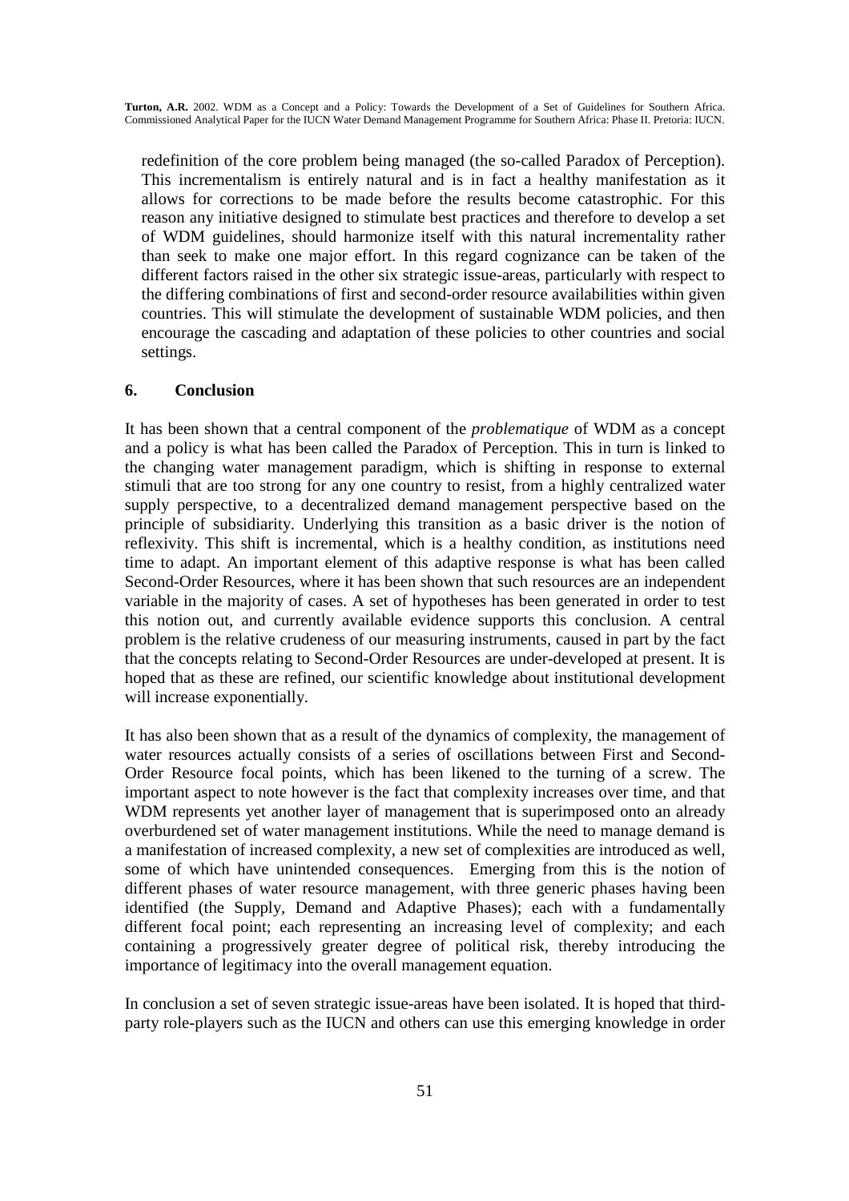redefinition of the core problem being managed (the so-called Paradox of Perception). This incrementalism is entirely natural and is in fact a healthy manifestation as it allows for corrections to be made before the results become catastrophic. For this reason any initiative designed to stimulate best practices and therefore to develop a set of WDM guidelines, should harmonize itself with this natural incrementality rather than seek to make one major effort. In this regard cognizance can be taken of the different factors raised in the other six strategic issue-areas, particularly with respect to the differing combinations of first and second-order resource availabilities within given countries. This will stimulate the development of sustainable WDM policies, and then encourage the cascading and adaptation of these policies to other countries and social settings.

## 6. Conclusion

It has been shown that a central component of the *problematique* of WDM as a concept and a policy is what has been called the Paradox of Perception. This in turn is linked to the changing water management paradigm, which is shifting in response to external stimuli that are too strong for any one country to resist, from a highly centralized water supply perspective, to a decentralized demand management perspective based on the principle of subsidiarity. Underlying this transition as a basic driver is the notion of reflexivity. This shift is incremental, which is a healthy condition, as institutions need time to adapt. An important element of this adaptive response is what has been called Second-Order Resources, where it has been shown that such resources are an independent variable in the majority of cases. A set of hypotheses has been generated in order to test this notion out, and currently available evidence supports this conclusion. A central problem is the relative crudeness of our measuring instruments, caused in part by the fact that the concepts relating to Second-Order Resources are under-developed at present. It is hoped that as these are refined, our scientific knowledge about institutional development will increase exponentially.

It has also been shown that as a result of the dynamics of complexity, the management of water resources actually consists of a series of oscillations between First and Second-Order Resource focal points, which has been likened to the turning of a screw. The important aspect to note however is the fact that complexity increases over time, and that WDM represents yet another layer of management that is superimposed onto an already overburdened set of water management institutions. While the need to manage demand is a manifestation of increased complexity, a new set of complexities are introduced as well, some of which have unintended consequences. Emerging from this is the notion of different phases of water resource management, with three generic phases having been identified (the Supply, Demand and Adaptive Phases); each with a fundamentally different focal point; each representing an increasing level of complexity; and each containing a progressively greater degree of political risk, thereby introducing the importance of legitimacy into the overall management equation.

In conclusion a set of seven strategic issue-areas have been isolated. It is hoped that third-party role-players such as the IUCN and others can use this emerging knowledge in order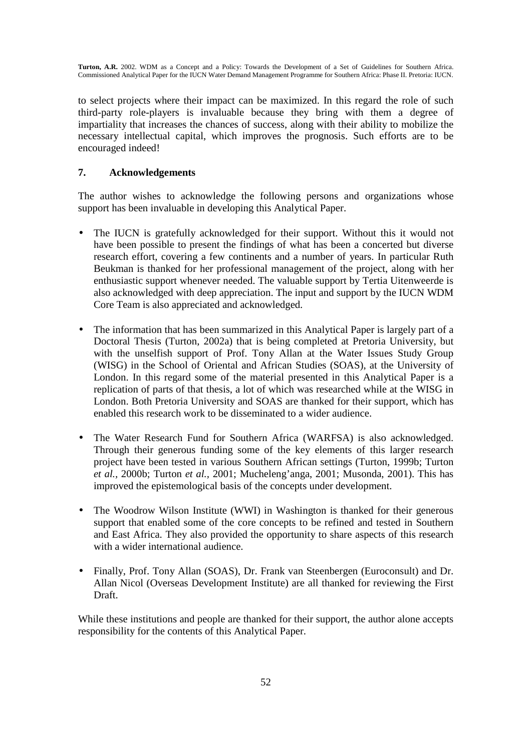to select projects where their impact can be maximized. In this regard the role of such third-party role-players is invaluable because they bring with them a degree of impartiality that increases the chances of success, along with their ability to mobilize the necessary intellectual capital, which improves the prognosis. Such efforts are to be encouraged indeed!

## 7. Acknowledgements

The author wishes to acknowledge the following persons and organizations whose support has been invaluable in developing this Analytical Paper.

- The IUCN is gratefully acknowledged for their support. Without this it would not have been possible to present the findings of what has been a concerted but diverse research effort, covering a few continents and a number of years. In particular Ruth Beukman is thanked for her professional management of the project, along with her enthusiastic support whenever needed. The valuable support by Tertia Uitenweerde is also acknowledged with deep appreciation. The input and support by the IUCN WDM Core Team is also appreciated and acknowledged.

- The information that has been summarized in this Analytical Paper is largely part of a Doctoral Thesis (Turton, 2002a) that is being completed at Pretoria University, but with the unselfish support of Prof. Tony Allan at the Water Issues Study Group (WISG) in the School of Oriental and African Studies (SOAS), at the University of London. In this regard some of the material presented in this Analytical Paper is a replication of parts of that thesis, a lot of which was researched while at the WISG in London. Both Pretoria University and SOAS are thanked for their support, which has enabled this research work to be disseminated to a wider audience.

- The Water Research Fund for Southern Africa (WARFSA) is also acknowledged. Through their generous funding some of the key elements of this larger research project have been tested in various Southern African settings (Turton, 1999b; Turton *et al.*, 2000b; Turton *et al.*, 2001; Mucheleng'anga, 2001; Musonda, 2001). This has improved the epistemological basis of the concepts under development.

- The Woodrow Wilson Institute (WWI) in Washington is thanked for their generous support that enabled some of the core concepts to be refined and tested in Southern and East Africa. They also provided the opportunity to share aspects of this research with a wider international audience.

- Finally, Prof. Tony Allan (SOAS), Dr. Frank van Steenbergen (Euroconsult) and Dr. Allan Nicol (Overseas Development Institute) are all thanked for reviewing the First Draft.

While these institutions and people are thanked for their support, the author alone accepts responsibility for the contents of this Analytical Paper.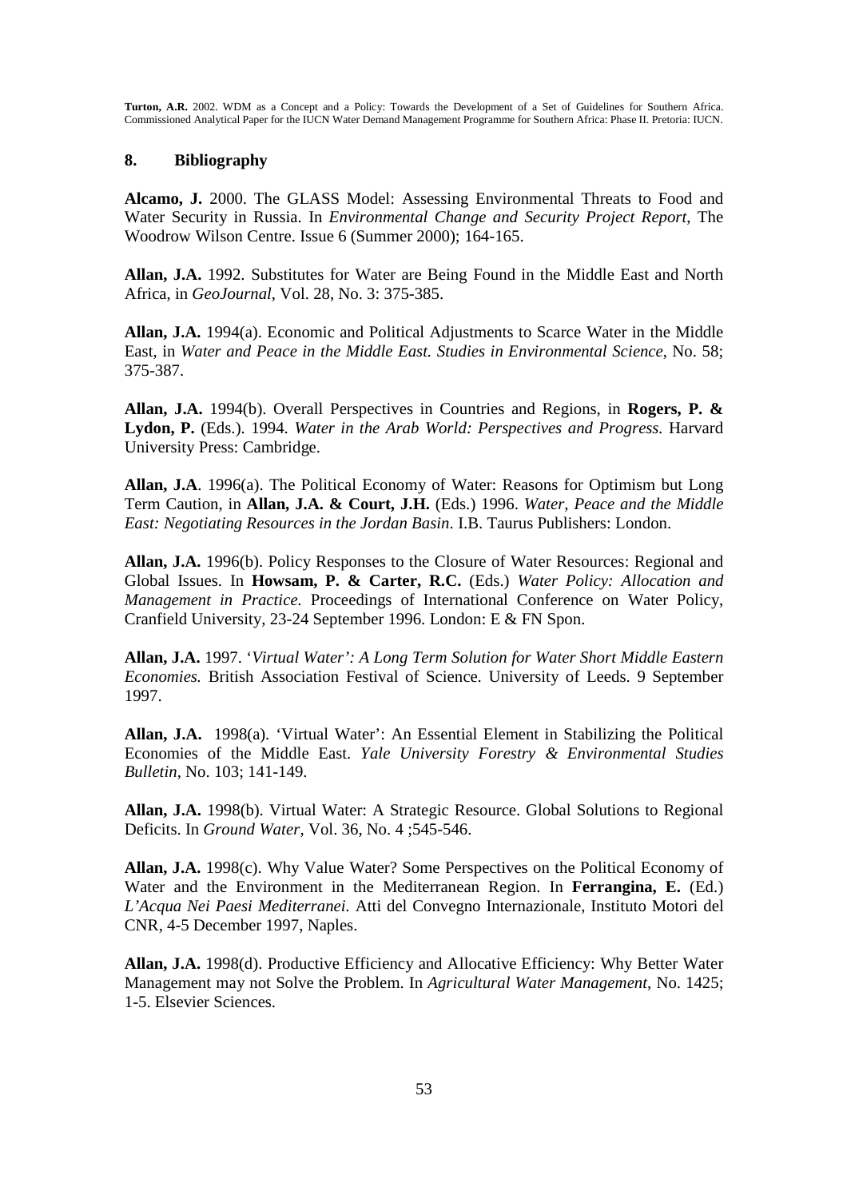## 8. Bibliography

**Alcamo, J.** 2000. The GLASS Model: Assessing Environmental Threats to Food and Water Security in Russia. In *Environmental Change and Security Project Report*, The Woodrow Wilson Centre. Issue 6 (Summer 2000); 164-165.

**Allan, J.A.** 1992. Substitutes for Water are Being Found in the Middle East and North Africa, in *GeoJournal*, Vol. 28, No. 3: 375-385.

**Allan, J.A.** 1994(a). Economic and Political Adjustments to Scarce Water in the Middle East, in *Water and Peace in the Middle East. Studies in Environmental Science*, No. 58; 375-387.

**Allan, J.A.** 1994(b). Overall Perspectives in Countries and Regions, in **Rogers, P. & Lydon, P.** (Eds.). 1994. *Water in the Arab World: Perspectives and Progress*. Harvard University Press: Cambridge.

**Allan, J.A**. 1996(a). The Political Economy of Water: Reasons for Optimism but Long Term Caution, in **Allan, J.A. & Court, J.H.** (Eds.) 1996. *Water, Peace and the Middle East: Negotiating Resources in the Jordan Basin*. I.B. Taurus Publishers: London.

**Allan, J.A.** 1996(b). Policy Responses to the Closure of Water Resources: Regional and Global Issues. In **Howsam, P. & Carter, R.C.** (Eds.) *Water Policy: Allocation and Management in Practice*. Proceedings of International Conference on Water Policy, Cranfield University, 23-24 September 1996. London: E & FN Spon.

**Allan, J.A.** 1997. '*Virtual Water': A Long Term Solution for Water Short Middle Eastern Economies.* British Association Festival of Science. University of Leeds. 9 September 1997.

**Allan, J.A.** 1998(a). 'Virtual Water': An Essential Element in Stabilizing the Political Economies of the Middle East. *Yale University Forestry & Environmental Studies Bulletin*, No. 103; 141-149.

**Allan, J.A.** 1998(b). Virtual Water: A Strategic Resource. Global Solutions to Regional Deficits. In *Ground Water*, Vol. 36, No. 4 ;545-546.

**Allan, J.A.** 1998(c). Why Value Water? Some Perspectives on the Political Economy of Water and the Environment in the Mediterranean Region. In **Ferrangina, E.** (Ed.) *L'Acqua Nei Paesi Mediterranei.* Atti del Convegno Internazionale, Instituto Motori del CNR, 4-5 December 1997, Naples.

**Allan, J.A.** 1998(d). Productive Efficiency and Allocative Efficiency: Why Better Water Management may not Solve the Problem. In *Agricultural Water Management*, No. 1425; 1-5. Elsevier Sciences.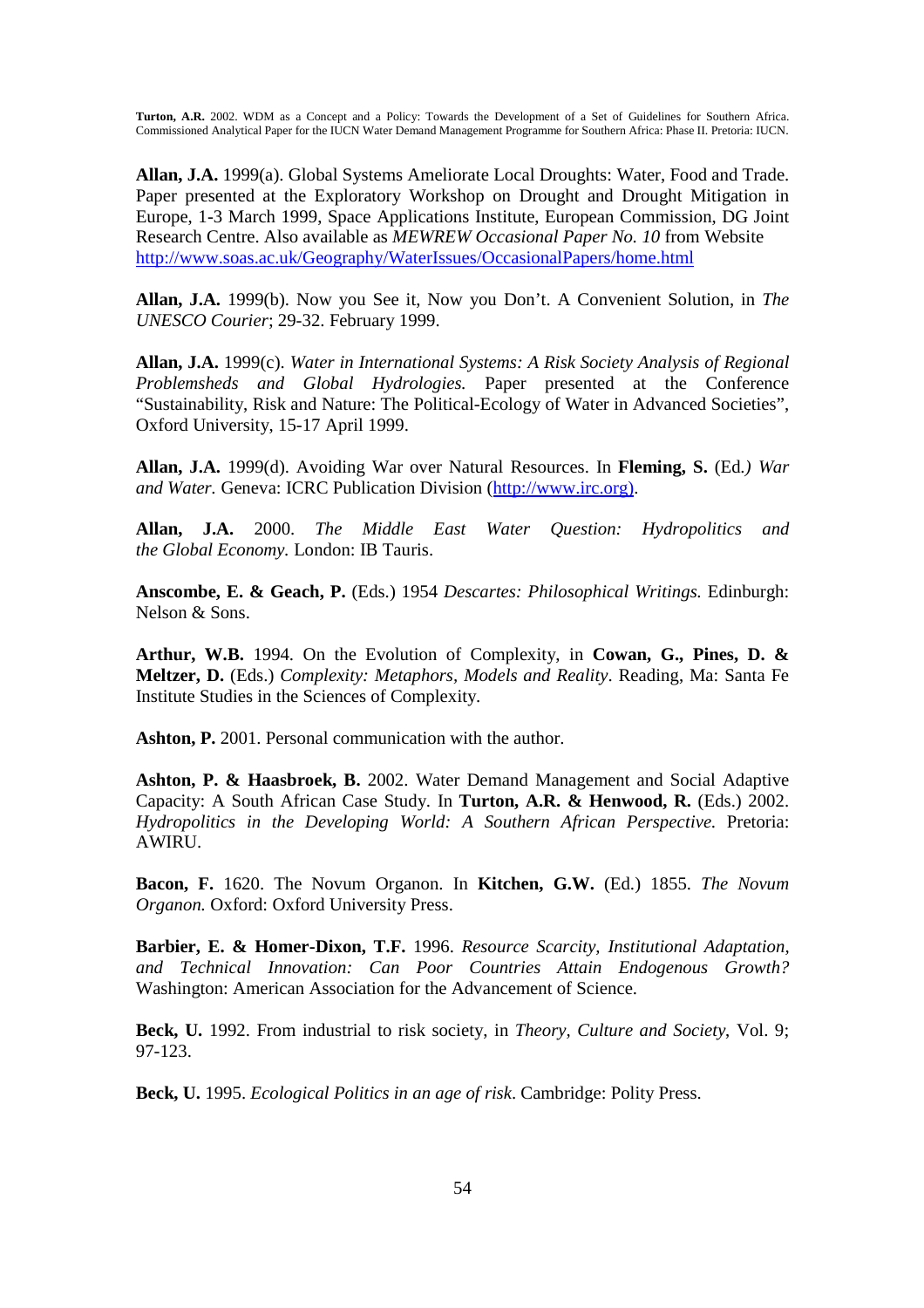**Allan, J.A.** 1999(a). Global Systems Ameliorate Local Droughts: Water, Food and Trade. Paper presented at the Exploratory Workshop on Drought and Drought Mitigation in Europe, 1-3 March 1999, Space Applications Institute, European Commission, DG Joint Research Centre. Also available as *MEWREW Occasional Paper No. 10* from Website http://www.soas.ac.uk/Geography/WaterIssues/OccasionalPapers/home.html

**Allan, J.A.** 1999(b). Now you See it, Now you Don't. A Convenient Solution, in *The UNESCO Courier*; 29-32. February 1999.

**Allan, J.A.** 1999(c). *Water in International Systems: A Risk Society Analysis of Regional Problemsheds and Global Hydrologies.* Paper presented at the Conference "Sustainability, Risk and Nature: The Political-Ecology of Water in Advanced Societies", Oxford University, 15-17 April 1999.

**Allan, J.A.** 1999(d). Avoiding War over Natural Resources. In **Fleming, S.** (Ed.*) War and Water.* Geneva: ICRC Publication Division (http://www.irc.org).

**Allan, J.A.** 2000. *The Middle East Water Question: Hydropolitics and the Global Economy.* London: IB Tauris.

**Anscombe, E. & Geach, P.** (Eds.) 1954 *Descartes: Philosophical Writings.* Edinburgh: Nelson & Sons.

**Arthur, W.B.** 1994. On the Evolution of Complexity, in **Cowan, G., Pines, D. & Meltzer, D.** (Eds.) *Complexity: Metaphors, Models and Reality*. Reading, Ma: Santa Fe Institute Studies in the Sciences of Complexity.

**Ashton, P.** 2001. Personal communication with the author.

**Ashton, P. & Haasbroek, B.** 2002. Water Demand Management and Social Adaptive Capacity: A South African Case Study. In **Turton, A.R. & Henwood, R.** (Eds.) 2002. *Hydropolitics in the Developing World: A Southern African Perspective.* Pretoria: AWIRU.

**Bacon, F.** 1620. The Novum Organon. In **Kitchen, G.W.** (Ed.) 1855. *The Novum Organon.* Oxford: Oxford University Press.

**Barbier, E. & Homer-Dixon, T.F.** 1996. *Resource Scarcity, Institutional Adaptation, and Technical Innovation: Can Poor Countries Attain Endogenous Growth?* Washington: American Association for the Advancement of Science.

**Beck, U.** 1992. From industrial to risk society, in *Theory, Culture and Society*, Vol. 9; 97-123.

**Beck, U.** 1995. *Ecological Politics in an age of risk*. Cambridge: Polity Press.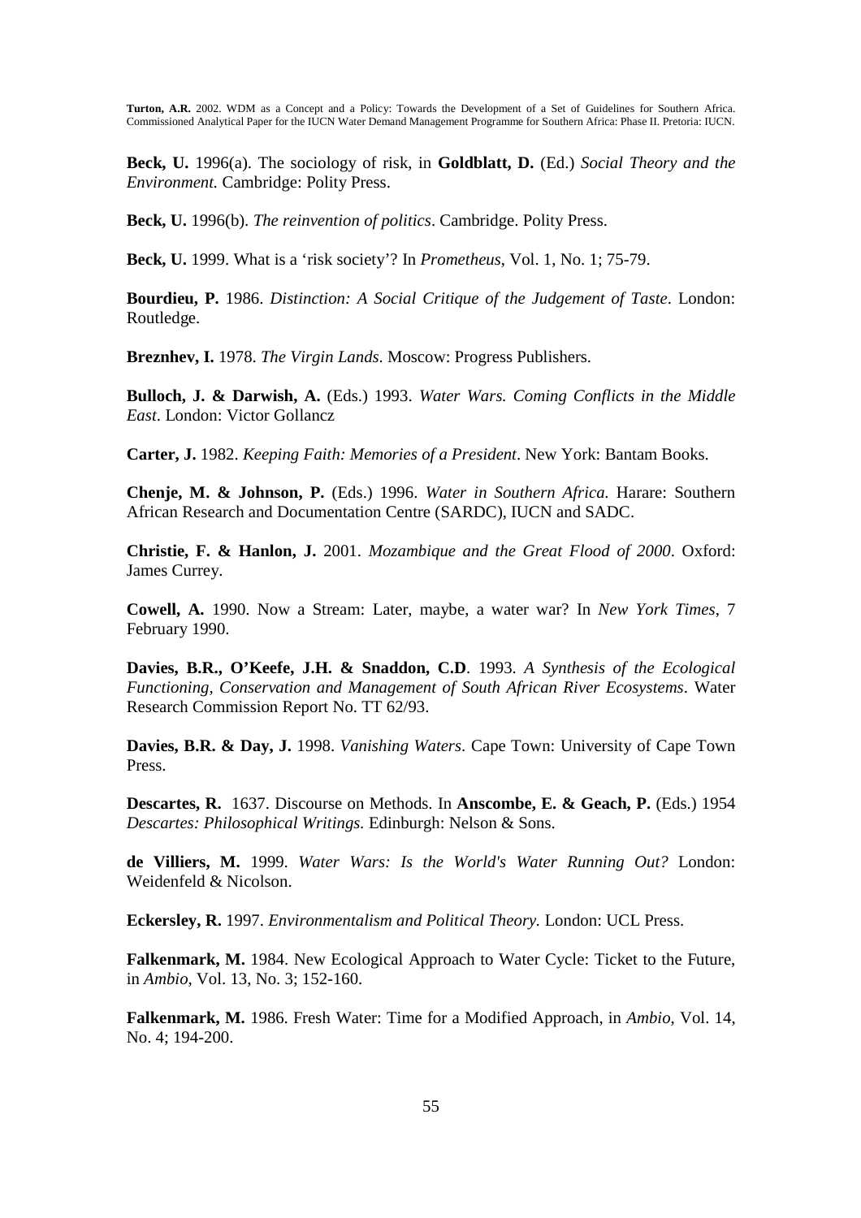**Beck, U.** 1996(a). The sociology of risk, in **Goldblatt, D.** (Ed.) *Social Theory and the Environment.* Cambridge: Polity Press.

**Beck, U.** 1996(b). *The reinvention of politics*. Cambridge. Polity Press.

**Beck, U.** 1999. What is a 'risk society'? In *Prometheus*, Vol. 1, No. 1; 75-79.

**Bourdieu, P.** 1986. *Distinction: A Social Critique of the Judgement of Taste*. London: Routledge.

**Breznhev, I.** 1978. *The Virgin Lands*. Moscow: Progress Publishers.

**Bulloch, J. & Darwish, A.** (Eds.) 1993. *Water Wars. Coming Conflicts in the Middle East*. London: Victor Gollancz

**Carter, J.** 1982. *Keeping Faith: Memories of a President*. New York: Bantam Books.

**Chenje, M. & Johnson, P.** (Eds.) 1996. *Water in Southern Africa.* Harare: Southern African Research and Documentation Centre (SARDC), IUCN and SADC.

**Christie, F. & Hanlon, J.** 2001. *Mozambique and the Great Flood of 2000*. Oxford: James Currey.

**Cowell, A.** 1990. Now a Stream: Later, maybe, a water war? In *New York Times*, 7 February 1990.

**Davies, B.R., O'Keefe, J.H. & Snaddon, C.D**. 1993. *A Synthesis of the Ecological Functioning, Conservation and Management of South African River Ecosystems*. Water Research Commission Report No. TT 62/93.

**Davies, B.R. & Day, J.** 1998. *Vanishing Waters*. Cape Town: University of Cape Town Press.

**Descartes, R.** 1637. Discourse on Methods. In **Anscombe, E. & Geach, P.** (Eds.) 1954 *Descartes: Philosophical Writings.* Edinburgh: Nelson & Sons.

**de Villiers, M.** 1999. *Water Wars: Is the World's Water Running Out?* London: Weidenfeld & Nicolson.

**Eckersley, R.** 1997. *Environmentalism and Political Theory.* London: UCL Press.

**Falkenmark, M.** 1984. New Ecological Approach to Water Cycle: Ticket to the Future, in *Ambio*, Vol. 13, No. 3; 152-160.

**Falkenmark, M.** 1986. Fresh Water: Time for a Modified Approach, in *Ambio*, Vol. 14, No. 4; 194-200.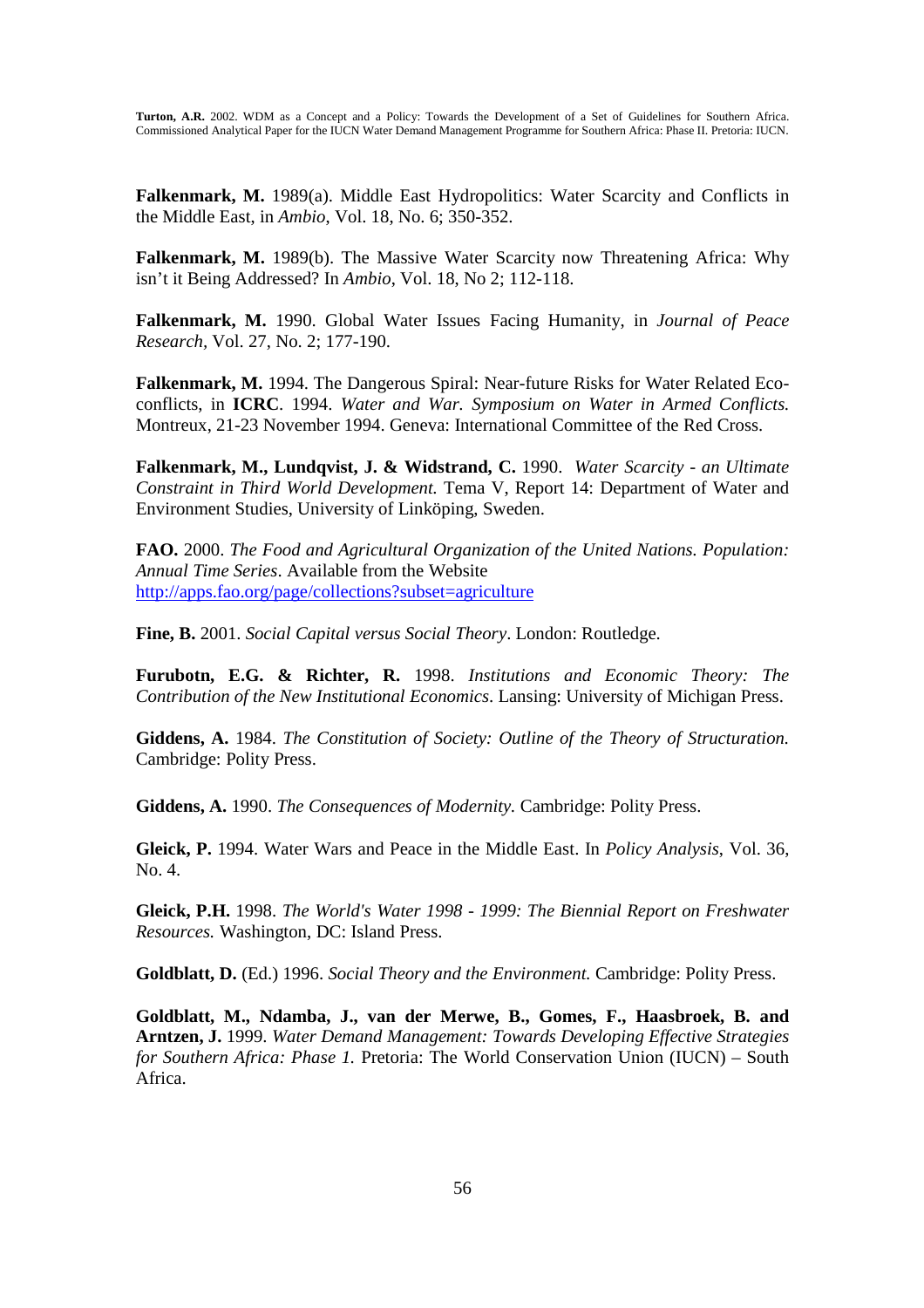**Falkenmark, M.** 1989(a). Middle East Hydropolitics: Water Scarcity and Conflicts in the Middle East, in *Ambio*, Vol. 18, No. 6; 350-352.

**Falkenmark, M.** 1989(b). The Massive Water Scarcity now Threatening Africa: Why isn't it Being Addressed? In *Ambio*, Vol. 18, No 2; 112-118.

**Falkenmark, M.** 1990. Global Water Issues Facing Humanity, in *Journal of Peace Research*, Vol. 27, No. 2; 177-190.

**Falkenmark, M.** 1994. The Dangerous Spiral: Near-future Risks for Water Related Eco-conflicts, in **ICRC**. 1994. *Water and War. Symposium on Water in Armed Conflicts.* Montreux, 21-23 November 1994. Geneva: International Committee of the Red Cross.

**Falkenmark, M., Lundqvist, J. & Widstrand, C.** 1990. *Water Scarcity - an Ultimate Constraint in Third World Development.* Tema V, Report 14: Department of Water and Environment Studies, University of Linköping, Sweden.

**FAO.** 2000. *The Food and Agricultural Organization of the United Nations. Population: Annual Time Series*. Available from the Website http://apps.fao.org/page/collections?subset=agriculture

**Fine, B.** 2001. *Social Capital versus Social Theory*. London: Routledge.

**Furubotn, E.G. & Richter, R.** 1998. *Institutions and Economic Theory: The Contribution of the New Institutional Economics*. Lansing: University of Michigan Press.

**Giddens, A.** 1984. *The Constitution of Society: Outline of the Theory of Structuration.* Cambridge: Polity Press.

**Giddens, A.** 1990. *The Consequences of Modernity.* Cambridge: Polity Press.

**Gleick, P.** 1994. Water Wars and Peace in the Middle East. In *Policy Analysis*, Vol. 36, No. 4.

**Gleick, P.H.** 1998. *The World's Water 1998 - 1999: The Biennial Report on Freshwater Resources.* Washington, DC: Island Press.

**Goldblatt, D.** (Ed.) 1996. *Social Theory and the Environment.* Cambridge: Polity Press.

**Goldblatt, M., Ndamba, J., van der Merwe, B., Gomes, F., Haasbroek, B. and Arntzen, J.** 1999. *Water Demand Management: Towards Developing Effective Strategies for Southern Africa: Phase 1.* Pretoria: The World Conservation Union (IUCN) – South Africa.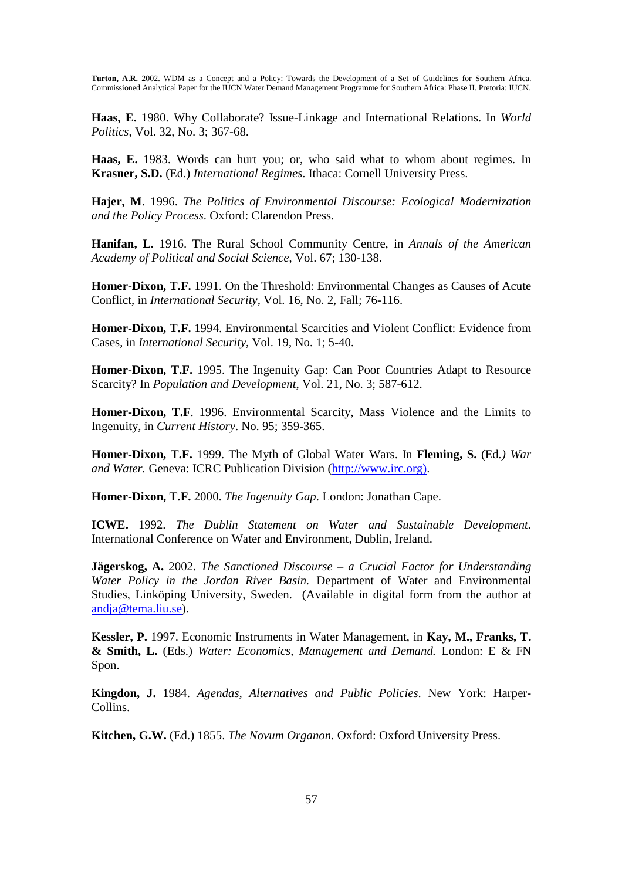**Haas, E.** 1980. Why Collaborate? Issue-Linkage and International Relations. In *World Politics*, Vol. 32, No. 3; 367-68.

**Haas, E.** 1983. Words can hurt you; or, who said what to whom about regimes. In **Krasner, S.D.** (Ed.) *International Regimes*. Ithaca: Cornell University Press.

**Hajer, M**. 1996. *The Politics of Environmental Discourse: Ecological Modernization and the Policy Process*. Oxford: Clarendon Press.

**Hanifan, L.** 1916. The Rural School Community Centre, in *Annals of the American Academy of Political and Social Science*, Vol. 67; 130-138.

**Homer-Dixon, T.F.** 1991. On the Threshold: Environmental Changes as Causes of Acute Conflict, in *International Security*, Vol. 16, No. 2, Fall; 76-116.

**Homer-Dixon, T.F.** 1994. Environmental Scarcities and Violent Conflict: Evidence from Cases, in *International Security*, Vol. 19, No. 1; 5-40.

**Homer-Dixon, T.F.** 1995. The Ingenuity Gap: Can Poor Countries Adapt to Resource Scarcity? In *Population and Development*, Vol. 21, No. 3; 587-612.

**Homer-Dixon, T.F**. 1996. Environmental Scarcity, Mass Violence and the Limits to Ingenuity, in *Current History*. No. 95; 359-365.

**Homer-Dixon, T.F.** 1999. The Myth of Global Water Wars. In **Fleming, S.** (Ed.*) War and Water.* Geneva: ICRC Publication Division (http://www.irc.org).

**Homer-Dixon, T.F.** 2000. *The Ingenuity Gap*. London: Jonathan Cape.

**ICWE.** 1992. *The Dublin Statement on Water and Sustainable Development.* International Conference on Water and Environment, Dublin, Ireland.

**Jägerskog, A.** 2002. *The Sanctioned Discourse – a Crucial Factor for Understanding Water Policy in the Jordan River Basin.* Department of Water and Environmental Studies, Linköping University, Sweden. (Available in digital form from the author at andja@tema.liu.se).

**Kessler, P.** 1997. Economic Instruments in Water Management, in **Kay, M., Franks, T. & Smith, L.** (Eds.) *Water: Economics, Management and Demand.* London: E & FN Spon.

**Kingdon, J.** 1984. *Agendas, Alternatives and Public Policies*. New York: Harper-Collins.

**Kitchen, G.W.** (Ed.) 1855. *The Novum Organon.* Oxford: Oxford University Press.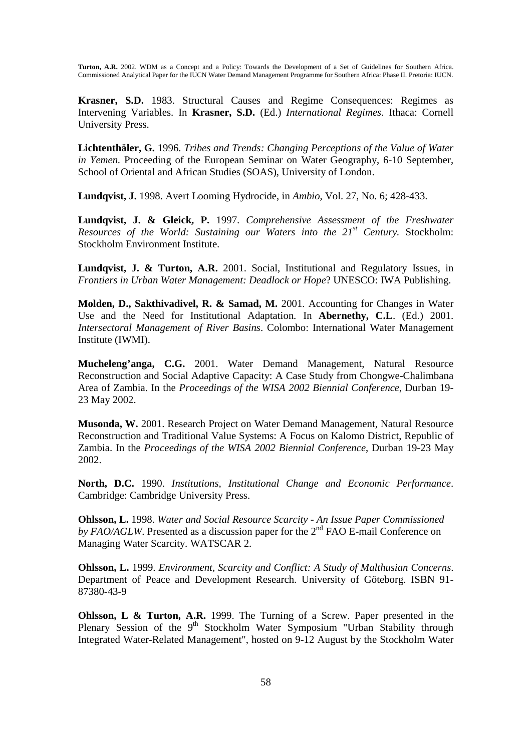**Krasner, S.D.** 1983. Structural Causes and Regime Consequences: Regimes as Intervening Variables. In **Krasner, S.D.** (Ed.) *International Regimes*. Ithaca: Cornell University Press.

**Lichtenthäler, G.** 1996. *Tribes and Trends: Changing Perceptions of the Value of Water in Yemen.* Proceeding of the European Seminar on Water Geography, 6-10 September, School of Oriental and African Studies (SOAS), University of London.

**Lundqvist, J.** 1998. Avert Looming Hydrocide, in *Ambio*, Vol. 27, No. 6; 428-433.

**Lundqvist, J. & Gleick, P.** 1997. *Comprehensive Assessment of the Freshwater Resources of the World: Sustaining our Waters into the 21st Century.* Stockholm: Stockholm Environment Institute.

**Lundqvist, J. & Turton, A.R.** 2001. Social, Institutional and Regulatory Issues, in *Frontiers in Urban Water Management: Deadlock or Hope*? UNESCO: IWA Publishing.

**Molden, D., Sakthivadivel, R. & Samad, M.** 2001. Accounting for Changes in Water Use and the Need for Institutional Adaptation. In **Abernethy, C.L**. (Ed.) 2001. *Intersectoral Management of River Basins*. Colombo: International Water Management Institute (IWMI).

**Mucheleng'anga, C.G.** 2001. Water Demand Management, Natural Resource Reconstruction and Social Adaptive Capacity: A Case Study from Chongwe-Chalimbana Area of Zambia. In the *Proceedings of the WISA 2002 Biennial Conference*, Durban 19-23 May 2002.

**Musonda, W.** 2001. Research Project on Water Demand Management, Natural Resource Reconstruction and Traditional Value Systems: A Focus on Kalomo District, Republic of Zambia. In the *Proceedings of the WISA 2002 Biennial Conference*, Durban 19-23 May 2002.

**North, D.C.** 1990. *Institutions, Institutional Change and Economic Performance*. Cambridge: Cambridge University Press.

**Ohlsson, L.** 1998. *Water and Social Resource Scarcity - An Issue Paper Commissioned by FAO/AGLW*. Presented as a discussion paper for the 2nd FAO E-mail Conference on Managing Water Scarcity. WATSCAR 2.

**Ohlsson, L.** 1999. *Environment, Scarcity and Conflict: A Study of Malthusian Concerns*. Department of Peace and Development Research. University of Göteborg. ISBN 91-87380-43-9

**Ohlsson, L & Turton, A.R.** 1999. The Turning of a Screw. Paper presented in the Plenary Session of the 9th Stockholm Water Symposium "Urban Stability through Integrated Water-Related Management", hosted on 9-12 August by the Stockholm Water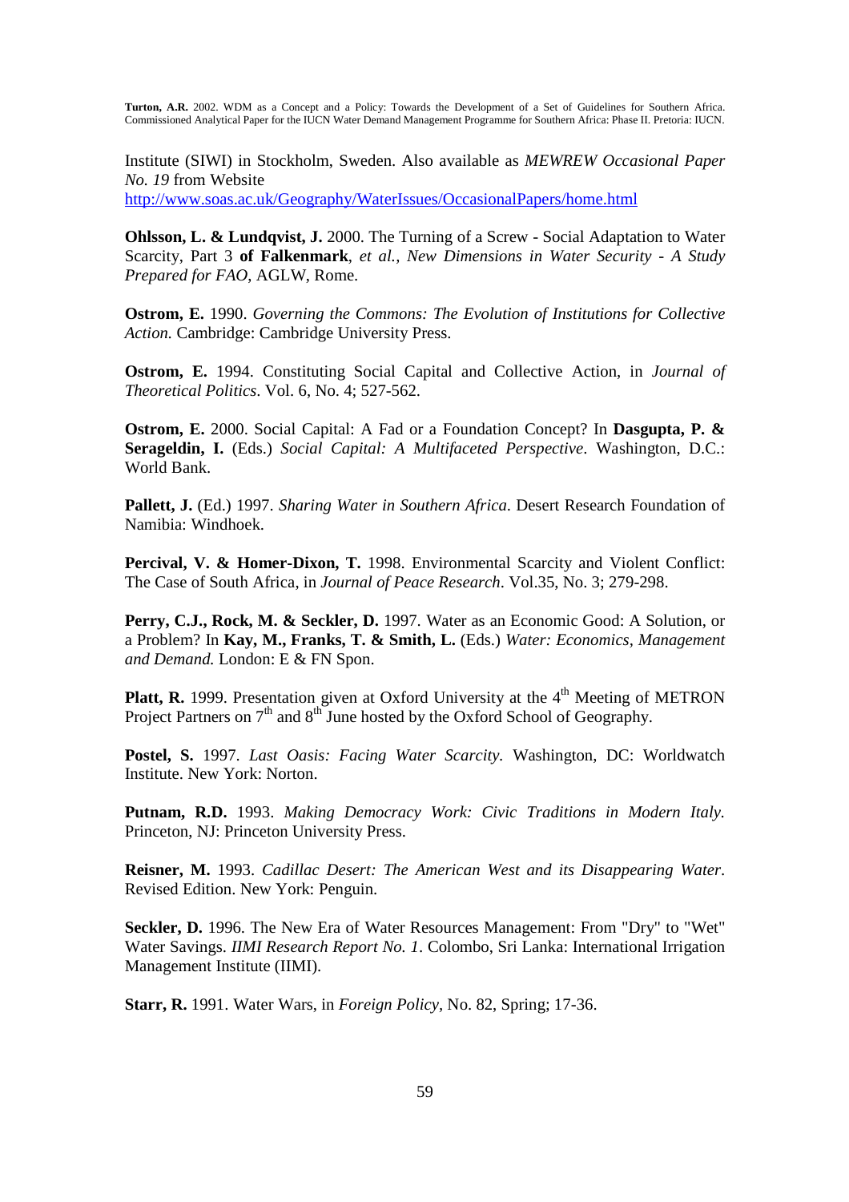Institute (SIWI) in Stockholm, Sweden. Also available as *MEWREW Occasional Paper No. 19* from Website http://www.soas.ac.uk/Geography/WaterIssues/OccasionalPapers/home.html

**Ohlsson, L. & Lundqvist, J.** 2000. The Turning of a Screw - Social Adaptation to Water Scarcity, Part 3 **of Falkenmark**, *et al., New Dimensions in Water Security - A Study Prepared for FAO*, AGLW, Rome.

**Ostrom, E.** 1990. *Governing the Commons: The Evolution of Institutions for Collective Action.* Cambridge: Cambridge University Press.

**Ostrom, E.** 1994. Constituting Social Capital and Collective Action, in *Journal of Theoretical Politics*. Vol. 6, No. 4; 527-562.

**Ostrom, E.** 2000. Social Capital: A Fad or a Foundation Concept? In **Dasgupta, P. & Serageldin, I.** (Eds.) *Social Capital: A Multifaceted Perspective*. Washington, D.C.: World Bank.

**Pallett, J.** (Ed.) 1997. *Sharing Water in Southern Africa*. Desert Research Foundation of Namibia: Windhoek.

**Percival, V. & Homer-Dixon, T.** 1998. Environmental Scarcity and Violent Conflict: The Case of South Africa, in *Journal of Peace Research*. Vol.35, No. 3; 279-298.

**Perry, C.J., Rock, M. & Seckler, D.** 1997. Water as an Economic Good: A Solution, or a Problem? In **Kay, M., Franks, T. & Smith, L.** (Eds.) *Water: Economics, Management and Demand.* London: E & FN Spon.

**Platt, R.** 1999. Presentation given at Oxford University at the 4th Meeting of METRON Project Partners on 7th and 8th June hosted by the Oxford School of Geography.

**Postel, S.** 1997. *Last Oasis: Facing Water Scarcity.* Washington, DC: Worldwatch Institute. New York: Norton.

**Putnam, R.D.** 1993. *Making Democracy Work: Civic Traditions in Modern Italy.* Princeton, NJ: Princeton University Press.

**Reisner, M.** 1993. *Cadillac Desert: The American West and its Disappearing Water*. Revised Edition. New York: Penguin.

**Seckler, D.** 1996. The New Era of Water Resources Management: From "Dry" to "Wet" Water Savings. *IIMI Research Report No. 1*. Colombo, Sri Lanka: International Irrigation Management Institute (IIMI).

**Starr, R.** 1991. Water Wars, in *Foreign Policy*, No. 82, Spring; 17-36.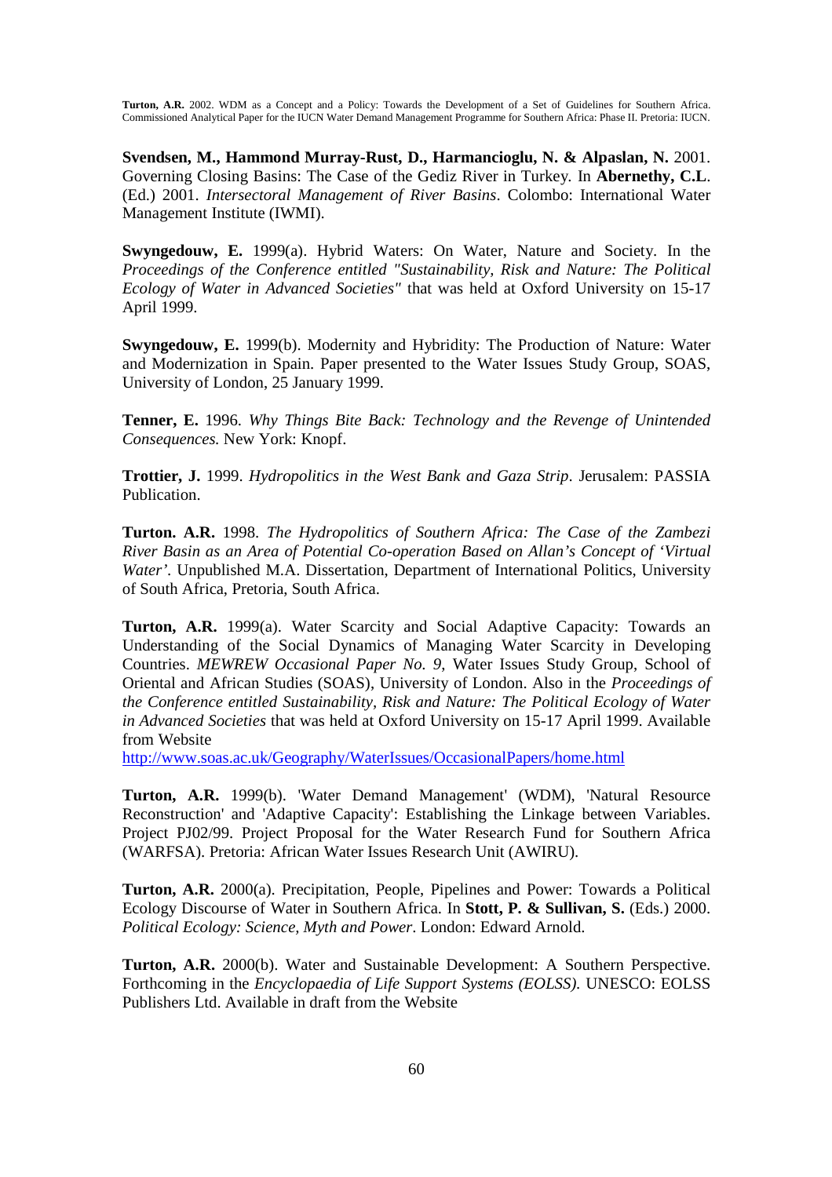**Svendsen, M., Hammond Murray-Rust, D., Harmancioglu, N. & Alpaslan, N.** 2001. Governing Closing Basins: The Case of the Gediz River in Turkey. In **Abernethy, C.L**. (Ed.) 2001. *Intersectoral Management of River Basins*. Colombo: International Water Management Institute (IWMI).

**Swyngedouw, E.** 1999(a). Hybrid Waters: On Water, Nature and Society. In the *Proceedings of the Conference entitled "Sustainability, Risk and Nature: The Political Ecology of Water in Advanced Societies"* that was held at Oxford University on 15-17 April 1999.

**Swyngedouw, E.** 1999(b). Modernity and Hybridity: The Production of Nature: Water and Modernization in Spain. Paper presented to the Water Issues Study Group, SOAS, University of London, 25 January 1999.

**Tenner, E.** 1996. *Why Things Bite Back: Technology and the Revenge of Unintended Consequences.* New York: Knopf.

**Trottier, J.** 1999. *Hydropolitics in the West Bank and Gaza Strip*. Jerusalem: PASSIA Publication.

**Turton. A.R.** 1998. *The Hydropolitics of Southern Africa: The Case of the Zambezi River Basin as an Area of Potential Co-operation Based on Allan's Concept of 'Virtual Water'*. Unpublished M.A. Dissertation, Department of International Politics, University of South Africa, Pretoria, South Africa.

**Turton, A.R.** 1999(a). Water Scarcity and Social Adaptive Capacity: Towards an Understanding of the Social Dynamics of Managing Water Scarcity in Developing Countries. *MEWREW Occasional Paper No. 9*, Water Issues Study Group, School of Oriental and African Studies (SOAS), University of London. Also in the *Proceedings of the Conference entitled Sustainability, Risk and Nature: The Political Ecology of Water in Advanced Societies* that was held at Oxford University on 15-17 April 1999. Available from Website
http://www.soas.ac.uk/Geography/WaterIssues/OccasionalPapers/home.html

**Turton, A.R.** 1999(b). 'Water Demand Management' (WDM), 'Natural Resource Reconstruction' and 'Adaptive Capacity': Establishing the Linkage between Variables. Project PJ02/99. Project Proposal for the Water Research Fund for Southern Africa (WARFSA). Pretoria: African Water Issues Research Unit (AWIRU).

**Turton, A.R.** 2000(a). Precipitation, People, Pipelines and Power: Towards a Political Ecology Discourse of Water in Southern Africa. In **Stott, P. & Sullivan, S.** (Eds.) 2000. *Political Ecology: Science, Myth and Power*. London: Edward Arnold.

**Turton, A.R.** 2000(b). Water and Sustainable Development: A Southern Perspective. Forthcoming in the *Encyclopaedia of Life Support Systems (EOLSS)*. UNESCO: EOLSS Publishers Ltd. Available in draft from the Website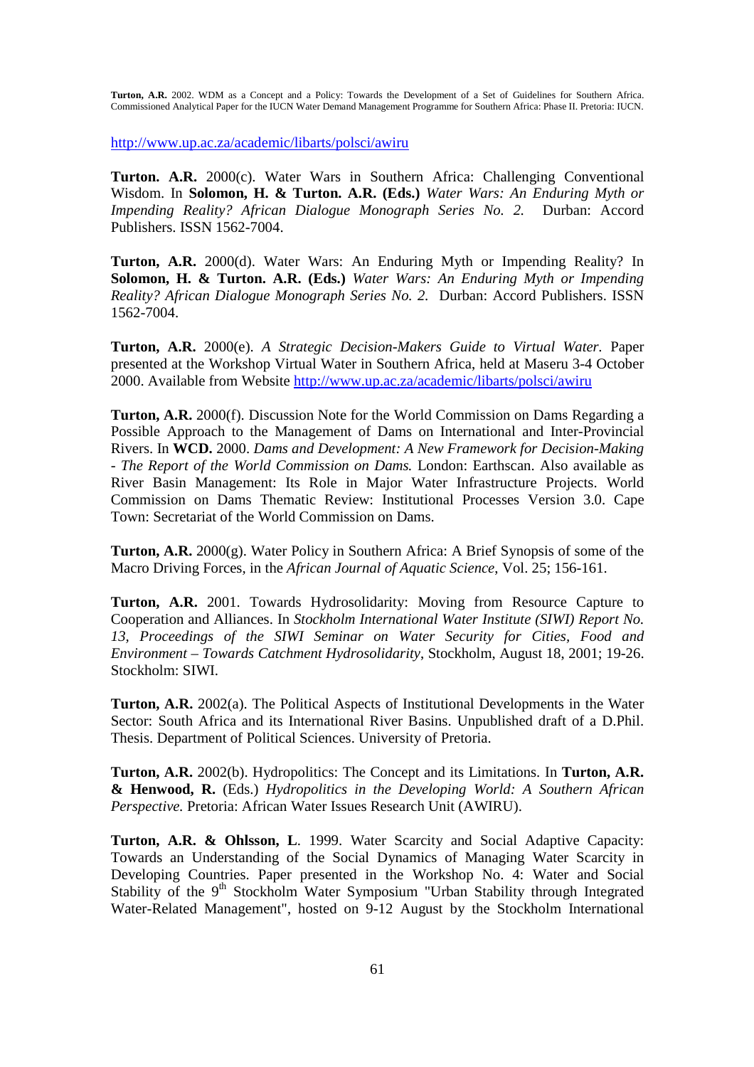http://www.up.ac.za/academic/libarts/polsci/awiru

**Turton. A.R.** 2000(c). Water Wars in Southern Africa: Challenging Conventional Wisdom. In **Solomon, H. & Turton. A.R. (Eds.)** *Water Wars: An Enduring Myth or Impending Reality? African Dialogue Monograph Series No. 2.* Durban: Accord Publishers. ISSN 1562-7004.

**Turton, A.R.** 2000(d). Water Wars: An Enduring Myth or Impending Reality? In **Solomon, H. & Turton. A.R. (Eds.)** *Water Wars: An Enduring Myth or Impending Reality? African Dialogue Monograph Series No. 2.* Durban: Accord Publishers. ISSN 1562-7004.

**Turton, A.R.** 2000(e). *A Strategic Decision-Makers Guide to Virtual Water.* Paper presented at the Workshop Virtual Water in Southern Africa, held at Maseru 3-4 October 2000. Available from Website http://www.up.ac.za/academic/libarts/polsci/awiru

**Turton, A.R.** 2000(f). Discussion Note for the World Commission on Dams Regarding a Possible Approach to the Management of Dams on International and Inter-Provincial Rivers. In **WCD.** 2000. *Dams and Development: A New Framework for Decision-Making - The Report of the World Commission on Dams.* London: Earthscan. Also available as River Basin Management: Its Role in Major Water Infrastructure Projects. World Commission on Dams Thematic Review: Institutional Processes Version 3.0. Cape Town: Secretariat of the World Commission on Dams.

**Turton, A.R.** 2000(g). Water Policy in Southern Africa: A Brief Synopsis of some of the Macro Driving Forces, in the *African Journal of Aquatic Science*, Vol. 25; 156-161.

**Turton, A.R.** 2001. Towards Hydrosolidarity: Moving from Resource Capture to Cooperation and Alliances. In *Stockholm International Water Institute (SIWI) Report No. 13, Proceedings of the SIWI Seminar on Water Security for Cities, Food and Environment – Towards Catchment Hydrosolidarity*, Stockholm, August 18, 2001; 19-26. Stockholm: SIWI.

**Turton, A.R.** 2002(a). The Political Aspects of Institutional Developments in the Water Sector: South Africa and its International River Basins. Unpublished draft of a D.Phil. Thesis. Department of Political Sciences. University of Pretoria.

**Turton, A.R.** 2002(b). Hydropolitics: The Concept and its Limitations. In **Turton, A.R. & Henwood, R.** (Eds.) *Hydropolitics in the Developing World: A Southern African Perspective.* Pretoria: African Water Issues Research Unit (AWIRU).

**Turton, A.R. & Ohlsson, L**. 1999. Water Scarcity and Social Adaptive Capacity: Towards an Understanding of the Social Dynamics of Managing Water Scarcity in Developing Countries. Paper presented in the Workshop No. 4: Water and Social Stability of the 9th Stockholm Water Symposium "Urban Stability through Integrated Water-Related Management", hosted on 9-12 August by the Stockholm International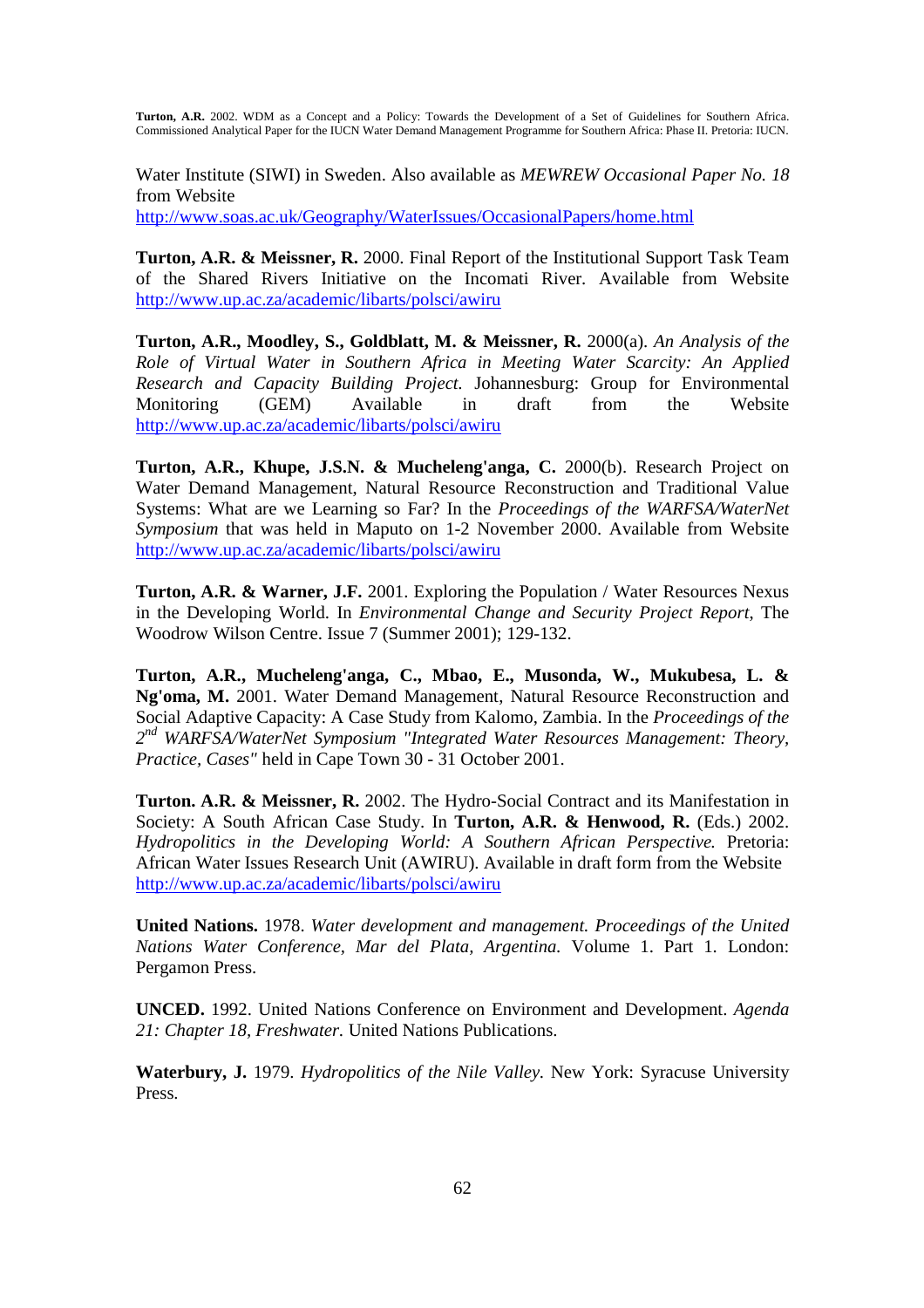Water Institute (SIWI) in Sweden. Also available as *MEWREW Occasional Paper No. 18* from Website http://www.soas.ac.uk/Geography/WaterIssues/OccasionalPapers/home.html

**Turton, A.R. & Meissner, R.** 2000. Final Report of the Institutional Support Task Team of the Shared Rivers Initiative on the Incomati River. Available from Website http://www.up.ac.za/academic/libarts/polsci/awiru

**Turton, A.R., Moodley, S., Goldblatt, M. & Meissner, R.** 2000(a). *An Analysis of the Role of Virtual Water in Southern Africa in Meeting Water Scarcity: An Applied Research and Capacity Building Project*. Johannesburg: Group for Environmental Monitoring (GEM) Available in draft from the Website http://www.up.ac.za/academic/libarts/polsci/awiru

**Turton, A.R., Khupe, J.S.N. & Mucheleng'anga, C.** 2000(b). Research Project on Water Demand Management, Natural Resource Reconstruction and Traditional Value Systems: What are we Learning so Far? In the *Proceedings of the WARFSA/WaterNet Symposium* that was held in Maputo on 1-2 November 2000. Available from Website http://www.up.ac.za/academic/libarts/polsci/awiru

**Turton, A.R. & Warner, J.F.** 2001. Exploring the Population / Water Resources Nexus in the Developing World. In *Environmental Change and Security Project Report*, The Woodrow Wilson Centre. Issue 7 (Summer 2001); 129-132.

**Turton, A.R., Mucheleng'anga, C., Mbao, E., Musonda, W., Mukubesa, L. & Ng'oma, M.** 2001. Water Demand Management, Natural Resource Reconstruction and Social Adaptive Capacity: A Case Study from Kalomo, Zambia. In the *Proceedings of the 2nd WARFSA/WaterNet Symposium "Integrated Water Resources Management: Theory, Practice, Cases"* held in Cape Town 30 - 31 October 2001.

**Turton. A.R. & Meissner, R.** 2002. The Hydro-Social Contract and its Manifestation in Society: A South African Case Study. In **Turton, A.R. & Henwood, R.** (Eds.) 2002. *Hydropolitics in the Developing World: A Southern African Perspective.* Pretoria: African Water Issues Research Unit (AWIRU). Available in draft form from the Website http://www.up.ac.za/academic/libarts/polsci/awiru

**United Nations.** 1978. *Water development and management. Proceedings of the United Nations Water Conference, Mar del Plata, Argentina.* Volume 1. Part 1. London: Pergamon Press.

**UNCED.** 1992. United Nations Conference on Environment and Development. *Agenda 21: Chapter 18, Freshwater.* United Nations Publications.

**Waterbury, J.** 1979. *Hydropolitics of the Nile Valley.* New York: Syracuse University Press.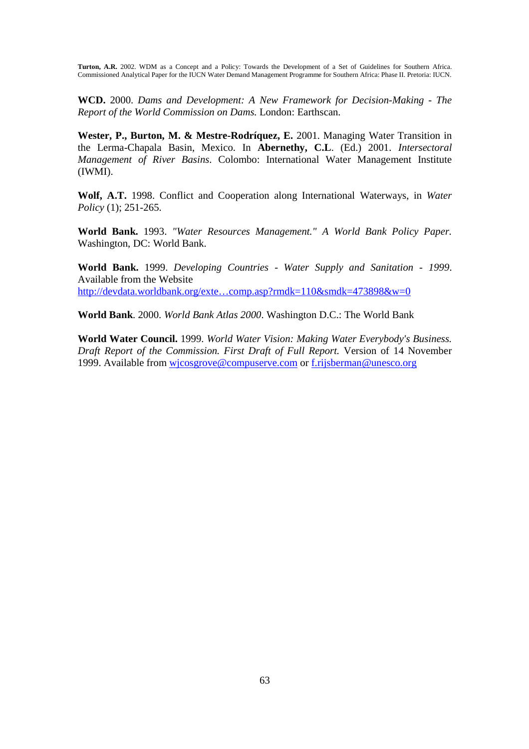**Turton, A.R.** 2002. WDM as a Concept and a Policy: Towards the Development of a Set of Guidelines for Southern Africa. Commissioned Analytical Paper for the IUCN Water Demand Management Programme for Southern Africa: Phase II. Pretoria: IUCN.

**WCD.** 2000. *Dams and Development: A New Framework for Decision-Making - The Report of the World Commission on Dams.* London: Earthscan.

**Wester, P., Burton, M. & Mestre-Rodríquez, E.** 2001. Managing Water Transition in the Lerma-Chapala Basin, Mexico. In **Abernethy, C.L**. (Ed.) 2001. *Intersectoral Management of River Basins*. Colombo: International Water Management Institute (IWMI).

**Wolf, A.T.** 1998. Conflict and Cooperation along International Waterways, in *Water Policy* (1); 251-265.

**World Bank.** 1993. *"Water Resources Management." A World Bank Policy Paper.* Washington, DC: World Bank.

**World Bank.** 1999. *Developing Countries - Water Supply and Sanitation - 1999*. Available from the Website http://devdata.worldbank.org/exte…comp.asp?rmdk=110&smdk=473898&w=0

**World Bank**. 2000. *World Bank Atlas 2000*. Washington D.C.: The World Bank

**World Water Council.** 1999. *World Water Vision: Making Water Everybody's Business. Draft Report of the Commission. First Draft of Full Report.* Version of 14 November 1999. Available from wjcosgrove@compuserve.com or f.rijsberman@unesco.org